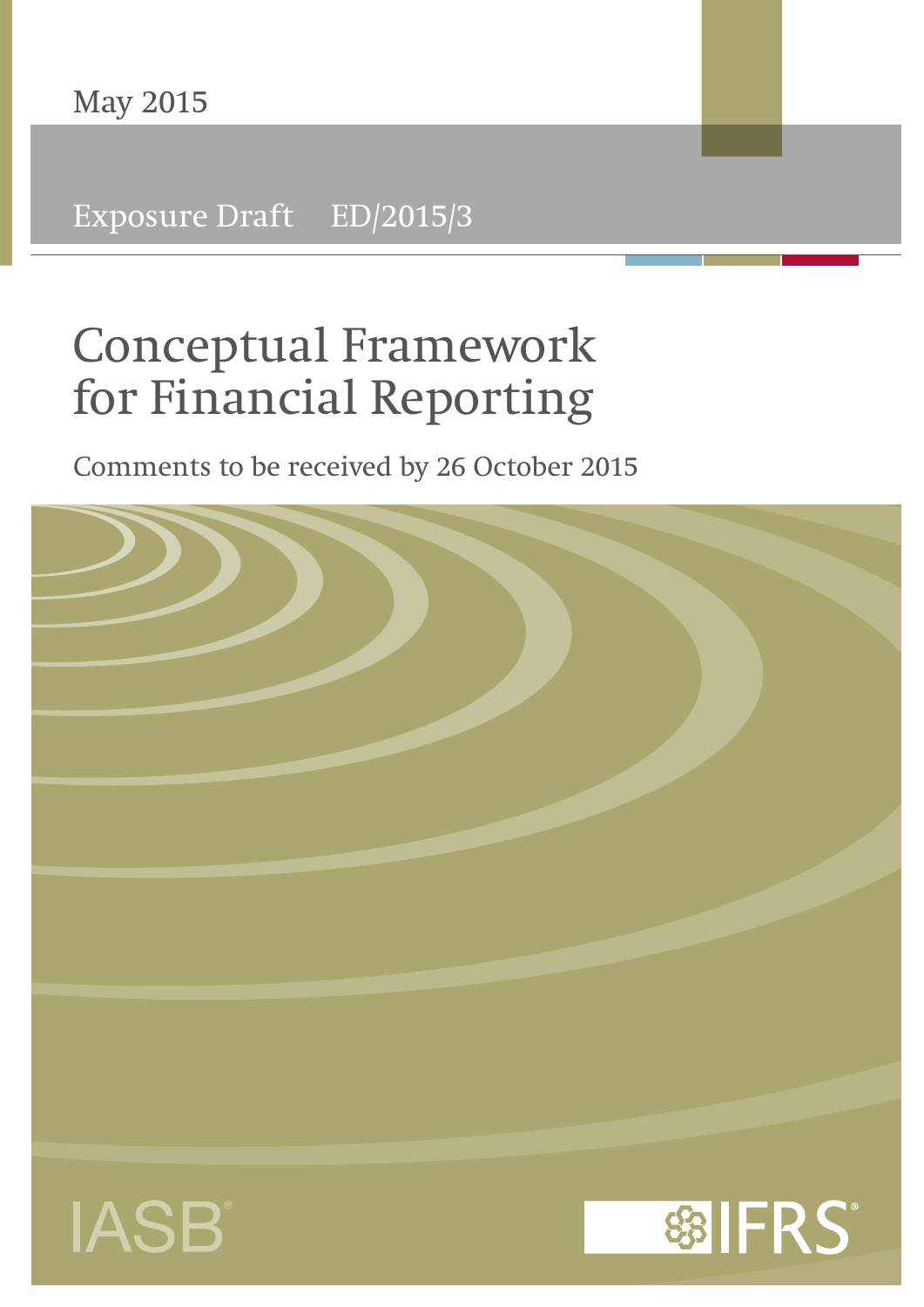May 2015

Exposure Draft ED/2015/3

# Conceptual Framework for Financial Reporting

Comments to be received by 26 October 2015

IASB®

IFRS®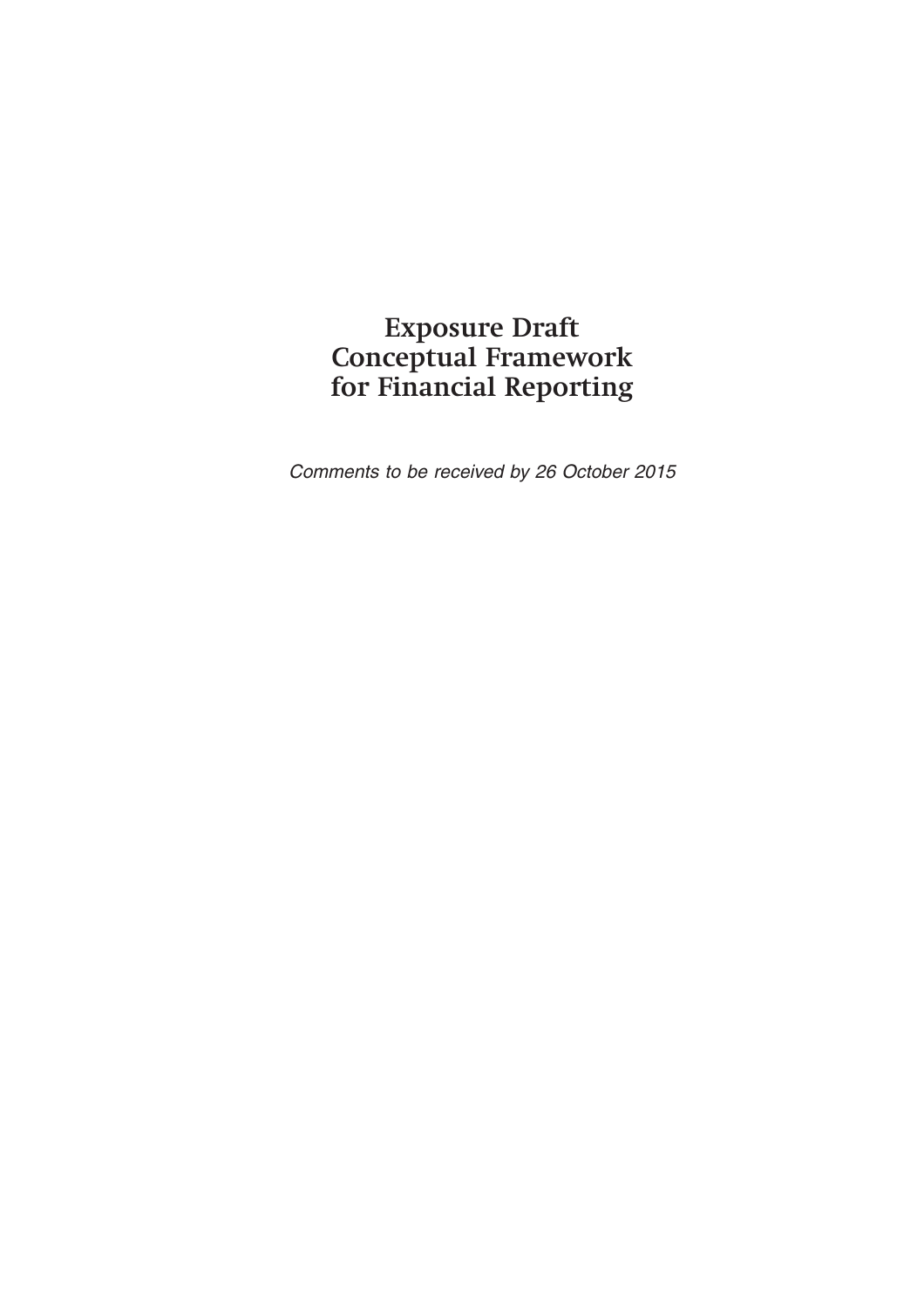# Exposure Draft
# Conceptual Framework
# for Financial Reporting

*Comments to be received by 26 October 2015*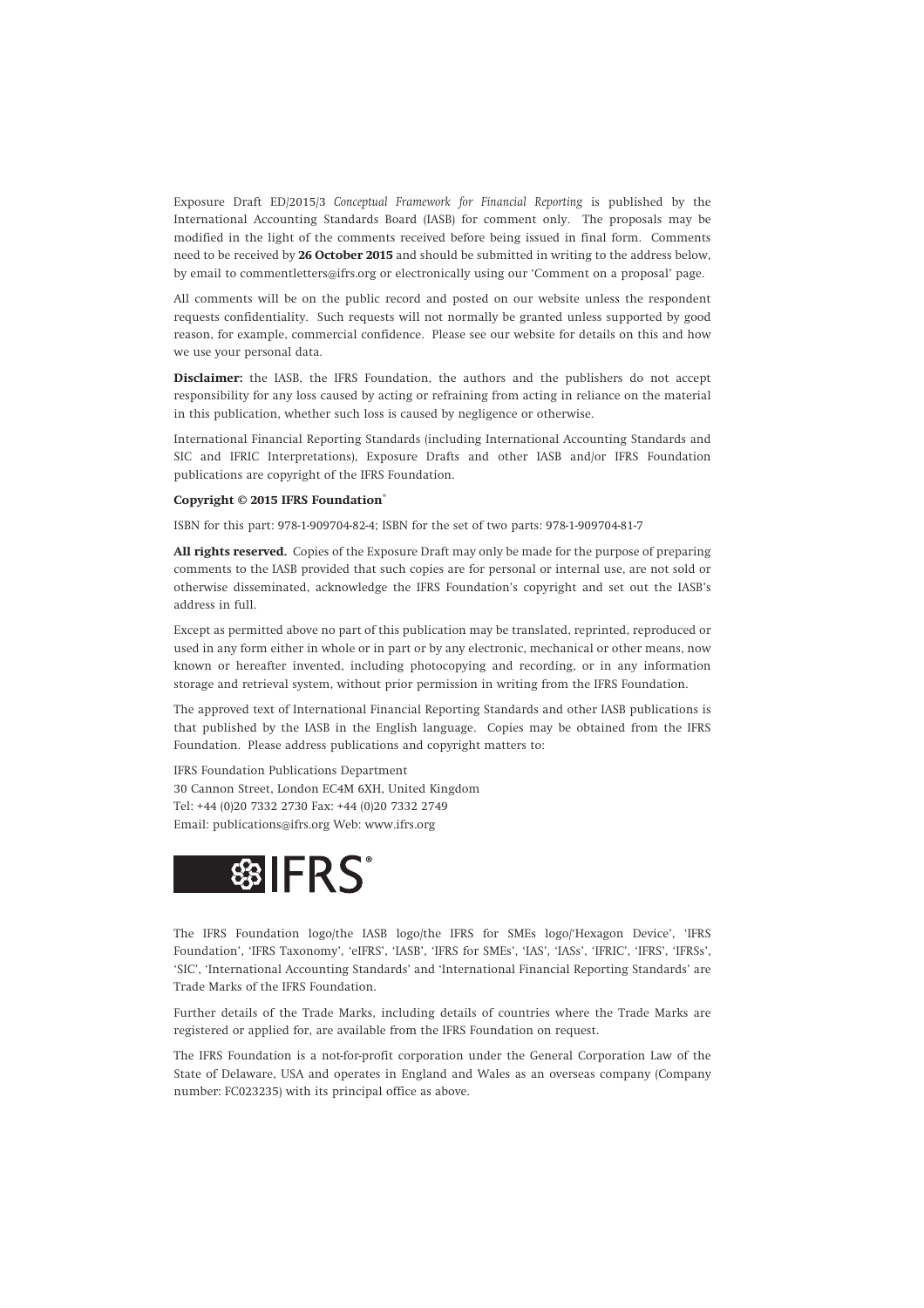Exposure Draft ED/2015/3 *Conceptual Framework for Financial Reporting* is published by the International Accounting Standards Board (IASB) for comment only. The proposals may be modified in the light of the comments received before being issued in final form. Comments need to be received by **26 October 2015** and should be submitted in writing to the address below, by email to commentletters@ifrs.org or electronically using our 'Comment on a proposal' page.

All comments will be on the public record and posted on our website unless the respondent requests confidentiality. Such requests will not normally be granted unless supported by good reason, for example, commercial confidence. Please see our website for details on this and how we use your personal data.

**Disclaimer:** the IASB, the IFRS Foundation, the authors and the publishers do not accept responsibility for any loss caused by acting or refraining from acting in reliance on the material in this publication, whether such loss is caused by negligence or otherwise.

International Financial Reporting Standards (including International Accounting Standards and SIC and IFRIC Interpretations), Exposure Drafts and other IASB and/or IFRS Foundation publications are copyright of the IFRS Foundation.

**Copyright © 2015 IFRS Foundation®**

ISBN for this part: 978-1-909704-82-4; ISBN for the set of two parts: 978-1-909704-81-7

**All rights reserved.** Copies of the Exposure Draft may only be made for the purpose of preparing comments to the IASB provided that such copies are for personal or internal use, are not sold or otherwise disseminated, acknowledge the IFRS Foundation's copyright and set out the IASB's address in full.

Except as permitted above no part of this publication may be translated, reprinted, reproduced or used in any form either in whole or in part or by any electronic, mechanical or other means, now known or hereafter invented, including photocopying and recording, or in any information storage and retrieval system, without prior permission in writing from the IFRS Foundation.

The approved text of International Financial Reporting Standards and other IASB publications is that published by the IASB in the English language. Copies may be obtained from the IFRS Foundation. Please address publications and copyright matters to:

IFRS Foundation Publications Department
30 Cannon Street, London EC4M 6XH, United Kingdom
Tel: +44 (0)20 7332 2730 Fax: +44 (0)20 7332 2749
Email: publications@ifrs.org Web: www.ifrs.org

IFRS®

The IFRS Foundation logo/the IASB logo/the IFRS for SMEs logo/'Hexagon Device', 'IFRS Foundation', 'IFRS Taxonomy', 'eIFRS', 'IASB', 'IFRS for SMEs', 'IAS', 'IASs', 'IFRIC', 'IFRS', 'IFRSs', 'SIC', 'International Accounting Standards' and 'International Financial Reporting Standards' are Trade Marks of the IFRS Foundation.

Further details of the Trade Marks, including details of countries where the Trade Marks are registered or applied for, are available from the IFRS Foundation on request.

The IFRS Foundation is a not-for-profit corporation under the General Corporation Law of the State of Delaware, USA and operates in England and Wales as an overseas company (Company number: FC023235) with its principal office as above.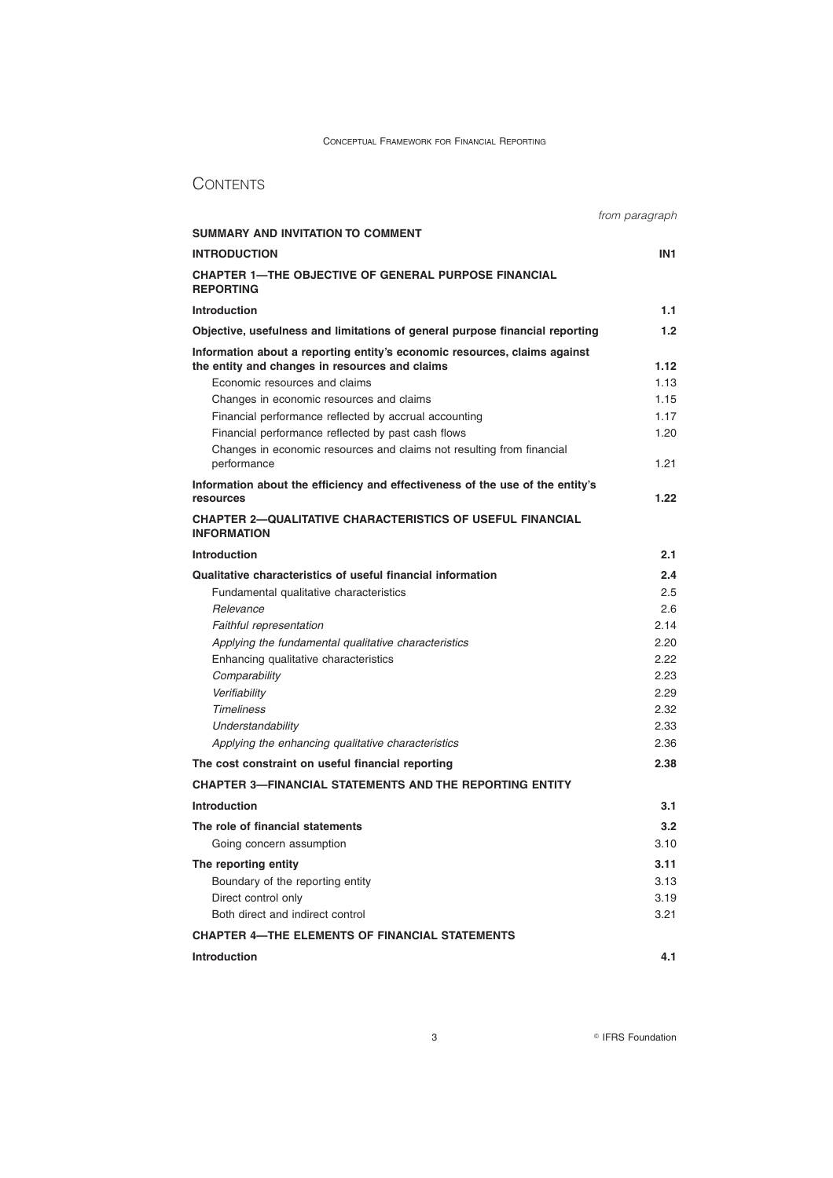# CONTENTS

| | from paragraph |
|---|---|
| **SUMMARY AND INVITATION TO COMMENT** | |
| **INTRODUCTION** | **IN1** |
| **CHAPTER 1—THE OBJECTIVE OF GENERAL PURPOSE FINANCIAL REPORTING** | |
| **Introduction** | **1.1** |
| **Objective, usefulness and limitations of general purpose financial reporting** | **1.2** |
| **Information about a reporting entity's economic resources, claims against the entity and changes in resources and claims** | **1.12** |
| Economic resources and claims | 1.13 |
| Changes in economic resources and claims | 1.15 |
| Financial performance reflected by accrual accounting | 1.17 |
| Financial performance reflected by past cash flows | 1.20 |
| Changes in economic resources and claims not resulting from financial performance | 1.21 |
| **Information about the efficiency and effectiveness of the use of the entity's resources** | **1.22** |
| **CHAPTER 2—QUALITATIVE CHARACTERISTICS OF USEFUL FINANCIAL INFORMATION** | |
| **Introduction** | **2.1** |
| **Qualitative characteristics of useful financial information** | **2.4** |
| Fundamental qualitative characteristics | 2.5 |
| *Relevance* | 2.6 |
| *Faithful representation* | 2.14 |
| *Applying the fundamental qualitative characteristics* | 2.20 |
| Enhancing qualitative characteristics | 2.22 |
| *Comparability* | 2.23 |
| *Verifiability* | 2.29 |
| *Timeliness* | 2.32 |
| *Understandability* | 2.33 |
| *Applying the enhancing qualitative characteristics* | 2.36 |
| **The cost constraint on useful financial reporting** | **2.38** |
| **CHAPTER 3—FINANCIAL STATEMENTS AND THE REPORTING ENTITY** | |
| **Introduction** | **3.1** |
| **The role of financial statements** | **3.2** |
| Going concern assumption | 3.10 |
| **The reporting entity** | **3.11** |
| Boundary of the reporting entity | 3.13 |
| Direct control only | 3.19 |
| Both direct and indirect control | 3.21 |
| **CHAPTER 4—THE ELEMENTS OF FINANCIAL STATEMENTS** | |
| **Introduction** | **4.1** |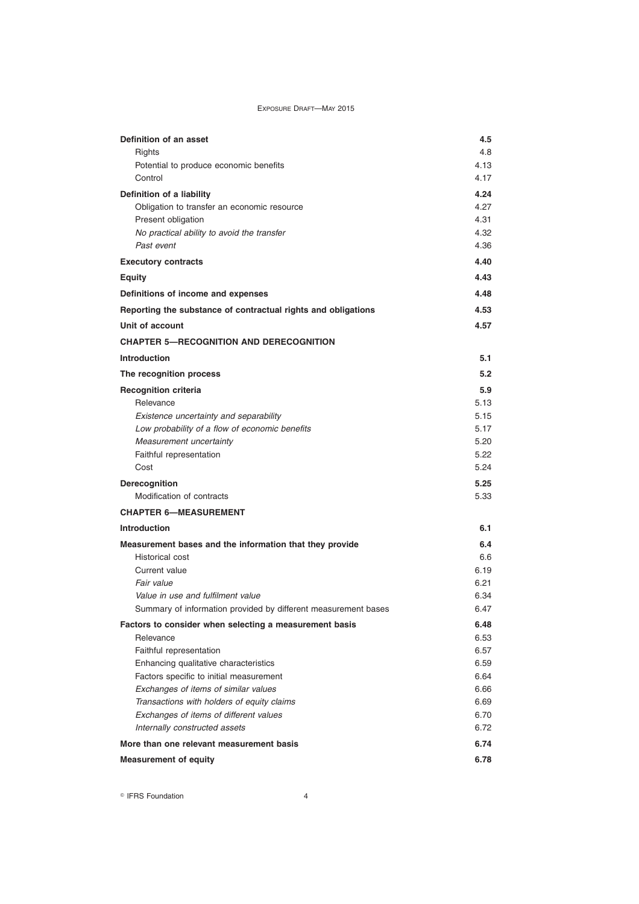| | |
|---|---|
| **Definition of an asset** | **4.5** |
| Rights | 4.8 |
| Potential to produce economic benefits | 4.13 |
| Control | 4.17 |
| **Definition of a liability** | **4.24** |
| Obligation to transfer an economic resource | 4.27 |
| Present obligation | 4.31 |
| *No practical ability to avoid the transfer* | 4.32 |
| *Past event* | 4.36 |
| **Executory contracts** | **4.40** |
| **Equity** | **4.43** |
| **Definitions of income and expenses** | **4.48** |
| **Reporting the substance of contractual rights and obligations** | **4.53** |
| **Unit of account** | **4.57** |
| **CHAPTER 5—RECOGNITION AND DERECOGNITION** | |
| **Introduction** | **5.1** |
| **The recognition process** | **5.2** |
| **Recognition criteria** | **5.9** |
| Relevance | 5.13 |
| *Existence uncertainty and separability* | 5.15 |
| *Low probability of a flow of economic benefits* | 5.17 |
| *Measurement uncertainty* | 5.20 |
| Faithful representation | 5.22 |
| Cost | 5.24 |
| **Derecognition** | **5.25** |
| Modification of contracts | 5.33 |
| **CHAPTER 6—MEASUREMENT** | |
| **Introduction** | **6.1** |
| **Measurement bases and the information that they provide** | **6.4** |
| Historical cost | 6.6 |
| Current value | 6.19 |
| *Fair value* | 6.21 |
| *Value in use and fulfilment value* | 6.34 |
| Summary of information provided by different measurement bases | 6.47 |
| **Factors to consider when selecting a measurement basis** | **6.48** |
| Relevance | 6.53 |
| Faithful representation | 6.57 |
| Enhancing qualitative characteristics | 6.59 |
| Factors specific to initial measurement | 6.64 |
| *Exchanges of items of similar values* | 6.66 |
| *Transactions with holders of equity claims* | 6.69 |
| *Exchanges of items of different values* | 6.70 |
| *Internally constructed assets* | 6.72 |
| **More than one relevant measurement basis** | **6.74** |
| **Measurement of equity** | **6.78** |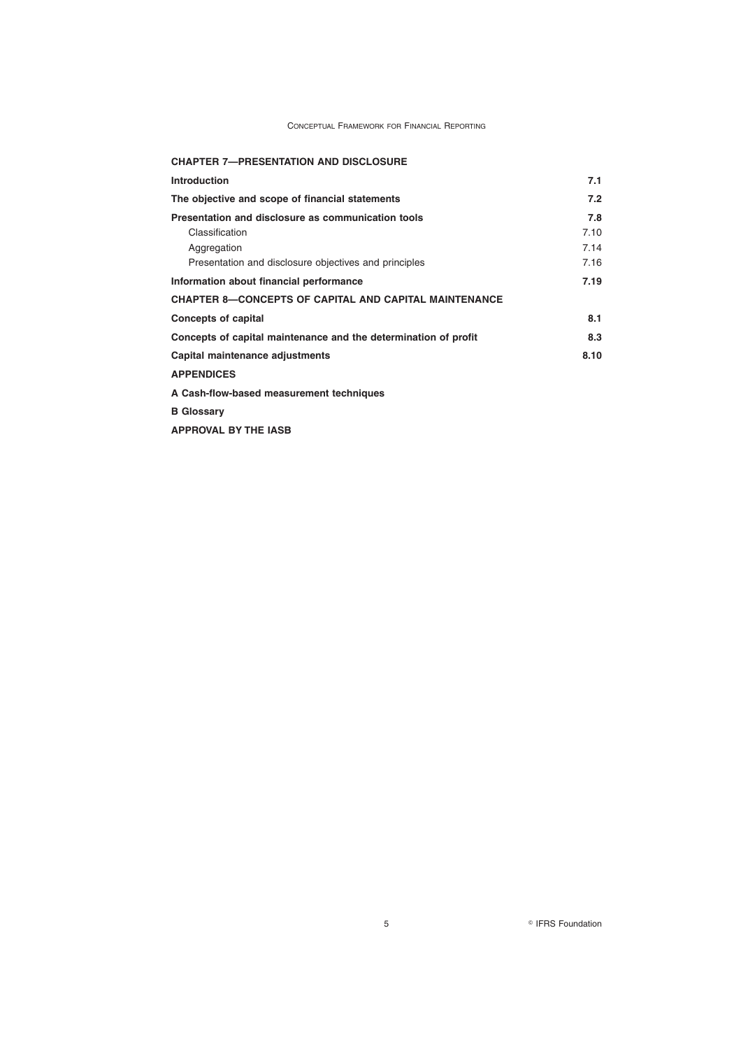**CHAPTER 7—PRESENTATION AND DISCLOSURE**

| | |
|---|---|
| **Introduction** | **7.1** |
| **The objective and scope of financial statements** | **7.2** |
| **Presentation and disclosure as communication tools** | **7.8** |
| Classification | 7.10 |
| Aggregation | 7.14 |
| Presentation and disclosure objectives and principles | 7.16 |
| **Information about financial performance** | **7.19** |

**CHAPTER 8—CONCEPTS OF CAPITAL AND CAPITAL MAINTENANCE**

| | |
|---|---|
| **Concepts of capital** | **8.1** |
| **Concepts of capital maintenance and the determination of profit** | **8.3** |
| **Capital maintenance adjustments** | **8.10** |

**APPENDICES**

**A Cash-flow-based measurement techniques**

**B Glossary**

**APPROVAL BY THE IASB**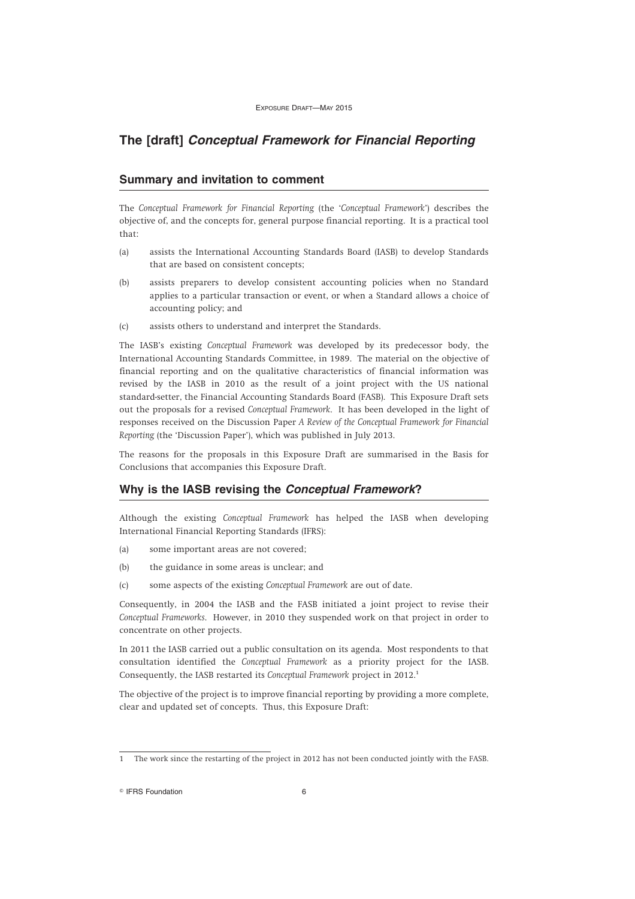# The [draft] *Conceptual Framework for Financial Reporting*

## Summary and invitation to comment

The *Conceptual Framework for Financial Reporting* (the '*Conceptual Framework*') describes the objective of, and the concepts for, general purpose financial reporting. It is a practical tool that:

(a) assists the International Accounting Standards Board (IASB) to develop Standards that are based on consistent concepts;

(b) assists preparers to develop consistent accounting policies when no Standard applies to a particular transaction or event, or when a Standard allows a choice of accounting policy; and

(c) assists others to understand and interpret the Standards.

The IASB's existing *Conceptual Framework* was developed by its predecessor body, the International Accounting Standards Committee, in 1989. The material on the objective of financial reporting and on the qualitative characteristics of financial information was revised by the IASB in 2010 as the result of a joint project with the US national standard-setter, the Financial Accounting Standards Board (FASB). This Exposure Draft sets out the proposals for a revised *Conceptual Framework*. It has been developed in the light of responses received on the Discussion Paper *A Review of the Conceptual Framework for Financial Reporting* (the 'Discussion Paper'), which was published in July 2013.

The reasons for the proposals in this Exposure Draft are summarised in the Basis for Conclusions that accompanies this Exposure Draft.

## Why is the IASB revising the *Conceptual Framework*?

Although the existing *Conceptual Framework* has helped the IASB when developing International Financial Reporting Standards (IFRS):

(a) some important areas are not covered;

(b) the guidance in some areas is unclear; and

(c) some aspects of the existing *Conceptual Framework* are out of date.

Consequently, in 2004 the IASB and the FASB initiated a joint project to revise their *Conceptual Frameworks*. However, in 2010 they suspended work on that project in order to concentrate on other projects.

In 2011 the IASB carried out a public consultation on its agenda. Most respondents to that consultation identified the *Conceptual Framework* as a priority project for the IASB. Consequently, the IASB restarted its *Conceptual Framework* project in 2012.[1]

The objective of the project is to improve financial reporting by providing a more complete, clear and updated set of concepts. Thus, this Exposure Draft:

---

1 The work since the restarting of the project in 2012 has not been conducted jointly with the FASB.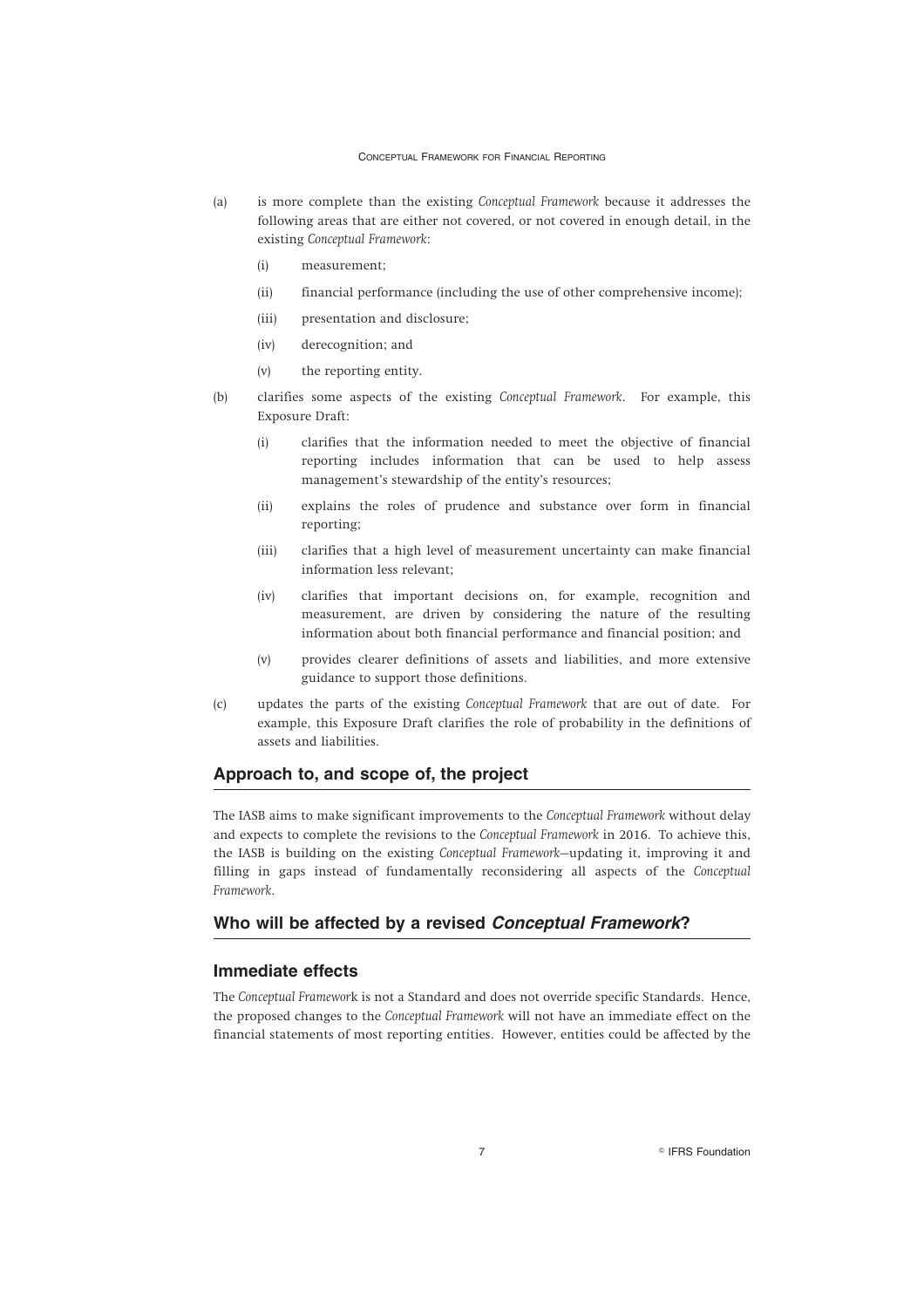(a) is more complete than the existing *Conceptual Framework* because it addresses the following areas that are either not covered, or not covered in enough detail, in the existing *Conceptual Framework*:

(i) measurement;

(ii) financial performance (including the use of other comprehensive income);

(iii) presentation and disclosure;

(iv) derecognition; and

(v) the reporting entity.

(b) clarifies some aspects of the existing *Conceptual Framework*. For example, this Exposure Draft:

(i) clarifies that the information needed to meet the objective of financial reporting includes information that can be used to help assess management's stewardship of the entity's resources;

(ii) explains the roles of prudence and substance over form in financial reporting;

(iii) clarifies that a high level of measurement uncertainty can make financial information less relevant;

(iv) clarifies that important decisions on, for example, recognition and measurement, are driven by considering the nature of the resulting information about both financial performance and financial position; and

(v) provides clearer definitions of assets and liabilities, and more extensive guidance to support those definitions.

(c) updates the parts of the existing *Conceptual Framework* that are out of date. For example, this Exposure Draft clarifies the role of probability in the definitions of assets and liabilities.

## Approach to, and scope of, the project

The IASB aims to make significant improvements to the *Conceptual Framework* without delay and expects to complete the revisions to the *Conceptual Framework* in 2016. To achieve this, the IASB is building on the existing *Conceptual Framework*—updating it, improving it and filling in gaps instead of fundamentally reconsidering all aspects of the *Conceptual Framework*.

## Who will be affected by a revised *Conceptual Framework*?

### Immediate effects

The *Conceptual Framework* is not a Standard and does not override specific Standards. Hence, the proposed changes to the *Conceptual Framework* will not have an immediate effect on the financial statements of most reporting entities. However, entities could be affected by the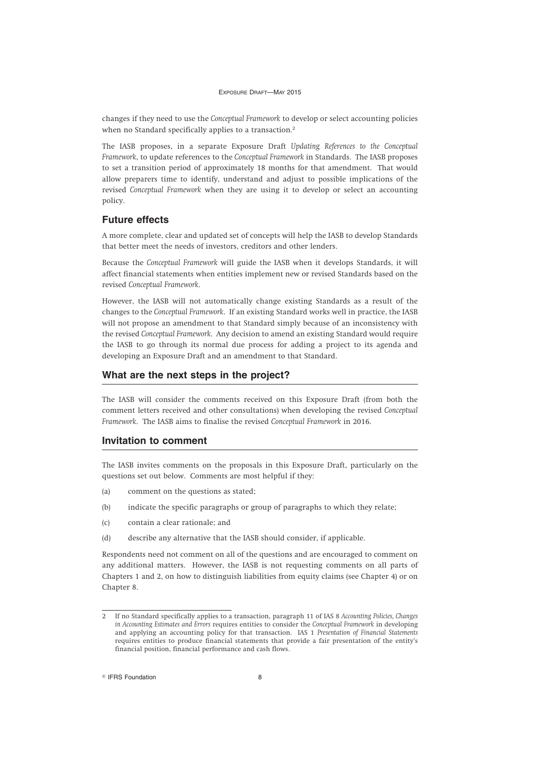changes if they need to use the *Conceptual Framework* to develop or select accounting policies when no Standard specifically applies to a transaction.[2]

The IASB proposes, in a separate Exposure Draft *Updating References to the Conceptual Framework*, to update references to the *Conceptual Framework* in Standards. The IASB proposes to set a transition period of approximately 18 months for that amendment. That would allow preparers time to identify, understand and adjust to possible implications of the revised *Conceptual Framework* when they are using it to develop or select an accounting policy.

### Future effects

A more complete, clear and updated set of concepts will help the IASB to develop Standards that better meet the needs of investors, creditors and other lenders.

Because the *Conceptual Framework* will guide the IASB when it develops Standards, it will affect financial statements when entities implement new or revised Standards based on the revised *Conceptual Framework*.

However, the IASB will not automatically change existing Standards as a result of the changes to the *Conceptual Framework*. If an existing Standard works well in practice, the IASB will not propose an amendment to that Standard simply because of an inconsistency with the revised *Conceptual Framework*. Any decision to amend an existing Standard would require the IASB to go through its normal due process for adding a project to its agenda and developing an Exposure Draft and an amendment to that Standard.

## What are the next steps in the project?

The IASB will consider the comments received on this Exposure Draft (from both the comment letters received and other consultations) when developing the revised *Conceptual Framework*. The IASB aims to finalise the revised *Conceptual Framework* in 2016.

## Invitation to comment

The IASB invites comments on the proposals in this Exposure Draft, particularly on the questions set out below. Comments are most helpful if they:

(a) comment on the questions as stated;

(b) indicate the specific paragraphs or group of paragraphs to which they relate;

(c) contain a clear rationale; and

(d) describe any alternative that the IASB should consider, if applicable.

Respondents need not comment on all of the questions and are encouraged to comment on any additional matters. However, the IASB is not requesting comments on all parts of Chapters 1 and 2, on how to distinguish liabilities from equity claims (see Chapter 4) or on Chapter 8.

---

2 If no Standard specifically applies to a transaction, paragraph 11 of IAS 8 *Accounting Policies, Changes in Accounting Estimates and Errors* requires entities to consider the *Conceptual Framework* in developing and applying an accounting policy for that transaction. IAS 1 *Presentation of Financial Statements* requires entities to produce financial statements that provide a fair presentation of the entity's financial position, financial performance and cash flows.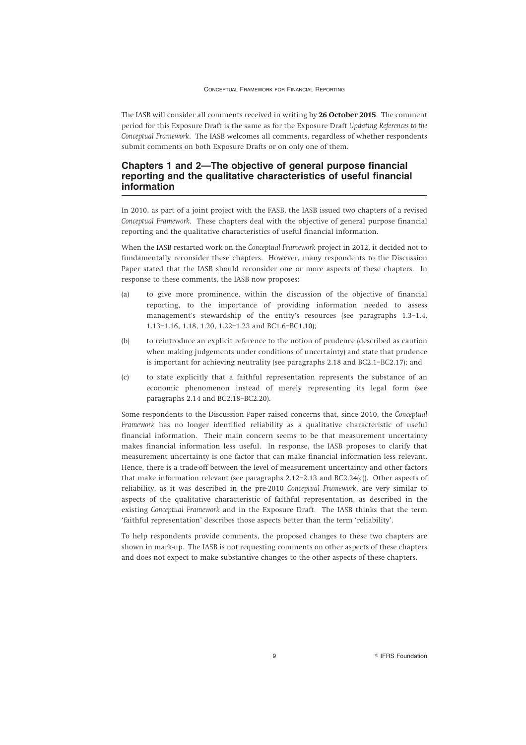The IASB will consider all comments received in writing by **26 October 2015**. The comment period for this Exposure Draft is the same as for the Exposure Draft *Updating References to the Conceptual Framework*. The IASB welcomes all comments, regardless of whether respondents submit comments on both Exposure Drafts or on only one of them.

## Chapters 1 and 2—The objective of general purpose financial reporting and the qualitative characteristics of useful financial information

In 2010, as part of a joint project with the FASB, the IASB issued two chapters of a revised *Conceptual Framework*. These chapters deal with the objective of general purpose financial reporting and the qualitative characteristics of useful financial information.

When the IASB restarted work on the *Conceptual Framework* project in 2012, it decided not to fundamentally reconsider these chapters. However, many respondents to the Discussion Paper stated that the IASB should reconsider one or more aspects of these chapters. In response to these comments, the IASB now proposes:

(a) to give more prominence, within the discussion of the objective of financial reporting, to the importance of providing information needed to assess management's stewardship of the entity's resources (see paragraphs 1.3–1.4, 1.13–1.16, 1.18, 1.20, 1.22–1.23 and BC1.6–BC1.10);

(b) to reintroduce an explicit reference to the notion of prudence (described as caution when making judgements under conditions of uncertainty) and state that prudence is important for achieving neutrality (see paragraphs 2.18 and BC2.1–BC2.17); and

(c) to state explicitly that a faithful representation represents the substance of an economic phenomenon instead of merely representing its legal form (see paragraphs 2.14 and BC2.18–BC2.20).

Some respondents to the Discussion Paper raised concerns that, since 2010, the *Conceptual Framework* has no longer identified reliability as a qualitative characteristic of useful financial information. Their main concern seems to be that measurement uncertainty makes financial information less useful. In response, the IASB proposes to clarify that measurement uncertainty is one factor that can make financial information less relevant. Hence, there is a trade-off between the level of measurement uncertainty and other factors that make information relevant (see paragraphs 2.12–2.13 and BC2.24(c)). Other aspects of reliability, as it was described in the pre-2010 *Conceptual Framework*, are very similar to aspects of the qualitative characteristic of faithful representation, as described in the existing *Conceptual Framework* and in the Exposure Draft. The IASB thinks that the term 'faithful representation' describes those aspects better than the term 'reliability'.

To help respondents provide comments, the proposed changes to these two chapters are shown in mark-up. The IASB is not requesting comments on other aspects of these chapters and does not expect to make substantive changes to the other aspects of these chapters.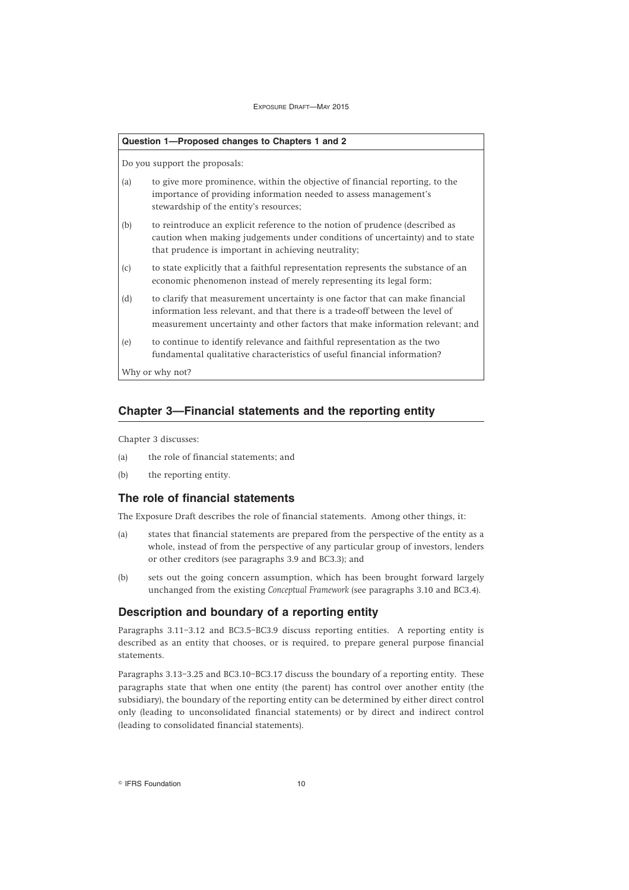**Question 1—Proposed changes to Chapters 1 and 2**

Do you support the proposals:

(a) to give more prominence, within the objective of financial reporting, to the importance of providing information needed to assess management's stewardship of the entity's resources;

(b) to reintroduce an explicit reference to the notion of prudence (described as caution when making judgements under conditions of uncertainty) and to state that prudence is important in achieving neutrality;

(c) to state explicitly that a faithful representation represents the substance of an economic phenomenon instead of merely representing its legal form;

(d) to clarify that measurement uncertainty is one factor that can make financial information less relevant, and that there is a trade-off between the level of measurement uncertainty and other factors that make information relevant; and

(e) to continue to identify relevance and faithful representation as the two fundamental qualitative characteristics of useful financial information?

Why or why not?

## Chapter 3—Financial statements and the reporting entity

Chapter 3 discusses:

(a) the role of financial statements; and

(b) the reporting entity.

### The role of financial statements

The Exposure Draft describes the role of financial statements. Among other things, it:

(a) states that financial statements are prepared from the perspective of the entity as a whole, instead of from the perspective of any particular group of investors, lenders or other creditors (see paragraphs 3.9 and BC3.3); and

(b) sets out the going concern assumption, which has been brought forward largely unchanged from the existing *Conceptual Framework* (see paragraphs 3.10 and BC3.4).

### Description and boundary of a reporting entity

Paragraphs 3.11–3.12 and BC3.5–BC3.9 discuss reporting entities. A reporting entity is described as an entity that chooses, or is required, to prepare general purpose financial statements.

Paragraphs 3.13–3.25 and BC3.10–BC3.17 discuss the boundary of a reporting entity. These paragraphs state that when one entity (the parent) has control over another entity (the subsidiary), the boundary of the reporting entity can be determined by either direct control only (leading to unconsolidated financial statements) or by direct and indirect control (leading to consolidated financial statements).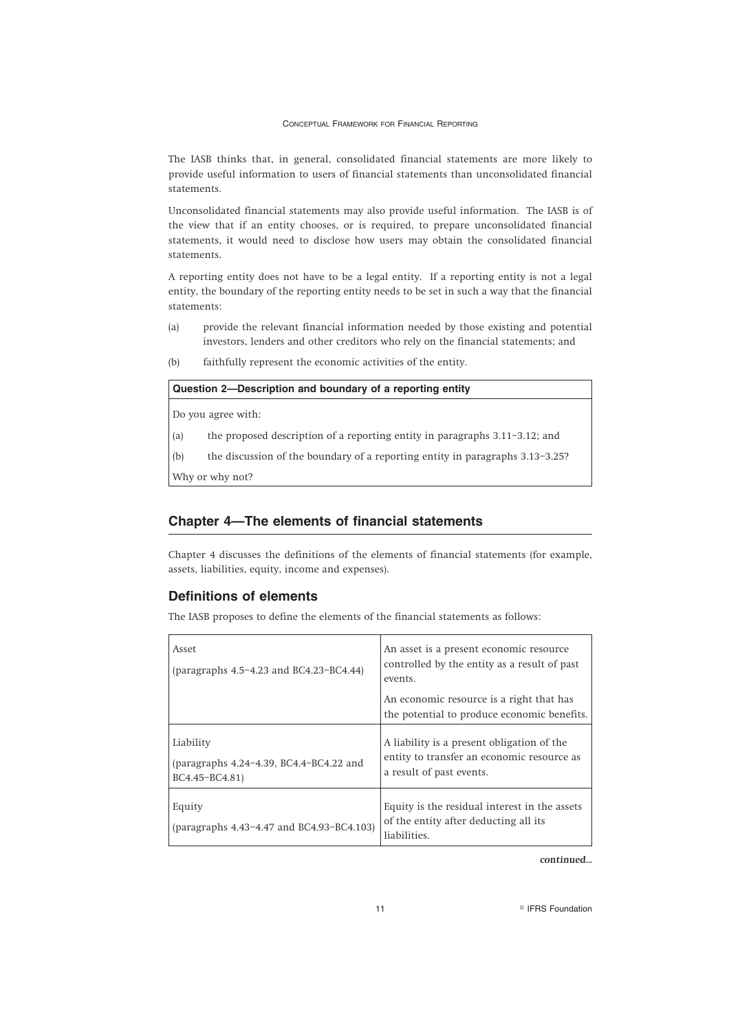The IASB thinks that, in general, consolidated financial statements are more likely to provide useful information to users of financial statements than unconsolidated financial statements.

Unconsolidated financial statements may also provide useful information. The IASB is of the view that if an entity chooses, or is required, to prepare unconsolidated financial statements, it would need to disclose how users may obtain the consolidated financial statements.

A reporting entity does not have to be a legal entity. If a reporting entity is not a legal entity, the boundary of the reporting entity needs to be set in such a way that the financial statements:

(a) provide the relevant financial information needed by those existing and potential investors, lenders and other creditors who rely on the financial statements; and

(b) faithfully represent the economic activities of the entity.

| **Question 2—Description and boundary of a reporting entity** |
|---|
| Do you agree with: |
| (a) the proposed description of a reporting entity in paragraphs 3.11–3.12; and |
| (b) the discussion of the boundary of a reporting entity in paragraphs 3.13–3.25? |
| Why or why not? |

## Chapter 4—The elements of financial statements

Chapter 4 discusses the definitions of the elements of financial statements (for example, assets, liabilities, equity, income and expenses).

### Definitions of elements

The IASB proposes to define the elements of the financial statements as follows:

| | |
|---|---|
| Asset<br>(paragraphs 4.5–4.23 and BC4.23–BC4.44) | An asset is a present economic resource controlled by the entity as a result of past events.<br>An economic resource is a right that has the potential to produce economic benefits. |
| Liability<br>(paragraphs 4.24–4.39, BC4.4–BC4.22 and BC4.45–BC4.81) | A liability is a present obligation of the entity to transfer an economic resource as a result of past events. |
| Equity<br>(paragraphs 4.43–4.47 and BC4.93–BC4.103) | Equity is the residual interest in the assets of the entity after deducting all its liabilities. |

*continued...*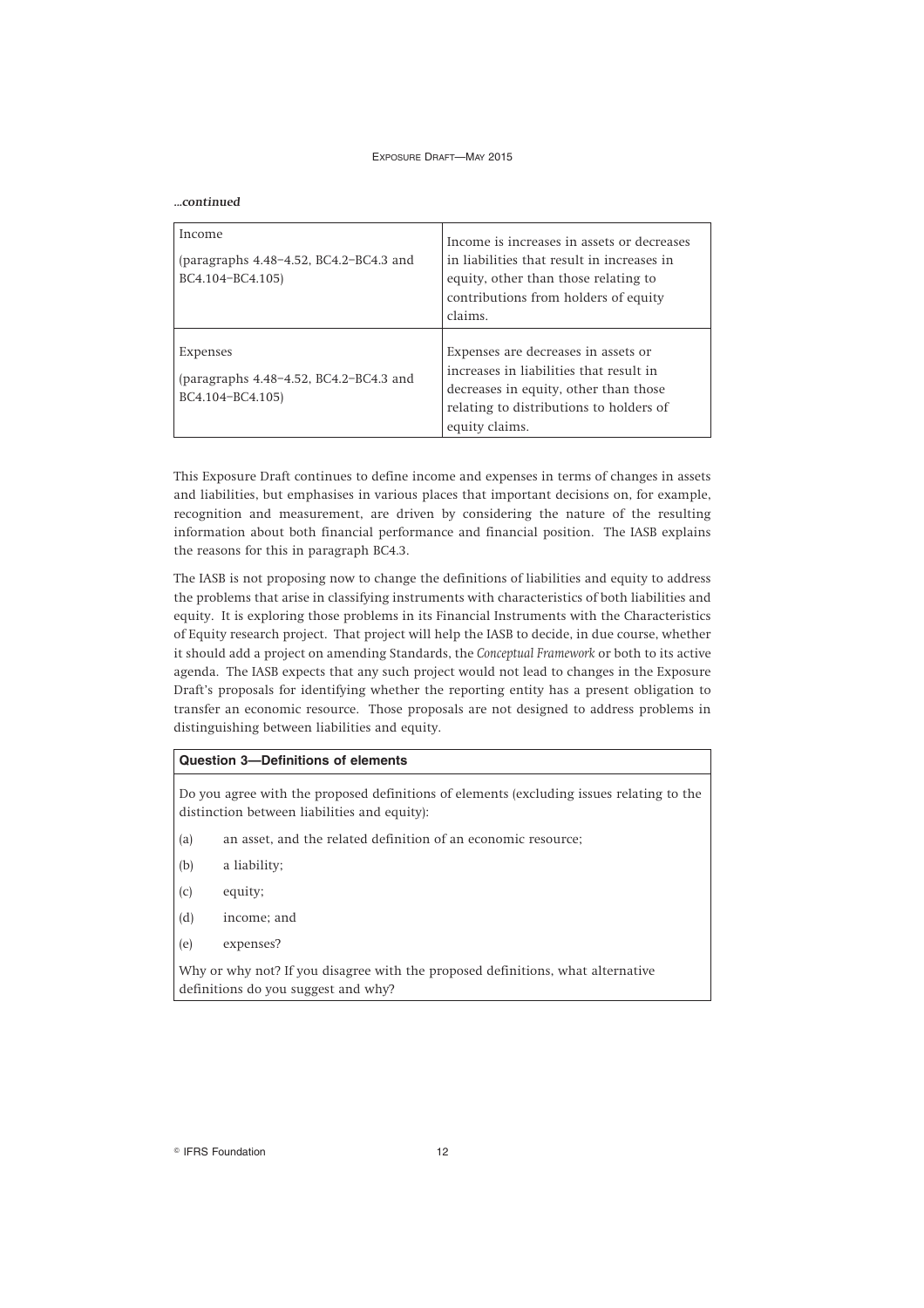*...continued*

| | |
|---|---|
| Income<br><br>(paragraphs 4.48–4.52, BC4.2–BC4.3 and BC4.104–BC4.105) | Income is increases in assets or decreases in liabilities that result in increases in equity, other than those relating to contributions from holders of equity claims. |
| Expenses<br><br>(paragraphs 4.48–4.52, BC4.2–BC4.3 and BC4.104–BC4.105) | Expenses are decreases in assets or increases in liabilities that result in decreases in equity, other than those relating to distributions to holders of equity claims. |

This Exposure Draft continues to define income and expenses in terms of changes in assets and liabilities, but emphasises in various places that important decisions on, for example, recognition and measurement, are driven by considering the nature of the resulting information about both financial performance and financial position. The IASB explains the reasons for this in paragraph BC4.3.

The IASB is not proposing now to change the definitions of liabilities and equity to address the problems that arise in classifying instruments with characteristics of both liabilities and equity. It is exploring those problems in its Financial Instruments with the Characteristics of Equity research project. That project will help the IASB to decide, in due course, whether it should add a project on amending Standards, the *Conceptual Framework* or both to its active agenda. The IASB expects that any such project would not lead to changes in the Exposure Draft's proposals for identifying whether the reporting entity has a present obligation to transfer an economic resource. Those proposals are not designed to address problems in distinguishing between liabilities and equity.

| **Question 3—Definitions of elements** |
|---|
| Do you agree with the proposed definitions of elements (excluding issues relating to the distinction between liabilities and equity):<br><br>(a) an asset, and the related definition of an economic resource;<br><br>(b) a liability;<br><br>(c) equity;<br><br>(d) income; and<br><br>(e) expenses?<br><br>Why or why not? If you disagree with the proposed definitions, what alternative definitions do you suggest and why? |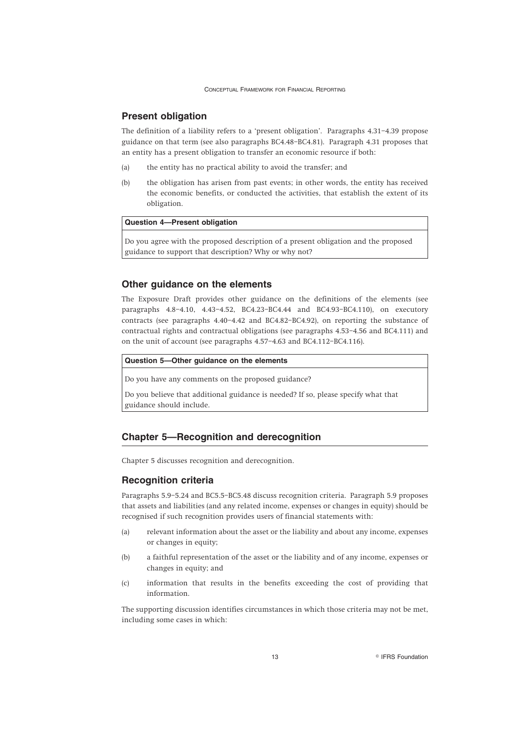## Present obligation

The definition of a liability refers to a 'present obligation'. Paragraphs 4.31–4.39 propose guidance on that term (see also paragraphs BC4.48–BC4.81). Paragraph 4.31 proposes that an entity has a present obligation to transfer an economic resource if both:

(a) the entity has no practical ability to avoid the transfer; and

(b) the obligation has arisen from past events; in other words, the entity has received the economic benefits, or conducted the activities, that establish the extent of its obligation.

| **Question 4—Present obligation** |
| --- |
| Do you agree with the proposed description of a present obligation and the proposed guidance to support that description? Why or why not? |

## Other guidance on the elements

The Exposure Draft provides other guidance on the definitions of the elements (see paragraphs 4.8–4.10, 4.43–4.52, BC4.23–BC4.44 and BC4.93–BC4.110), on executory contracts (see paragraphs 4.40–4.42 and BC4.82–BC4.92), on reporting the substance of contractual rights and contractual obligations (see paragraphs 4.53–4.56 and BC4.111) and on the unit of account (see paragraphs 4.57–4.63 and BC4.112–BC4.116).

| **Question 5—Other guidance on the elements** |
| --- |
| Do you have any comments on the proposed guidance?<br><br>Do you believe that additional guidance is needed? If so, please specify what that guidance should include. |

## Chapter 5—Recognition and derecognition

Chapter 5 discusses recognition and derecognition.

## Recognition criteria

Paragraphs 5.9–5.24 and BC5.5–BC5.48 discuss recognition criteria. Paragraph 5.9 proposes that assets and liabilities (and any related income, expenses or changes in equity) should be recognised if such recognition provides users of financial statements with:

(a) relevant information about the asset or the liability and about any income, expenses or changes in equity;

(b) a faithful representation of the asset or the liability and of any income, expenses or changes in equity; and

(c) information that results in the benefits exceeding the cost of providing that information.

The supporting discussion identifies circumstances in which those criteria may not be met, including some cases in which: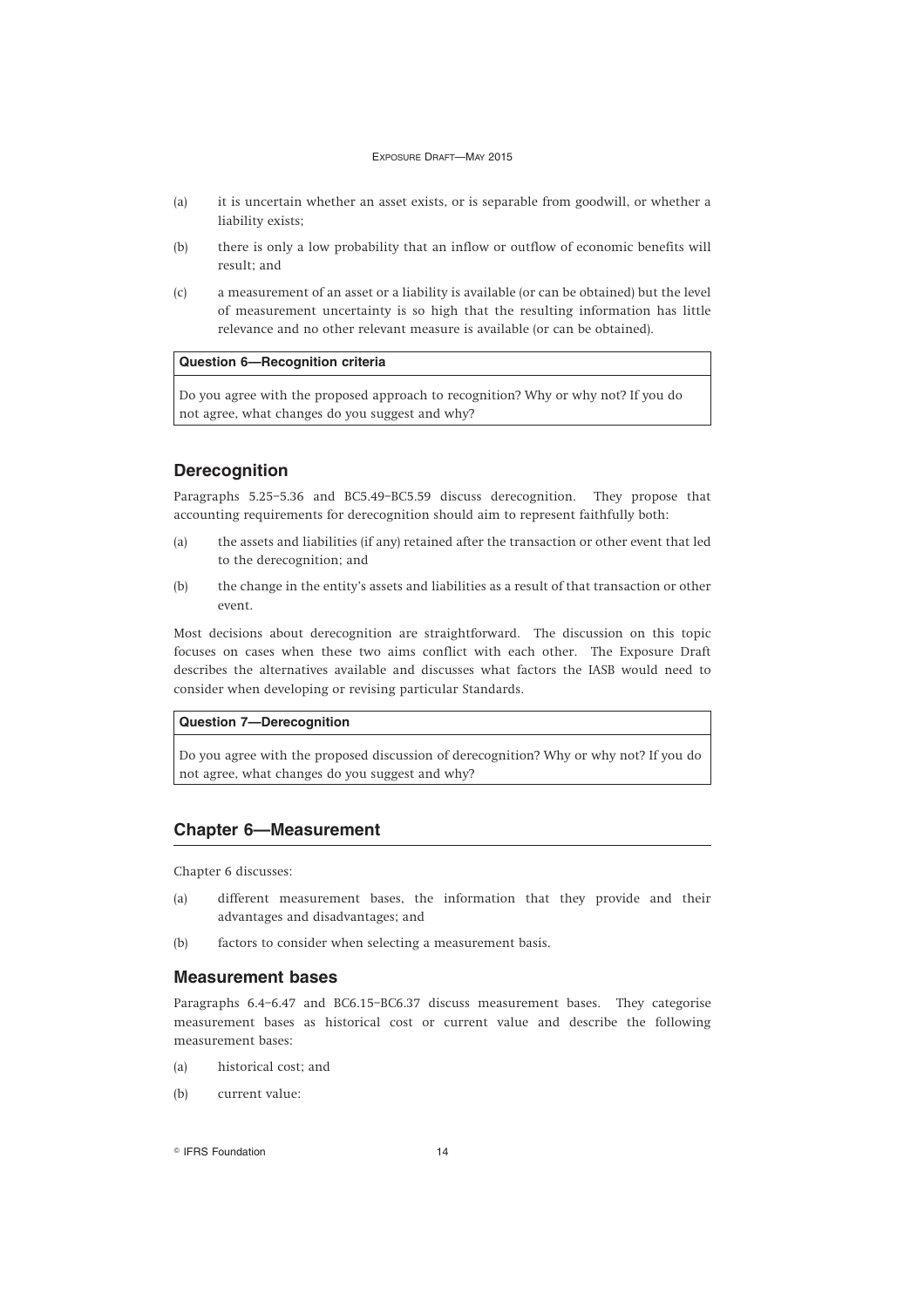(a) it is uncertain whether an asset exists, or is separable from goodwill, or whether a liability exists;

(b) there is only a low probability that an inflow or outflow of economic benefits will result; and

(c) a measurement of an asset or a liability is available (or can be obtained) but the level of measurement uncertainty is so high that the resulting information has little relevance and no other relevant measure is available (or can be obtained).

| **Question 6—Recognition criteria** |
| --- |
| Do you agree with the proposed approach to recognition? Why or why not? If you do not agree, what changes do you suggest and why? |

### Derecognition

Paragraphs 5.25–5.36 and BC5.49–BC5.59 discuss derecognition. They propose that accounting requirements for derecognition should aim to represent faithfully both:

(a) the assets and liabilities (if any) retained after the transaction or other event that led to the derecognition; and

(b) the change in the entity's assets and liabilities as a result of that transaction or other event.

Most decisions about derecognition are straightforward. The discussion on this topic focuses on cases when these two aims conflict with each other. The Exposure Draft describes the alternatives available and discusses what factors the IASB would need to consider when developing or revising particular Standards.

| **Question 7—Derecognition** |
| --- |
| Do you agree with the proposed discussion of derecognition? Why or why not? If you do not agree, what changes do you suggest and why? |

## Chapter 6—Measurement

Chapter 6 discusses:

(a) different measurement bases, the information that they provide and their advantages and disadvantages; and

(b) factors to consider when selecting a measurement basis.

### Measurement bases

Paragraphs 6.4–6.47 and BC6.15–BC6.37 discuss measurement bases. They categorise measurement bases as historical cost or current value and describe the following measurement bases:

(a) historical cost; and

(b) current value: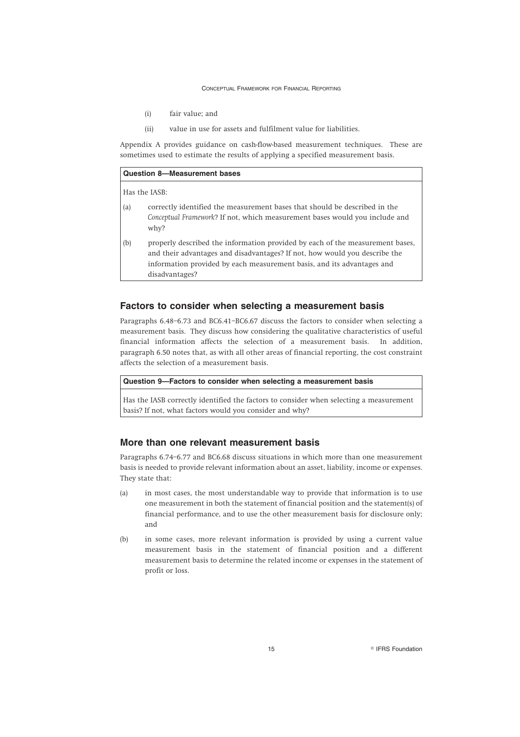(i) fair value; and

(ii) value in use for assets and fulfilment value for liabilities.

Appendix A provides guidance on cash-flow-based measurement techniques. These are sometimes used to estimate the results of applying a specified measurement basis.

**Question 8—Measurement bases**

Has the IASB:

(a) correctly identified the measurement bases that should be described in the *Conceptual Framework*? If not, which measurement bases would you include and why?

(b) properly described the information provided by each of the measurement bases, and their advantages and disadvantages? If not, how would you describe the information provided by each measurement basis, and its advantages and disadvantages?

## Factors to consider when selecting a measurement basis

Paragraphs 6.48–6.73 and BC6.41–BC6.67 discuss the factors to consider when selecting a measurement basis. They discuss how considering the qualitative characteristics of useful financial information affects the selection of a measurement basis. In addition, paragraph 6.50 notes that, as with all other areas of financial reporting, the cost constraint affects the selection of a measurement basis.

**Question 9—Factors to consider when selecting a measurement basis**

Has the IASB correctly identified the factors to consider when selecting a measurement basis? If not, what factors would you consider and why?

## More than one relevant measurement basis

Paragraphs 6.74–6.77 and BC6.68 discuss situations in which more than one measurement basis is needed to provide relevant information about an asset, liability, income or expenses. They state that:

(a) in most cases, the most understandable way to provide that information is to use one measurement in both the statement of financial position and the statement(s) of financial performance, and to use the other measurement basis for disclosure only; and

(b) in some cases, more relevant information is provided by using a current value measurement basis in the statement of financial position and a different measurement basis to determine the related income or expenses in the statement of profit or loss.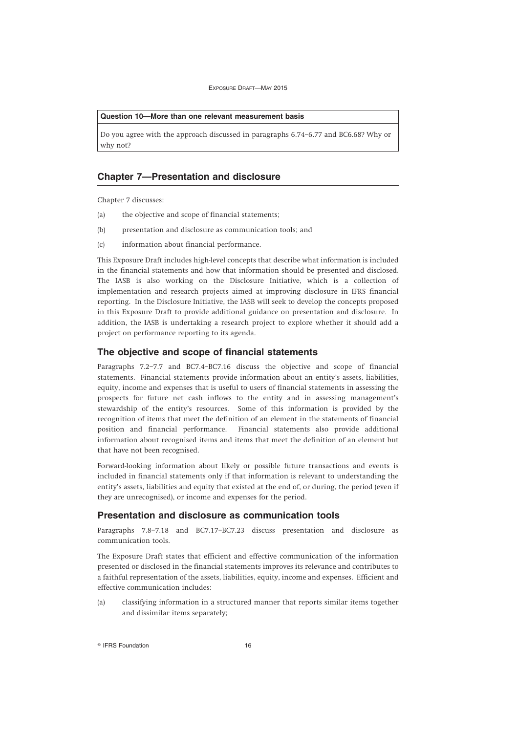**Question 10—More than one relevant measurement basis**

Do you agree with the approach discussed in paragraphs 6.74–6.77 and BC6.68? Why or why not?

## Chapter 7—Presentation and disclosure

Chapter 7 discusses:

(a) the objective and scope of financial statements;

(b) presentation and disclosure as communication tools; and

(c) information about financial performance.

This Exposure Draft includes high-level concepts that describe what information is included in the financial statements and how that information should be presented and disclosed. The IASB is also working on the Disclosure Initiative, which is a collection of implementation and research projects aimed at improving disclosure in IFRS financial reporting. In the Disclosure Initiative, the IASB will seek to develop the concepts proposed in this Exposure Draft to provide additional guidance on presentation and disclosure. In addition, the IASB is undertaking a research project to explore whether it should add a project on performance reporting to its agenda.

### The objective and scope of financial statements

Paragraphs 7.2–7.7 and BC7.4–BC7.16 discuss the objective and scope of financial statements. Financial statements provide information about an entity's assets, liabilities, equity, income and expenses that is useful to users of financial statements in assessing the prospects for future net cash inflows to the entity and in assessing management's stewardship of the entity's resources. Some of this information is provided by the recognition of items that meet the definition of an element in the statements of financial position and financial performance. Financial statements also provide additional information about recognised items and items that meet the definition of an element but that have not been recognised.

Forward-looking information about likely or possible future transactions and events is included in financial statements only if that information is relevant to understanding the entity's assets, liabilities and equity that existed at the end of, or during, the period (even if they are unrecognised), or income and expenses for the period.

### Presentation and disclosure as communication tools

Paragraphs 7.8–7.18 and BC7.17–BC7.23 discuss presentation and disclosure as communication tools.

The Exposure Draft states that efficient and effective communication of the information presented or disclosed in the financial statements improves its relevance and contributes to a faithful representation of the assets, liabilities, equity, income and expenses. Efficient and effective communication includes:

(a) classifying information in a structured manner that reports similar items together and dissimilar items separately;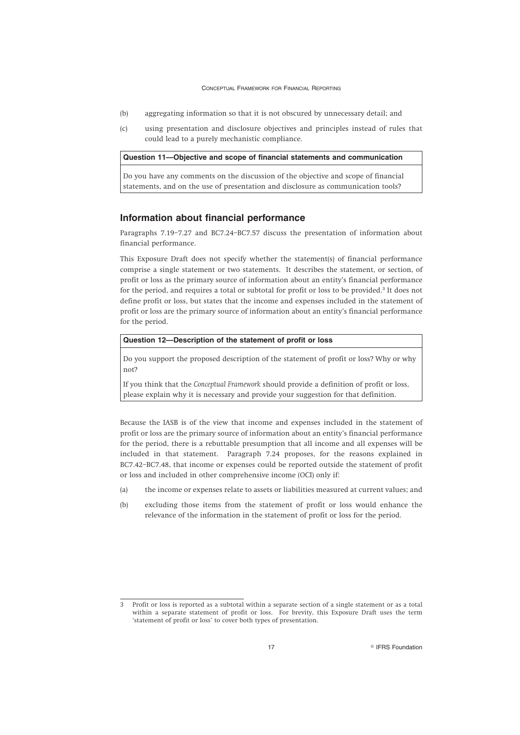(b) aggregating information so that it is not obscured by unnecessary detail; and

(c) using presentation and disclosure objectives and principles instead of rules that could lead to a purely mechanistic compliance.

| **Question 11—Objective and scope of financial statements and communication** |
| --- |
| Do you have any comments on the discussion of the objective and scope of financial statements, and on the use of presentation and disclosure as communication tools? |

## Information about financial performance

Paragraphs 7.19–7.27 and BC7.24–BC7.57 discuss the presentation of information about financial performance.

This Exposure Draft does not specify whether the statement(s) of financial performance comprise a single statement or two statements. It describes the statement, or section, of profit or loss as the primary source of information about an entity's financial performance for the period, and requires a total or subtotal for profit or loss to be provided.[3] It does not define profit or loss, but states that the income and expenses included in the statement of profit or loss are the primary source of information about an entity's financial performance for the period.

| **Question 12—Description of the statement of profit or loss** |
| --- |
| Do you support the proposed description of the statement of profit or loss? Why or why not?<br><br>If you think that the *Conceptual Framework* should provide a definition of profit or loss, please explain why it is necessary and provide your suggestion for that definition. |

Because the IASB is of the view that income and expenses included in the statement of profit or loss are the primary source of information about an entity's financial performance for the period, there is a rebuttable presumption that all income and all expenses will be included in that statement. Paragraph 7.24 proposes, for the reasons explained in BC7.42–BC7.48, that income or expenses could be reported outside the statement of profit or loss and included in other comprehensive income (OCI) only if:

(a) the income or expenses relate to assets or liabilities measured at current values; and

(b) excluding those items from the statement of profit or loss would enhance the relevance of the information in the statement of profit or loss for the period.

---

3 Profit or loss is reported as a subtotal within a separate section of a single statement or as a total within a separate statement of profit or loss. For brevity, this Exposure Draft uses the term 'statement of profit or loss' to cover both types of presentation.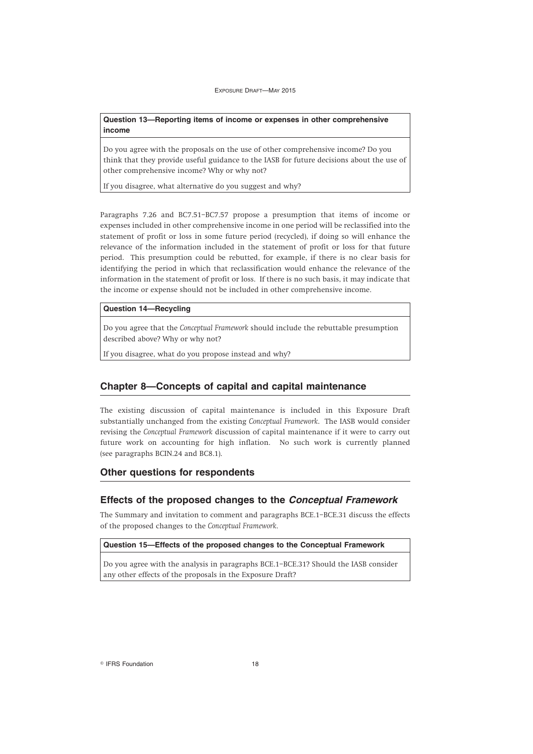**Question 13—Reporting items of income or expenses in other comprehensive income**

Do you agree with the proposals on the use of other comprehensive income? Do you think that they provide useful guidance to the IASB for future decisions about the use of other comprehensive income? Why or why not?

If you disagree, what alternative do you suggest and why?

Paragraphs 7.26 and BC7.51–BC7.57 propose a presumption that items of income or expenses included in other comprehensive income in one period will be reclassified into the statement of profit or loss in some future period (recycled), if doing so will enhance the relevance of the information included in the statement of profit or loss for that future period. This presumption could be rebutted, for example, if there is no clear basis for identifying the period in which that reclassification would enhance the relevance of the information in the statement of profit or loss. If there is no such basis, it may indicate that the income or expense should not be included in other comprehensive income.

**Question 14—Recycling**

Do you agree that the *Conceptual Framework* should include the rebuttable presumption described above? Why or why not?

If you disagree, what do you propose instead and why?

## Chapter 8—Concepts of capital and capital maintenance

The existing discussion of capital maintenance is included in this Exposure Draft substantially unchanged from the existing *Conceptual Framework*. The IASB would consider revising the *Conceptual Framework* discussion of capital maintenance if it were to carry out future work on accounting for high inflation. No such work is currently planned (see paragraphs BCIN.24 and BC8.1).

## Other questions for respondents

## Effects of the proposed changes to the *Conceptual Framework*

The Summary and invitation to comment and paragraphs BCE.1–BCE.31 discuss the effects of the proposed changes to the *Conceptual Framework*.

**Question 15—Effects of the proposed changes to the Conceptual Framework**

Do you agree with the analysis in paragraphs BCE.1–BCE.31? Should the IASB consider any other effects of the proposals in the Exposure Draft?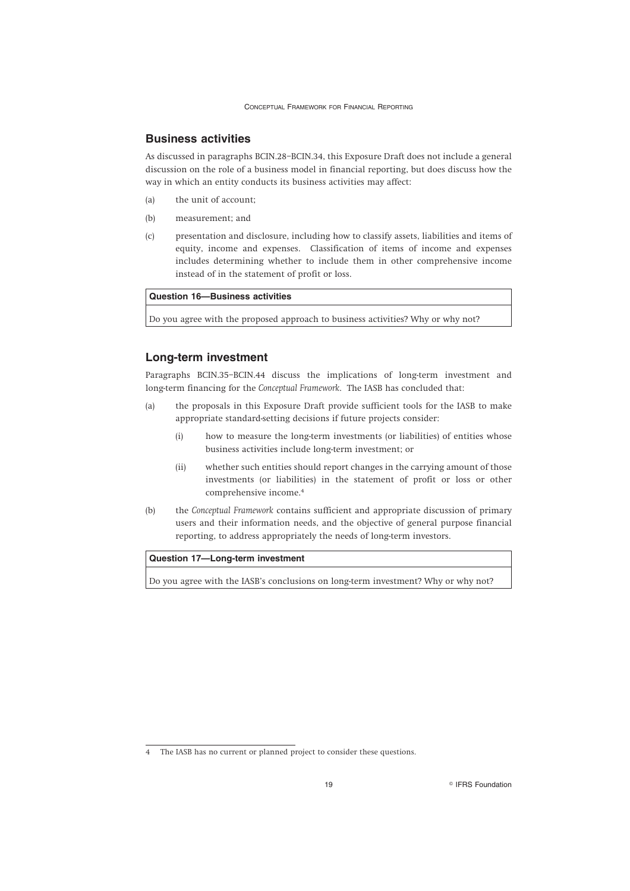## Business activities

As discussed in paragraphs BCIN.28–BCIN.34, this Exposure Draft does not include a general discussion on the role of a business model in financial reporting, but does discuss how the way in which an entity conducts its business activities may affect:

(a) the unit of account;

(b) measurement; and

(c) presentation and disclosure, including how to classify assets, liabilities and items of equity, income and expenses. Classification of items of income and expenses includes determining whether to include them in other comprehensive income instead of in the statement of profit or loss.

| **Question 16—Business activities** |
| --- |
| Do you agree with the proposed approach to business activities? Why or why not? |

## Long-term investment

Paragraphs BCIN.35–BCIN.44 discuss the implications of long-term investment and long-term financing for the *Conceptual Framework*. The IASB has concluded that:

(a) the proposals in this Exposure Draft provide sufficient tools for the IASB to make appropriate standard-setting decisions if future projects consider:

  (i) how to measure the long-term investments (or liabilities) of entities whose business activities include long-term investment; or

  (ii) whether such entities should report changes in the carrying amount of those investments (or liabilities) in the statement of profit or loss or other comprehensive income.[4]

(b) the *Conceptual Framework* contains sufficient and appropriate discussion of primary users and their information needs, and the objective of general purpose financial reporting, to address appropriately the needs of long-term investors.

| **Question 17—Long-term investment** |
| --- |
| Do you agree with the IASB's conclusions on long-term investment? Why or why not? |

4 The IASB has no current or planned project to consider these questions.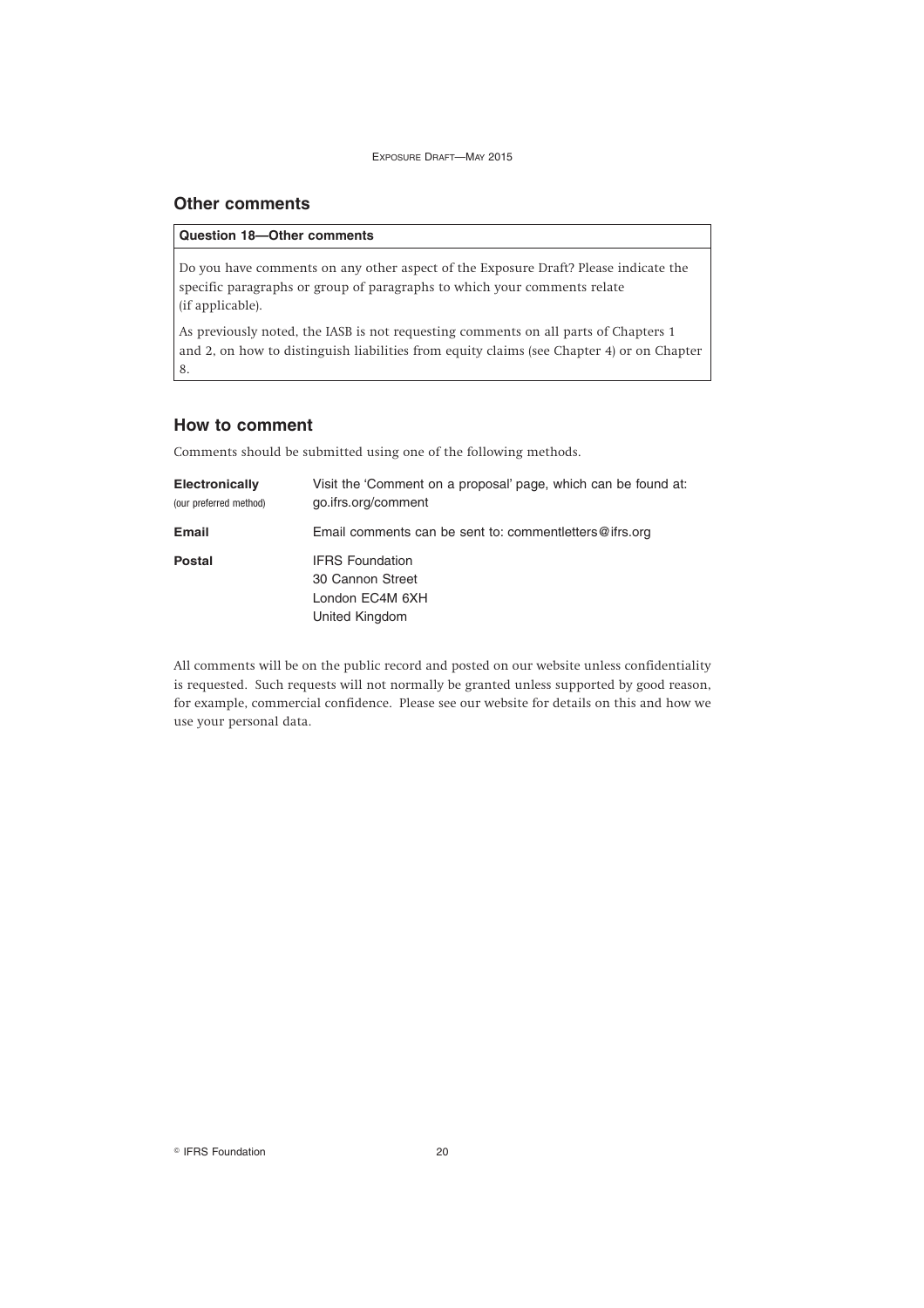## Other comments

| Question 18—Other comments |
|---|
| Do you have comments on any other aspect of the Exposure Draft? Please indicate the specific paragraphs or group of paragraphs to which your comments relate (if applicable).<br><br>As previously noted, the IASB is not requesting comments on all parts of Chapters 1 and 2, on how to distinguish liabilities from equity claims (see Chapter 4) or on Chapter 8. |

## How to comment

Comments should be submitted using one of the following methods.

| | |
|---|---|
| **Electronically** (our preferred method) | Visit the 'Comment on a proposal' page, which can be found at: go.ifrs.org/comment |
| **Email** | Email comments can be sent to: commentletters@ifrs.org |
| **Postal** | IFRS Foundation<br>30 Cannon Street<br>London EC4M 6XH<br>United Kingdom |

All comments will be on the public record and posted on our website unless confidentiality is requested. Such requests will not normally be granted unless supported by good reason, for example, commercial confidence. Please see our website for details on this and how we use your personal data.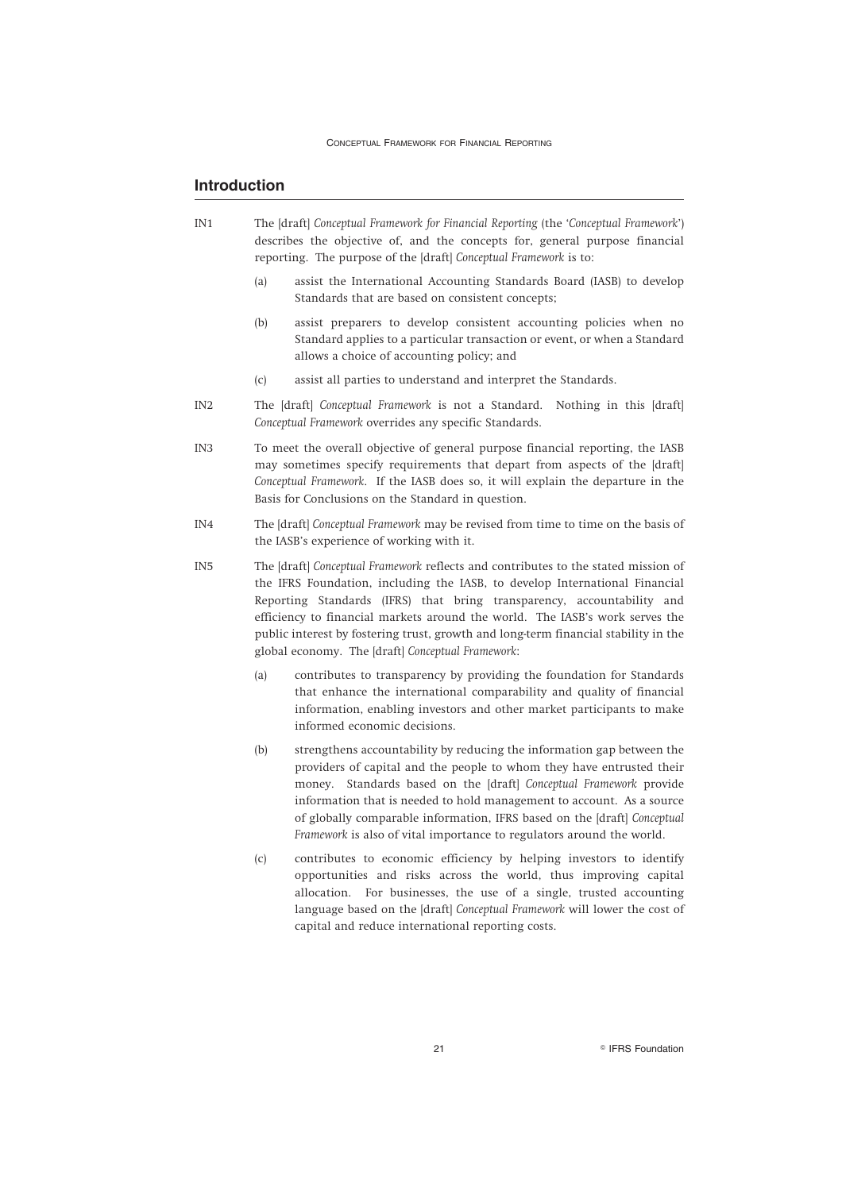## Introduction

IN1 The [draft] *Conceptual Framework for Financial Reporting* (the '*Conceptual Framework*') describes the objective of, and the concepts for, general purpose financial reporting. The purpose of the [draft] *Conceptual Framework* is to:

(a) assist the International Accounting Standards Board (IASB) to develop Standards that are based on consistent concepts;

(b) assist preparers to develop consistent accounting policies when no Standard applies to a particular transaction or event, or when a Standard allows a choice of accounting policy; and

(c) assist all parties to understand and interpret the Standards.

IN2 The [draft] *Conceptual Framework* is not a Standard. Nothing in this [draft] *Conceptual Framework* overrides any specific Standards.

IN3 To meet the overall objective of general purpose financial reporting, the IASB may sometimes specify requirements that depart from aspects of the [draft] *Conceptual Framework*. If the IASB does so, it will explain the departure in the Basis for Conclusions on the Standard in question.

IN4 The [draft] *Conceptual Framework* may be revised from time to time on the basis of the IASB's experience of working with it.

IN5 The [draft] *Conceptual Framework* reflects and contributes to the stated mission of the IFRS Foundation, including the IASB, to develop International Financial Reporting Standards (IFRS) that bring transparency, accountability and efficiency to financial markets around the world. The IASB's work serves the public interest by fostering trust, growth and long-term financial stability in the global economy. The [draft] *Conceptual Framework*:

(a) contributes to transparency by providing the foundation for Standards that enhance the international comparability and quality of financial information, enabling investors and other market participants to make informed economic decisions.

(b) strengthens accountability by reducing the information gap between the providers of capital and the people to whom they have entrusted their money. Standards based on the [draft] *Conceptual Framework* provide information that is needed to hold management to account. As a source of globally comparable information, IFRS based on the [draft] *Conceptual Framework* is also of vital importance to regulators around the world.

(c) contributes to economic efficiency by helping investors to identify opportunities and risks across the world, thus improving capital allocation. For businesses, the use of a single, trusted accounting language based on the [draft] *Conceptual Framework* will lower the cost of capital and reduce international reporting costs.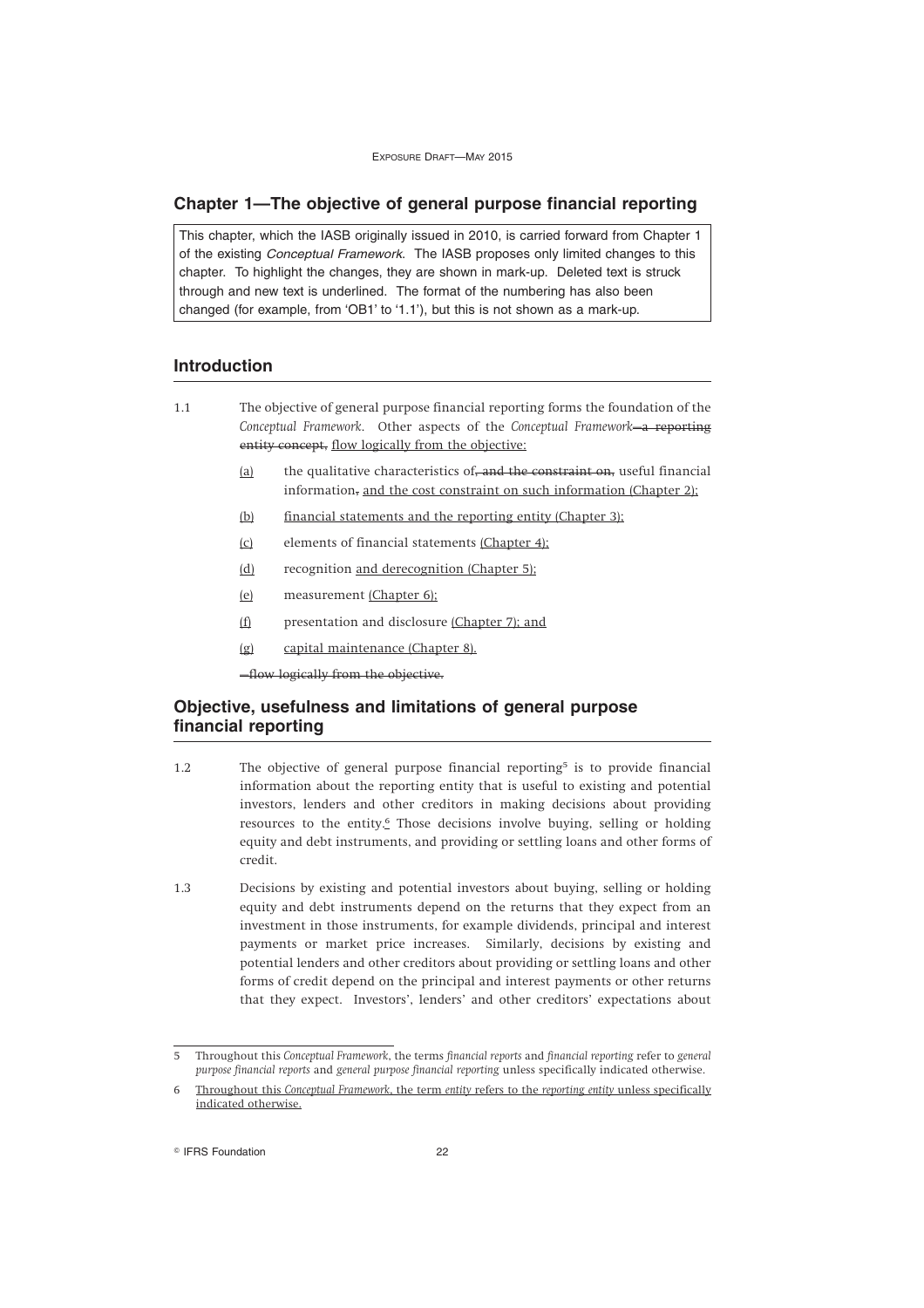## Chapter 1—The objective of general purpose financial reporting

> This chapter, which the IASB originally issued in 2010, is carried forward from Chapter 1 of the existing *Conceptual Framework*. The IASB proposes only limited changes to this chapter. To highlight the changes, they are shown in mark-up. Deleted text is struck through and new text is underlined. The format of the numbering has also been changed (for example, from 'OB1' to '1.1'), but this is not shown as a mark-up.

### Introduction

1.1 The objective of general purpose financial reporting forms the foundation of the *Conceptual Framework*. Other aspects of the *Conceptual Framework*~~—a reporting entity concept,~~ <u>flow logically from the objective:</u>

- <u>(a)</u> the qualitative characteristics of~~, and the constraint on,~~ useful financial information~~,~~ <u>and the cost constraint on such information (Chapter 2);</u>
- <u>(b)</u> <u>financial statements and the reporting entity (Chapter 3);</u>
- <u>(c)</u> elements of financial statements <u>(Chapter 4);</u>
- <u>(d)</u> recognition <u>and derecognition (Chapter 5);</u>
- <u>(e)</u> measurement <u>(Chapter 6);</u>
- <u>(f)</u> presentation and disclosure <u>(Chapter 7); and</u>
- <u>(g)</u> <u>capital maintenance (Chapter 8).</u>

~~—flow logically from the objective.~~

### Objective, usefulness and limitations of general purpose financial reporting

1.2 The objective of general purpose financial reporting[5] is to provide financial information about the reporting entity that is useful to existing and potential investors, lenders and other creditors in making decisions about providing resources to the entity.<u>[6]</u> Those decisions involve buying, selling or holding equity and debt instruments, and providing or settling loans and other forms of credit.

1.3 Decisions by existing and potential investors about buying, selling or holding equity and debt instruments depend on the returns that they expect from an investment in those instruments, for example dividends, principal and interest payments or market price increases. Similarly, decisions by existing and potential lenders and other creditors about providing or settling loans and other forms of credit depend on the principal and interest payments or other returns that they expect. Investors', lenders' and other creditors' expectations about

---

5 Throughout this *Conceptual Framework*, the terms *financial reports* and *financial reporting* refer to *general purpose financial reports* and *general purpose financial reporting* unless specifically indicated otherwise.

6 <u>Throughout this *Conceptual Framework*, the term *entity* refers to the *reporting entity* unless specifically indicated otherwise.</u>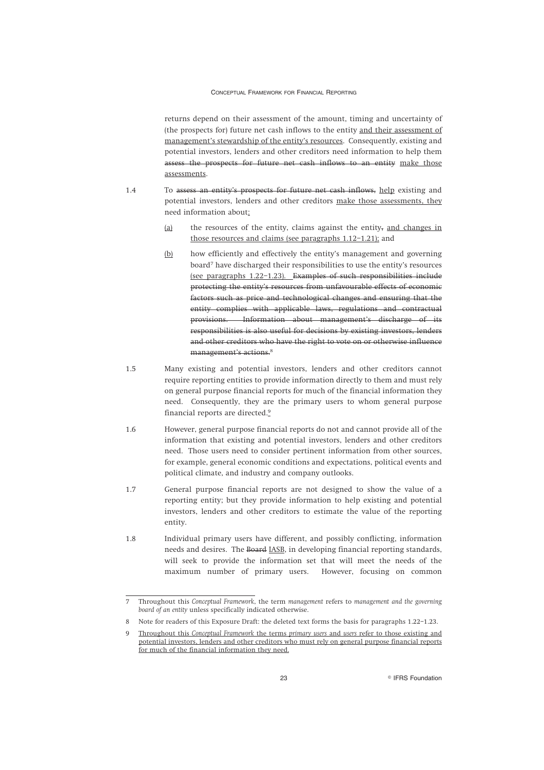returns depend on their assessment of the amount, timing and uncertainty of (the prospects for) future net cash inflows to the entity <u>and their assessment of management's stewardship of the entity's resources</u>. Consequently, existing and potential investors, lenders and other creditors need information to help them ~~assess the prospects for future net cash inflows to an entity~~ <u>make those assessments</u>.

1.4 To ~~assess an entity's prospects for future net cash inflows,~~ <u>help</u> existing and potential investors, lenders and other creditors <u>make those assessments, they</u> need information about<u>:</u>

<u>(a)</u> the resources of the entity, claims against the entity~~,~~ <u>and changes in those resources and claims (see paragraphs 1.12–1.21);</u> and

<u>(b)</u> how efficiently and effectively the entity's management and governing board[7] have discharged their responsibilities to use the entity's resources <u>(see paragraphs 1.22–1.23).</u> ~~Examples of such responsibilities include protecting the entity's resources from unfavourable effects of economic factors such as price and technological changes and ensuring that the entity complies with applicable laws, regulations and contractual provisions. Information about management's discharge of its responsibilities is also useful for decisions by existing investors, lenders and other creditors who have the right to vote on or otherwise influence management's actions.~~[8]

1.5 Many existing and potential investors, lenders and other creditors cannot require reporting entities to provide information directly to them and must rely on general purpose financial reports for much of the financial information they need. Consequently, they are the primary users to whom general purpose financial reports are directed.<u>[9]</u>

1.6 However, general purpose financial reports do not and cannot provide all of the information that existing and potential investors, lenders and other creditors need. Those users need to consider pertinent information from other sources, for example, general economic conditions and expectations, political events and political climate, and industry and company outlooks.

1.7 General purpose financial reports are not designed to show the value of a reporting entity; but they provide information to help existing and potential investors, lenders and other creditors to estimate the value of the reporting entity.

1.8 Individual primary users have different, and possibly conflicting, information needs and desires. The ~~Board~~ <u>IASB</u>, in developing financial reporting standards, will seek to provide the information set that will meet the needs of the maximum number of primary users. However, focusing on common

---

7 Throughout this *Conceptual Framework*, the term *management* refers to *management and the governing board of an entity* unless specifically indicated otherwise.

8 Note for readers of this Exposure Draft: the deleted text forms the basis for paragraphs 1.22–1.23.

9 <u>Throughout this *Conceptual Framework* the terms *primary users* and *users* refer to those existing and potential investors, lenders and other creditors who must rely on general purpose financial reports for much of the financial information they need.</u>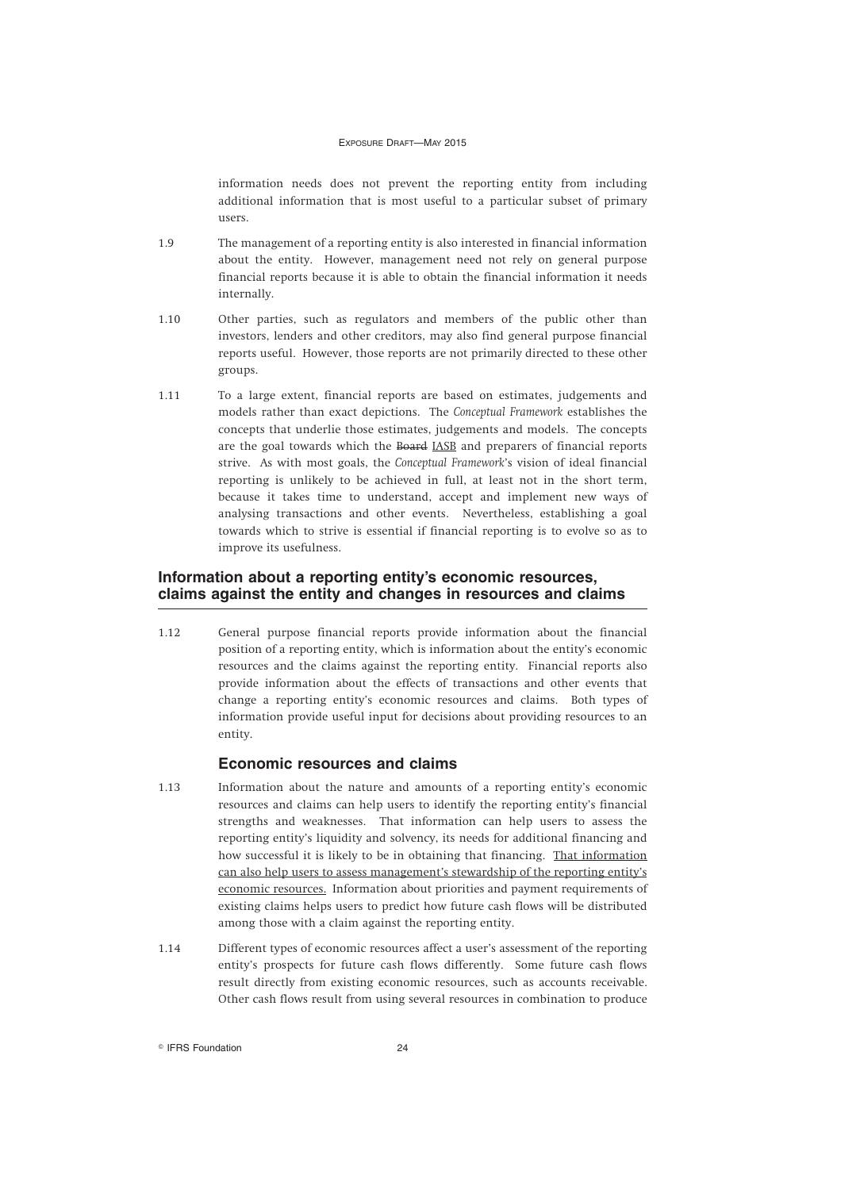information needs does not prevent the reporting entity from including additional information that is most useful to a particular subset of primary users.

1.9 The management of a reporting entity is also interested in financial information about the entity. However, management need not rely on general purpose financial reports because it is able to obtain the financial information it needs internally.

1.10 Other parties, such as regulators and members of the public other than investors, lenders and other creditors, may also find general purpose financial reports useful. However, those reports are not primarily directed to these other groups.

1.11 To a large extent, financial reports are based on estimates, judgements and models rather than exact depictions. The *Conceptual Framework* establishes the concepts that underlie those estimates, judgements and models. The concepts are the goal towards which the ~~Board~~ <u>IASB</u> and preparers of financial reports strive. As with most goals, the *Conceptual Framework*'s vision of ideal financial reporting is unlikely to be achieved in full, at least not in the short term, because it takes time to understand, accept and implement new ways of analysing transactions and other events. Nevertheless, establishing a goal towards which to strive is essential if financial reporting is to evolve so as to improve its usefulness.

## Information about a reporting entity's economic resources, claims against the entity and changes in resources and claims

1.12 General purpose financial reports provide information about the financial position of a reporting entity, which is information about the entity's economic resources and the claims against the reporting entity. Financial reports also provide information about the effects of transactions and other events that change a reporting entity's economic resources and claims. Both types of information provide useful input for decisions about providing resources to an entity.

### Economic resources and claims

1.13 Information about the nature and amounts of a reporting entity's economic resources and claims can help users to identify the reporting entity's financial strengths and weaknesses. That information can help users to assess the reporting entity's liquidity and solvency, its needs for additional financing and how successful it is likely to be in obtaining that financing. <u>That information can also help users to assess management's stewardship of the reporting entity's economic resources.</u> Information about priorities and payment requirements of existing claims helps users to predict how future cash flows will be distributed among those with a claim against the reporting entity.

1.14 Different types of economic resources affect a user's assessment of the reporting entity's prospects for future cash flows differently. Some future cash flows result directly from existing economic resources, such as accounts receivable. Other cash flows result from using several resources in combination to produce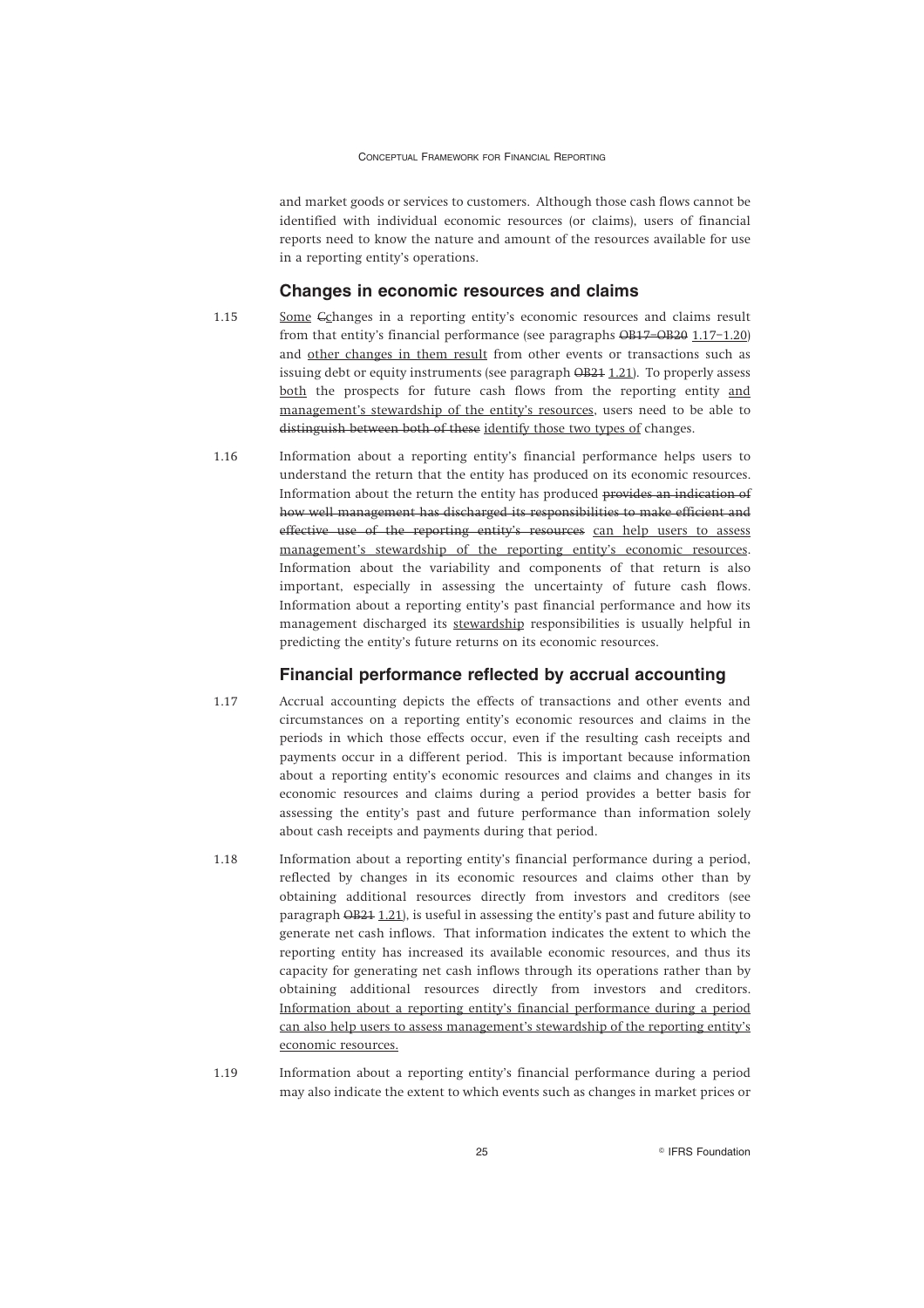and market goods or services to customers. Although those cash flows cannot be identified with individual economic resources (or claims), users of financial reports need to know the nature and amount of the resources available for use in a reporting entity's operations.

### Changes in economic resources and claims

1.15 Some Cchanges in a reporting entity's economic resources and claims result from that entity's financial performance (see paragraphs OB17–OB20 1.17–1.20) and other changes in them result from other events or transactions such as issuing debt or equity instruments (see paragraph OB21 1.21). To properly assess both the prospects for future cash flows from the reporting entity and management's stewardship of the entity's resources, users need to be able to distinguish between both of these identify those two types of changes.

1.16 Information about a reporting entity's financial performance helps users to understand the return that the entity has produced on its economic resources. Information about the return the entity has produced provides an indication of how well management has discharged its responsibilities to make efficient and effective use of the reporting entity's resources can help users to assess management's stewardship of the reporting entity's economic resources. Information about the variability and components of that return is also important, especially in assessing the uncertainty of future cash flows. Information about a reporting entity's past financial performance and how its management discharged its stewardship responsibilities is usually helpful in predicting the entity's future returns on its economic resources.

### Financial performance reflected by accrual accounting

1.17 Accrual accounting depicts the effects of transactions and other events and circumstances on a reporting entity's economic resources and claims in the periods in which those effects occur, even if the resulting cash receipts and payments occur in a different period. This is important because information about a reporting entity's economic resources and claims and changes in its economic resources and claims during a period provides a better basis for assessing the entity's past and future performance than information solely about cash receipts and payments during that period.

1.18 Information about a reporting entity's financial performance during a period, reflected by changes in its economic resources and claims other than by obtaining additional resources directly from investors and creditors (see paragraph OB21 1.21), is useful in assessing the entity's past and future ability to generate net cash inflows. That information indicates the extent to which the reporting entity has increased its available economic resources, and thus its capacity for generating net cash inflows through its operations rather than by obtaining additional resources directly from investors and creditors. Information about a reporting entity's financial performance during a period can also help users to assess management's stewardship of the reporting entity's economic resources.

1.19 Information about a reporting entity's financial performance during a period may also indicate the extent to which events such as changes in market prices or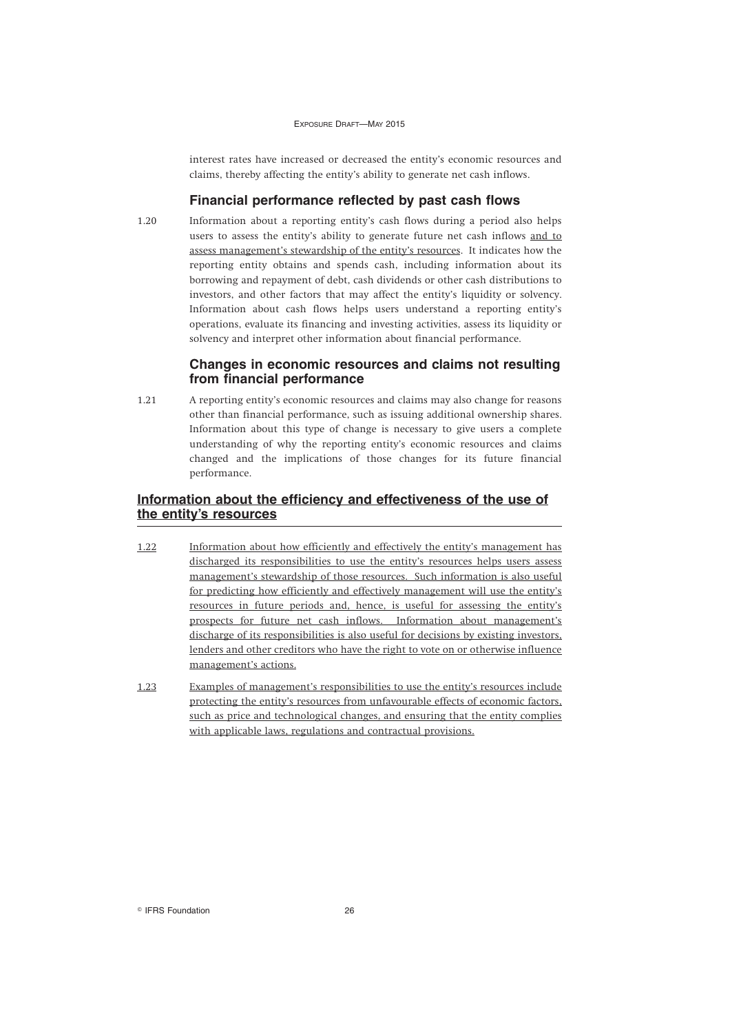interest rates have increased or decreased the entity's economic resources and claims, thereby affecting the entity's ability to generate net cash inflows.

### Financial performance reflected by past cash flows

1.20 Information about a reporting entity's cash flows during a period also helps users to assess the entity's ability to generate future net cash inflows <u>and to assess management's stewardship of the entity's resources</u>. It indicates how the reporting entity obtains and spends cash, including information about its borrowing and repayment of debt, cash dividends or other cash distributions to investors, and other factors that may affect the entity's liquidity or solvency. Information about cash flows helps users understand a reporting entity's operations, evaluate its financing and investing activities, assess its liquidity or solvency and interpret other information about financial performance.

### Changes in economic resources and claims not resulting from financial performance

1.21 A reporting entity's economic resources and claims may also change for reasons other than financial performance, such as issuing additional ownership shares. Information about this type of change is necessary to give users a complete understanding of why the reporting entity's economic resources and claims changed and the implications of those changes for its future financial performance.

## <u>Information about the efficiency and effectiveness of the use of the entity's resources</u>

<u>1.22</u> <u>Information about how efficiently and effectively the entity's management has discharged its responsibilities to use the entity's resources helps users assess management's stewardship of those resources. Such information is also useful for predicting how efficiently and effectively management will use the entity's resources in future periods and, hence, is useful for assessing the entity's prospects for future net cash inflows. Information about management's discharge of its responsibilities is also useful for decisions by existing investors, lenders and other creditors who have the right to vote on or otherwise influence management's actions.</u>

<u>1.23</u> <u>Examples of management's responsibilities to use the entity's resources include protecting the entity's resources from unfavourable effects of economic factors, such as price and technological changes, and ensuring that the entity complies with applicable laws, regulations and contractual provisions.</u>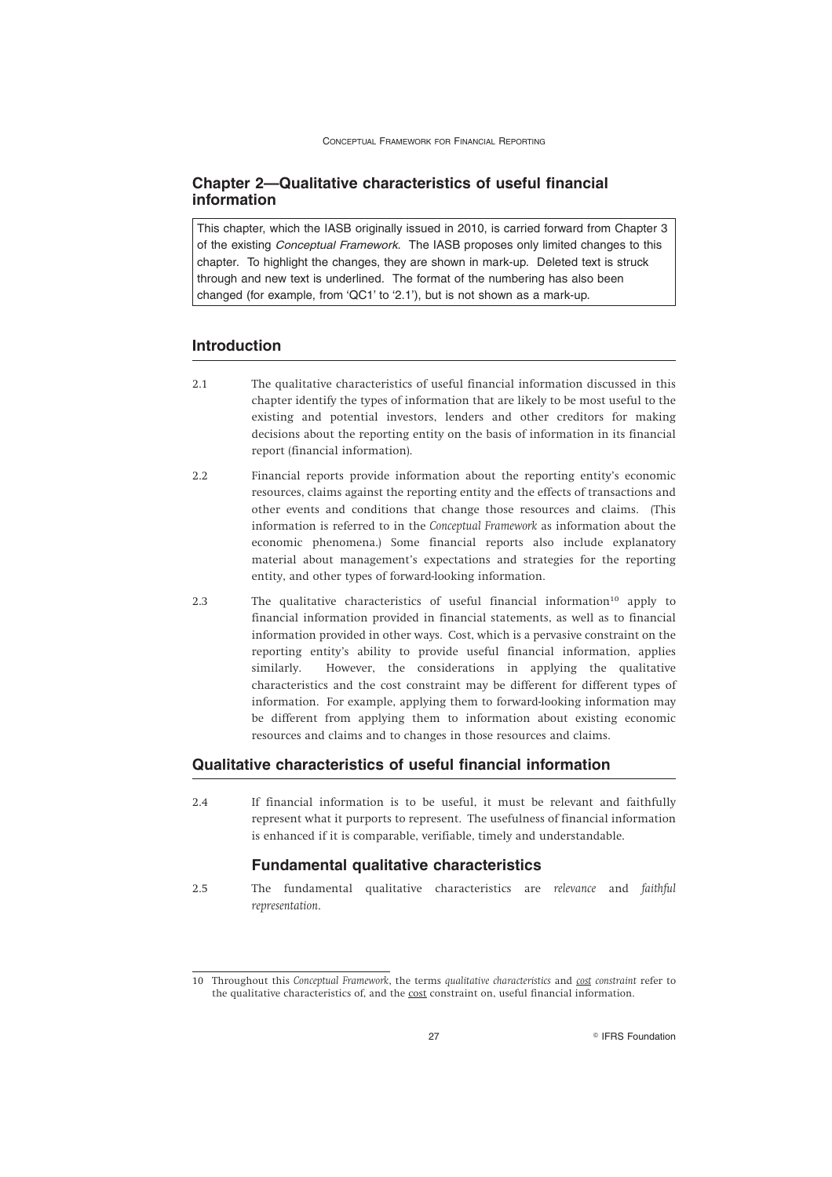## Chapter 2—Qualitative characteristics of useful financial information

This chapter, which the IASB originally issued in 2010, is carried forward from Chapter 3 of the existing *Conceptual Framework*. The IASB proposes only limited changes to this chapter. To highlight the changes, they are shown in mark-up. Deleted text is struck through and new text is underlined. The format of the numbering has also been changed (for example, from 'QC1' to '2.1'), but is not shown as a mark-up.

### Introduction

2.1 The qualitative characteristics of useful financial information discussed in this chapter identify the types of information that are likely to be most useful to the existing and potential investors, lenders and other creditors for making decisions about the reporting entity on the basis of information in its financial report (financial information).

2.2 Financial reports provide information about the reporting entity's economic resources, claims against the reporting entity and the effects of transactions and other events and conditions that change those resources and claims. (This information is referred to in the *Conceptual Framework* as information about the economic phenomena.) Some financial reports also include explanatory material about management's expectations and strategies for the reporting entity, and other types of forward-looking information.

2.3 The qualitative characteristics of useful financial information[10] apply to financial information provided in financial statements, as well as to financial information provided in other ways. Cost, which is a pervasive constraint on the reporting entity's ability to provide useful financial information, applies similarly. However, the considerations in applying the qualitative characteristics and the cost constraint may be different for different types of information. For example, applying them to forward-looking information may be different from applying them to information about existing economic resources and claims and to changes in those resources and claims.

### Qualitative characteristics of useful financial information

2.4 If financial information is to be useful, it must be relevant and faithfully represent what it purports to represent. The usefulness of financial information is enhanced if it is comparable, verifiable, timely and understandable.

#### Fundamental qualitative characteristics

2.5 The fundamental qualitative characteristics are *relevance* and *faithful representation*.

---

10 Throughout this *Conceptual Framework*, the terms *qualitative characteristics* and <u>*cost*</u> *constraint* refer to the qualitative characteristics of, and the <u>cost</u> constraint on, useful financial information.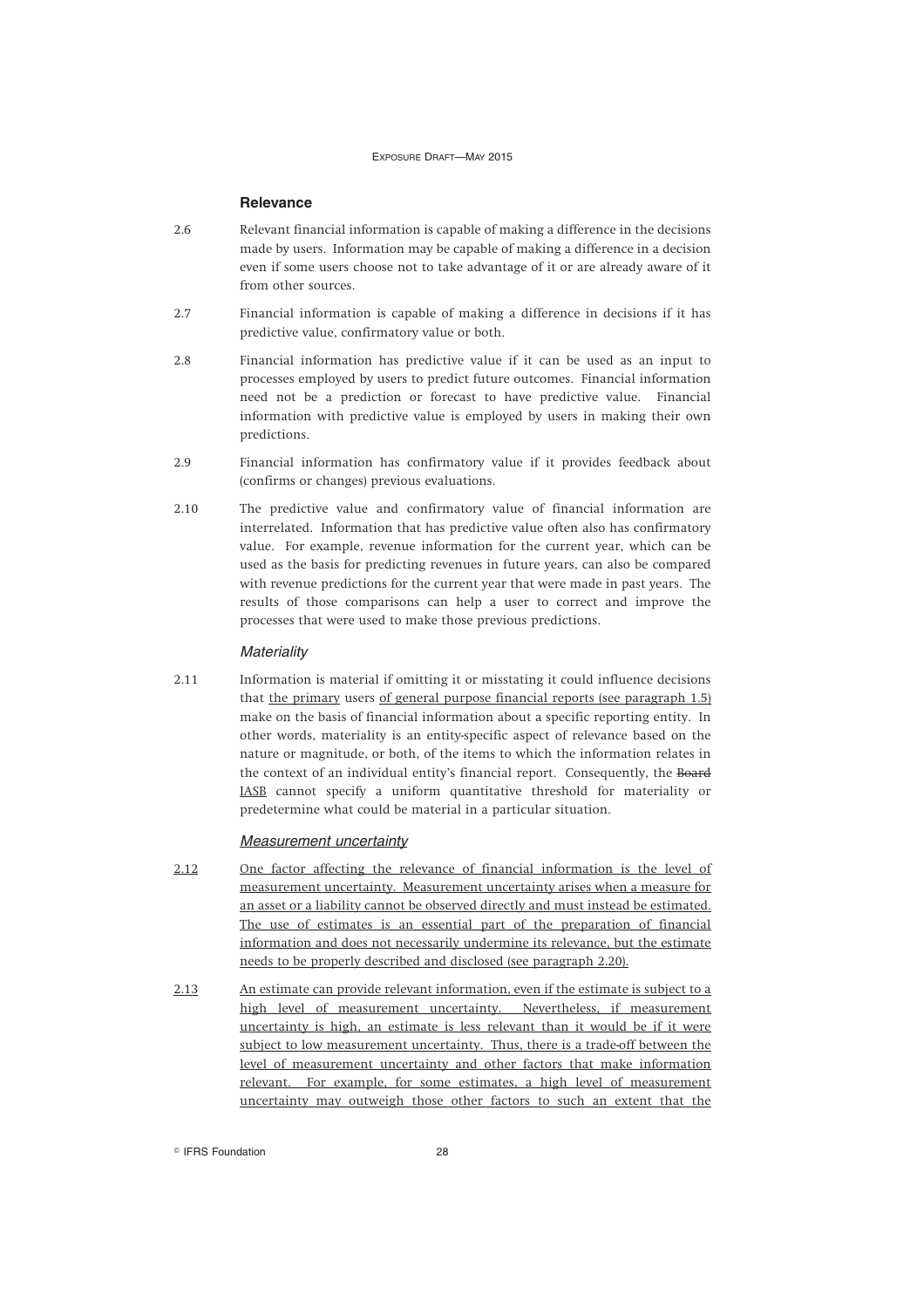### Relevance

2.6 Relevant financial information is capable of making a difference in the decisions made by users. Information may be capable of making a difference in a decision even if some users choose not to take advantage of it or are already aware of it from other sources.

2.7 Financial information is capable of making a difference in decisions if it has predictive value, confirmatory value or both.

2.8 Financial information has predictive value if it can be used as an input to processes employed by users to predict future outcomes. Financial information need not be a prediction or forecast to have predictive value. Financial information with predictive value is employed by users in making their own predictions.

2.9 Financial information has confirmatory value if it provides feedback about (confirms or changes) previous evaluations.

2.10 The predictive value and confirmatory value of financial information are interrelated. Information that has predictive value often also has confirmatory value. For example, revenue information for the current year, which can be used as the basis for predicting revenues in future years, can also be compared with revenue predictions for the current year that were made in past years. The results of those comparisons can help a user to correct and improve the processes that were used to make those previous predictions.

#### *Materiality*

2.11 Information is material if omitting it or misstating it could influence decisions that the primary users of general purpose financial reports (see paragraph 1.5) make on the basis of financial information about a specific reporting entity. In other words, materiality is an entity-specific aspect of relevance based on the nature or magnitude, or both, of the items to which the information relates in the context of an individual entity's financial report. Consequently, the ~~Board~~ IASB cannot specify a uniform quantitative threshold for materiality or predetermine what could be material in a particular situation.

#### *Measurement uncertainty*

2.12 One factor affecting the relevance of financial information is the level of measurement uncertainty. Measurement uncertainty arises when a measure for an asset or a liability cannot be observed directly and must instead be estimated. The use of estimates is an essential part of the preparation of financial information and does not necessarily undermine its relevance, but the estimate needs to be properly described and disclosed (see paragraph 2.20).

2.13 An estimate can provide relevant information, even if the estimate is subject to a high level of measurement uncertainty. Nevertheless, if measurement uncertainty is high, an estimate is less relevant than it would be if it were subject to low measurement uncertainty. Thus, there is a trade-off between the level of measurement uncertainty and other factors that make information relevant. For example, for some estimates, a high level of measurement uncertainty may outweigh those other factors to such an extent that the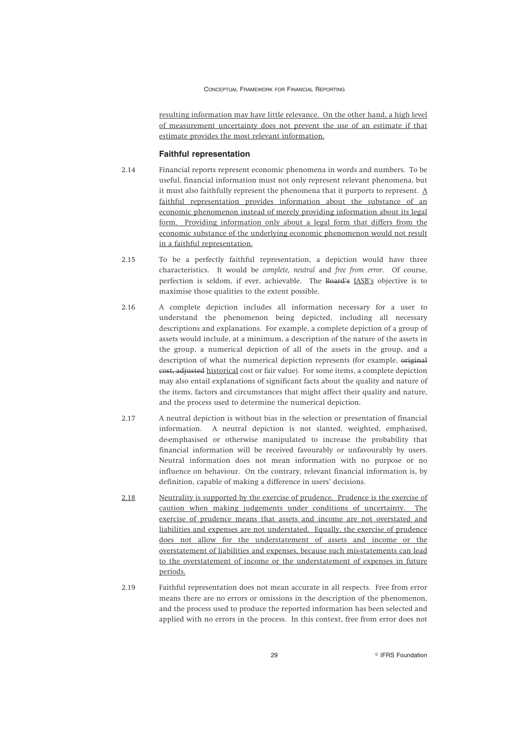resulting information may have little relevance. On the other hand, a high level of measurement uncertainty does not prevent the use of an estimate if that estimate provides the most relevant information.

### Faithful representation

2.14 Financial reports represent economic phenomena in words and numbers. To be useful, financial information must not only represent relevant phenomena, but it must also faithfully represent the phenomena that it purports to represent. A faithful representation provides information about the substance of an economic phenomenon instead of merely providing information about its legal form. Providing information only about a legal form that differs from the economic substance of the underlying economic phenomenon would not result in a faithful representation.

2.15 To be a perfectly faithful representation, a depiction would have three characteristics. It would be *complete, neutral* and *free from error*. Of course, perfection is seldom, if ever, achievable. The ~~Board's~~ IASB's objective is to maximise those qualities to the extent possible.

2.16 A complete depiction includes all information necessary for a user to understand the phenomenon being depicted, including all necessary descriptions and explanations. For example, a complete depiction of a group of assets would include, at a minimum, a description of the nature of the assets in the group, a numerical depiction of all of the assets in the group, and a description of what the numerical depiction represents (for example, ~~original cost, adjusted~~ historical cost or fair value). For some items, a complete depiction may also entail explanations of significant facts about the quality and nature of the items, factors and circumstances that might affect their quality and nature, and the process used to determine the numerical depiction.

2.17 A neutral depiction is without bias in the selection or presentation of financial information. A neutral depiction is not slanted, weighted, emphasised, de-emphasised or otherwise manipulated to increase the probability that financial information will be received favourably or unfavourably by users. Neutral information does not mean information with no purpose or no influence on behaviour. On the contrary, relevant financial information is, by definition, capable of making a difference in users' decisions.

2.18 Neutrality is supported by the exercise of prudence. Prudence is the exercise of caution when making judgements under conditions of uncertainty. The exercise of prudence means that assets and income are not overstated and liabilities and expenses are not understated. Equally, the exercise of prudence does not allow for the understatement of assets and income or the overstatement of liabilities and expenses, because such mis-statements can lead to the overstatement of income or the understatement of expenses in future periods.

2.19 Faithful representation does not mean accurate in all respects. Free from error means there are no errors or omissions in the description of the phenomenon, and the process used to produce the reported information has been selected and applied with no errors in the process. In this context, free from error does not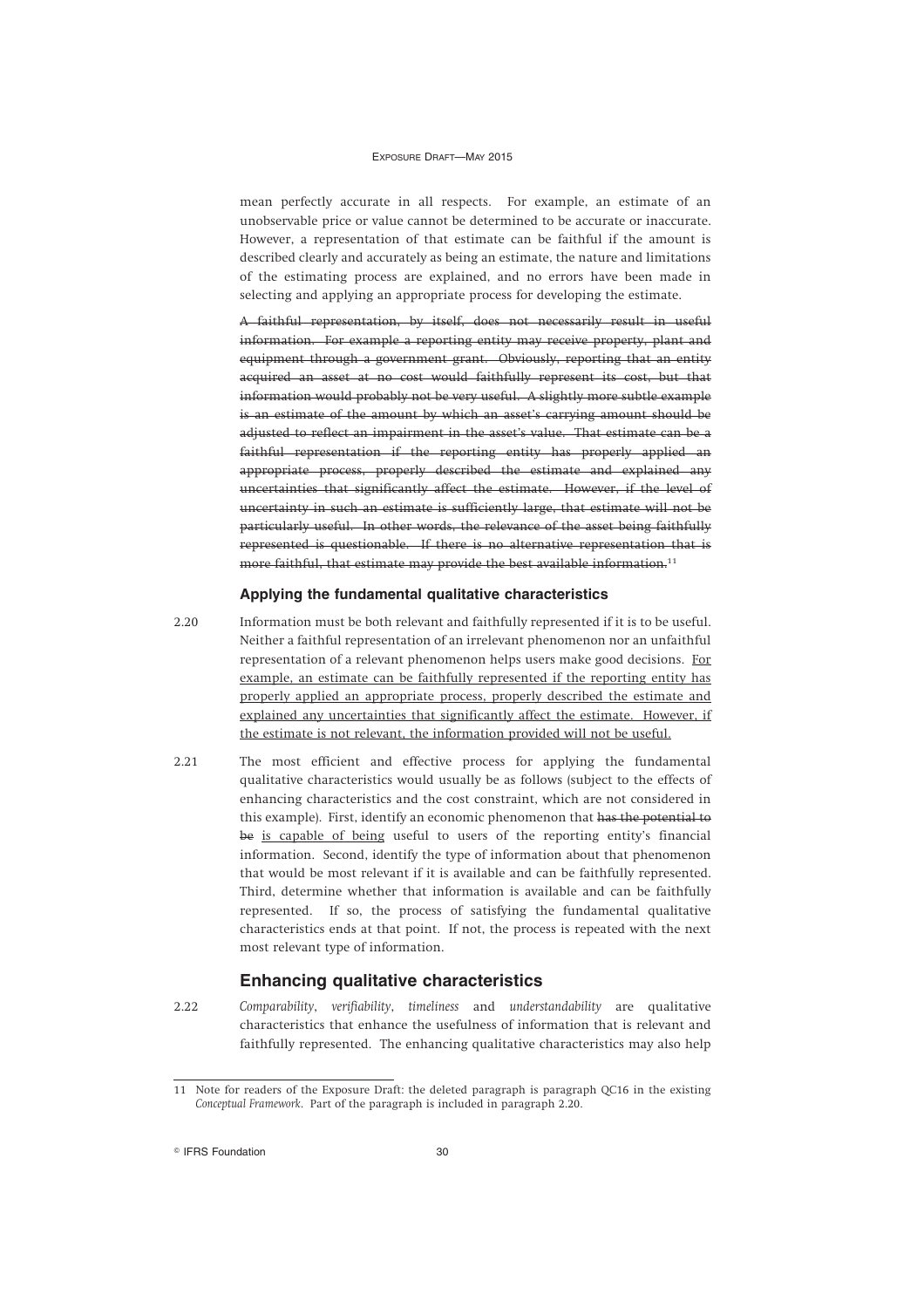mean perfectly accurate in all respects. For example, an estimate of an unobservable price or value cannot be determined to be accurate or inaccurate. However, a representation of that estimate can be faithful if the amount is described clearly and accurately as being an estimate, the nature and limitations of the estimating process are explained, and no errors have been made in selecting and applying an appropriate process for developing the estimate.

~~A faithful representation, by itself, does not necessarily result in useful information. For example a reporting entity may receive property, plant and equipment through a government grant. Obviously, reporting that an entity acquired an asset at no cost would faithfully represent its cost, but that information would probably not be very useful. A slightly more subtle example is an estimate of the amount by which an asset's carrying amount should be adjusted to reflect an impairment in the asset's value. That estimate can be a faithful representation if the reporting entity has properly applied an appropriate process, properly described the estimate and explained any uncertainties that significantly affect the estimate. However, if the level of uncertainty in such an estimate is sufficiently large, that estimate will not be particularly useful. In other words, the relevance of the asset being faithfully represented is questionable. If there is no alternative representation that is more faithful, that estimate may provide the best available information.~~[11]

### Applying the fundamental qualitative characteristics

2.20 Information must be both relevant and faithfully represented if it is to be useful. Neither a faithful representation of an irrelevant phenomenon nor an unfaithful representation of a relevant phenomenon helps users make good decisions. <u>For example, an estimate can be faithfully represented if the reporting entity has properly applied an appropriate process, properly described the estimate and explained any uncertainties that significantly affect the estimate. However, if the estimate is not relevant, the information provided will not be useful.</u>

2.21 The most efficient and effective process for applying the fundamental qualitative characteristics would usually be as follows (subject to the effects of enhancing characteristics and the cost constraint, which are not considered in this example). First, identify an economic phenomenon that ~~has the potential to be~~ <u>is capable of being</u> useful to users of the reporting entity's financial information. Second, identify the type of information about that phenomenon that would be most relevant if it is available and can be faithfully represented. Third, determine whether that information is available and can be faithfully represented. If so, the process of satisfying the fundamental qualitative characteristics ends at that point. If not, the process is repeated with the next most relevant type of information.

## Enhancing qualitative characteristics

2.22 *Comparability*, *verifiability*, *timeliness* and *understandability* are qualitative characteristics that enhance the usefulness of information that is relevant and faithfully represented. The enhancing qualitative characteristics may also help

---

11 Note for readers of the Exposure Draft: the deleted paragraph is paragraph QC16 in the existing *Conceptual Framework*. Part of the paragraph is included in paragraph 2.20.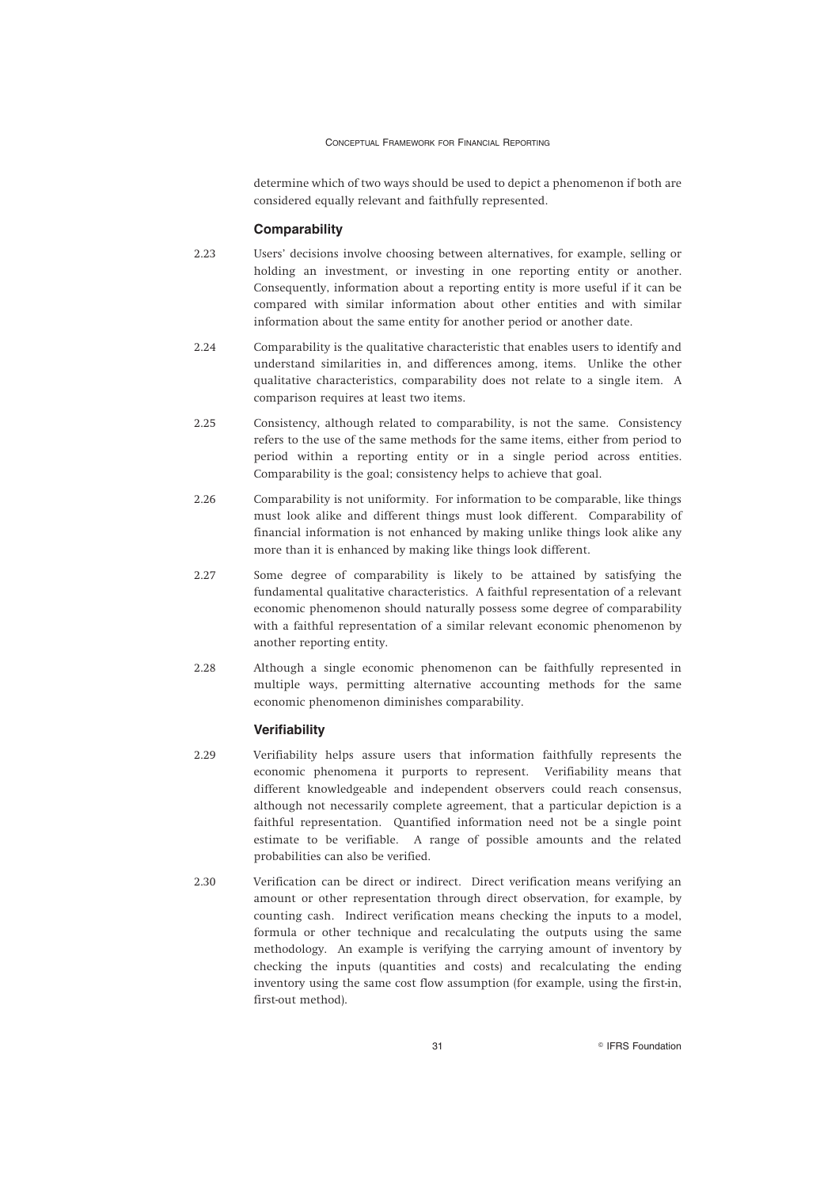determine which of two ways should be used to depict a phenomenon if both are considered equally relevant and faithfully represented.

### Comparability

2.23 Users' decisions involve choosing between alternatives, for example, selling or holding an investment, or investing in one reporting entity or another. Consequently, information about a reporting entity is more useful if it can be compared with similar information about other entities and with similar information about the same entity for another period or another date.

2.24 Comparability is the qualitative characteristic that enables users to identify and understand similarities in, and differences among, items. Unlike the other qualitative characteristics, comparability does not relate to a single item. A comparison requires at least two items.

2.25 Consistency, although related to comparability, is not the same. Consistency refers to the use of the same methods for the same items, either from period to period within a reporting entity or in a single period across entities. Comparability is the goal; consistency helps to achieve that goal.

2.26 Comparability is not uniformity. For information to be comparable, like things must look alike and different things must look different. Comparability of financial information is not enhanced by making unlike things look alike any more than it is enhanced by making like things look different.

2.27 Some degree of comparability is likely to be attained by satisfying the fundamental qualitative characteristics. A faithful representation of a relevant economic phenomenon should naturally possess some degree of comparability with a faithful representation of a similar relevant economic phenomenon by another reporting entity.

2.28 Although a single economic phenomenon can be faithfully represented in multiple ways, permitting alternative accounting methods for the same economic phenomenon diminishes comparability.

### Verifiability

2.29 Verifiability helps assure users that information faithfully represents the economic phenomena it purports to represent. Verifiability means that different knowledgeable and independent observers could reach consensus, although not necessarily complete agreement, that a particular depiction is a faithful representation. Quantified information need not be a single point estimate to be verifiable. A range of possible amounts and the related probabilities can also be verified.

2.30 Verification can be direct or indirect. Direct verification means verifying an amount or other representation through direct observation, for example, by counting cash. Indirect verification means checking the inputs to a model, formula or other technique and recalculating the outputs using the same methodology. An example is verifying the carrying amount of inventory by checking the inputs (quantities and costs) and recalculating the ending inventory using the same cost flow assumption (for example, using the first-in, first-out method).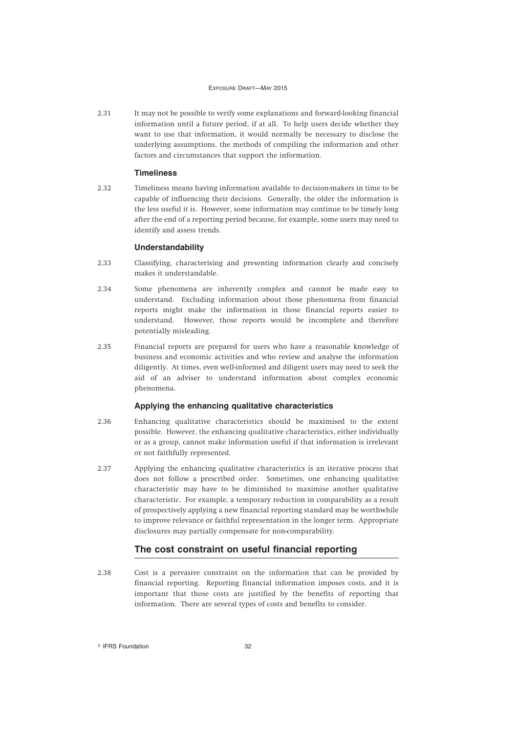2.31 It may not be possible to verify some explanations and forward-looking financial information until a future period, if at all. To help users decide whether they want to use that information, it would normally be necessary to disclose the underlying assumptions, the methods of compiling the information and other factors and circumstances that support the information.

### Timeliness

2.32 Timeliness means having information available to decision-makers in time to be capable of influencing their decisions. Generally, the older the information is the less useful it is. However, some information may continue to be timely long after the end of a reporting period because, for example, some users may need to identify and assess trends.

### Understandability

2.33 Classifying, characterising and presenting information clearly and concisely makes it understandable.

2.34 Some phenomena are inherently complex and cannot be made easy to understand. Excluding information about those phenomena from financial reports might make the information in those financial reports easier to understand. However, those reports would be incomplete and therefore potentially misleading.

2.35 Financial reports are prepared for users who have a reasonable knowledge of business and economic activities and who review and analyse the information diligently. At times, even well-informed and diligent users may need to seek the aid of an adviser to understand information about complex economic phenomena.

### Applying the enhancing qualitative characteristics

2.36 Enhancing qualitative characteristics should be maximised to the extent possible. However, the enhancing qualitative characteristics, either individually or as a group, cannot make information useful if that information is irrelevant or not faithfully represented.

2.37 Applying the enhancing qualitative characteristics is an iterative process that does not follow a prescribed order. Sometimes, one enhancing qualitative characteristic may have to be diminished to maximise another qualitative characteristic. For example, a temporary reduction in comparability as a result of prospectively applying a new financial reporting standard may be worthwhile to improve relevance or faithful representation in the longer term. Appropriate disclosures may partially compensate for non-comparability.

## The cost constraint on useful financial reporting

2.38 Cost is a pervasive constraint on the information that can be provided by financial reporting. Reporting financial information imposes costs, and it is important that those costs are justified by the benefits of reporting that information. There are several types of costs and benefits to consider.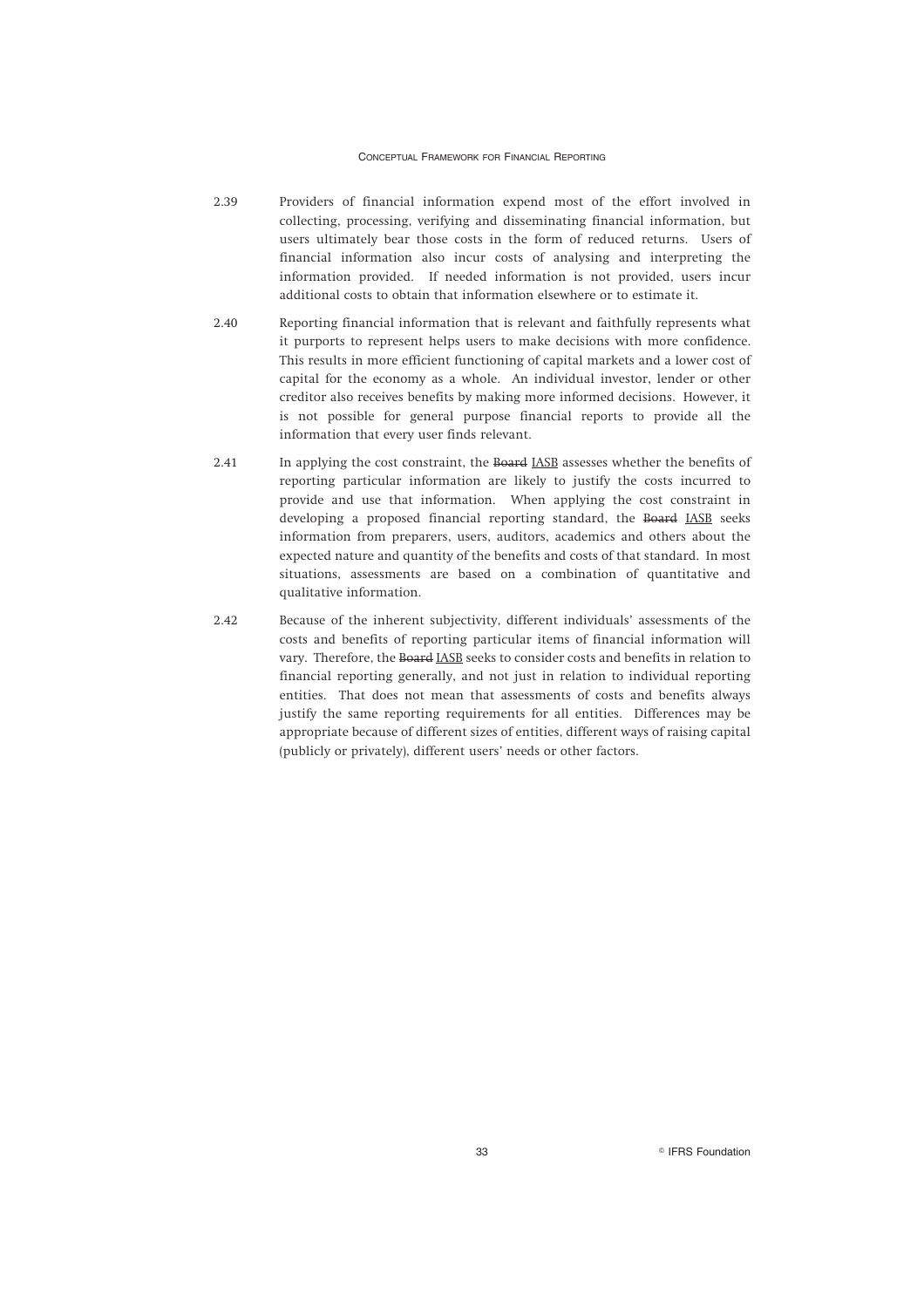2.39 Providers of financial information expend most of the effort involved in collecting, processing, verifying and disseminating financial information, but users ultimately bear those costs in the form of reduced returns. Users of financial information also incur costs of analysing and interpreting the information provided. If needed information is not provided, users incur additional costs to obtain that information elsewhere or to estimate it.

2.40 Reporting financial information that is relevant and faithfully represents what it purports to represent helps users to make decisions with more confidence. This results in more efficient functioning of capital markets and a lower cost of capital for the economy as a whole. An individual investor, lender or other creditor also receives benefits by making more informed decisions. However, it is not possible for general purpose financial reports to provide all the information that every user finds relevant.

2.41 In applying the cost constraint, the ~~Board~~ <u>IASB</u> assesses whether the benefits of reporting particular information are likely to justify the costs incurred to provide and use that information. When applying the cost constraint in developing a proposed financial reporting standard, the ~~Board~~ <u>IASB</u> seeks information from preparers, users, auditors, academics and others about the expected nature and quantity of the benefits and costs of that standard. In most situations, assessments are based on a combination of quantitative and qualitative information.

2.42 Because of the inherent subjectivity, different individuals' assessments of the costs and benefits of reporting particular items of financial information will vary. Therefore, the ~~Board~~ <u>IASB</u> seeks to consider costs and benefits in relation to financial reporting generally, and not just in relation to individual reporting entities. That does not mean that assessments of costs and benefits always justify the same reporting requirements for all entities. Differences may be appropriate because of different sizes of entities, different ways of raising capital (publicly or privately), different users' needs or other factors.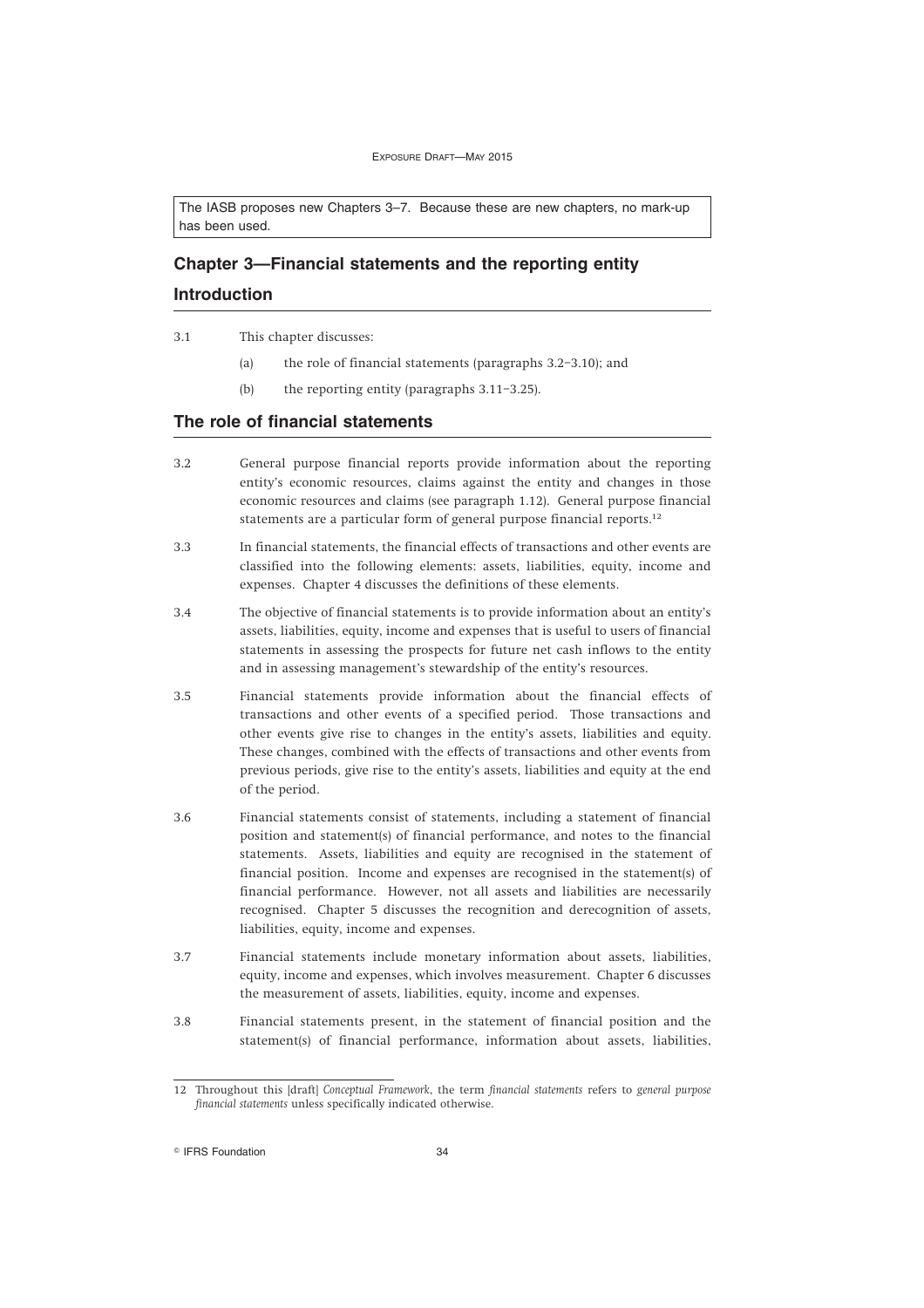The IASB proposes new Chapters 3–7. Because these are new chapters, no mark-up has been used.

## Chapter 3—Financial statements and the reporting entity

### Introduction

3.1 This chapter discusses:

(a) the role of financial statements (paragraphs 3.2–3.10); and

(b) the reporting entity (paragraphs 3.11–3.25).

### The role of financial statements

3.2 General purpose financial reports provide information about the reporting entity's economic resources, claims against the entity and changes in those economic resources and claims (see paragraph 1.12). General purpose financial statements are a particular form of general purpose financial reports.[12]

3.3 In financial statements, the financial effects of transactions and other events are classified into the following elements: assets, liabilities, equity, income and expenses. Chapter 4 discusses the definitions of these elements.

3.4 The objective of financial statements is to provide information about an entity's assets, liabilities, equity, income and expenses that is useful to users of financial statements in assessing the prospects for future net cash inflows to the entity and in assessing management's stewardship of the entity's resources.

3.5 Financial statements provide information about the financial effects of transactions and other events of a specified period. Those transactions and other events give rise to changes in the entity's assets, liabilities and equity. These changes, combined with the effects of transactions and other events from previous periods, give rise to the entity's assets, liabilities and equity at the end of the period.

3.6 Financial statements consist of statements, including a statement of financial position and statement(s) of financial performance, and notes to the financial statements. Assets, liabilities and equity are recognised in the statement of financial position. Income and expenses are recognised in the statement(s) of financial performance. However, not all assets and liabilities are necessarily recognised. Chapter 5 discusses the recognition and derecognition of assets, liabilities, equity, income and expenses.

3.7 Financial statements include monetary information about assets, liabilities, equity, income and expenses, which involves measurement. Chapter 6 discusses the measurement of assets, liabilities, equity, income and expenses.

3.8 Financial statements present, in the statement of financial position and the statement(s) of financial performance, information about assets, liabilities,

---

12 Throughout this [draft] *Conceptual Framework*, the term *financial statements* refers to *general purpose financial statements* unless specifically indicated otherwise.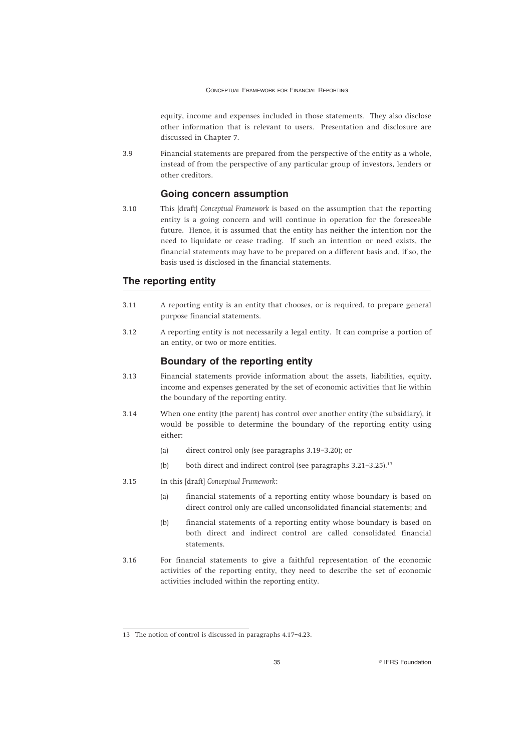equity, income and expenses included in those statements. They also disclose other information that is relevant to users. Presentation and disclosure are discussed in Chapter 7.

3.9 Financial statements are prepared from the perspective of the entity as a whole, instead of from the perspective of any particular group of investors, lenders or other creditors.

### Going concern assumption

3.10 This [draft] *Conceptual Framework* is based on the assumption that the reporting entity is a going concern and will continue in operation for the foreseeable future. Hence, it is assumed that the entity has neither the intention nor the need to liquidate or cease trading. If such an intention or need exists, the financial statements may have to be prepared on a different basis and, if so, the basis used is disclosed in the financial statements.

## The reporting entity

3.11 A reporting entity is an entity that chooses, or is required, to prepare general purpose financial statements.

3.12 A reporting entity is not necessarily a legal entity. It can comprise a portion of an entity, or two or more entities.

### Boundary of the reporting entity

3.13 Financial statements provide information about the assets, liabilities, equity, income and expenses generated by the set of economic activities that lie within the boundary of the reporting entity.

3.14 When one entity (the parent) has control over another entity (the subsidiary), it would be possible to determine the boundary of the reporting entity using either:

(a) direct control only (see paragraphs 3.19–3.20); or

(b) both direct and indirect control (see paragraphs 3.21–3.25).[13]

3.15 In this [draft] *Conceptual Framework*:

(a) financial statements of a reporting entity whose boundary is based on direct control only are called unconsolidated financial statements; and

(b) financial statements of a reporting entity whose boundary is based on both direct and indirect control are called consolidated financial statements.

3.16 For financial statements to give a faithful representation of the economic activities of the reporting entity, they need to describe the set of economic activities included within the reporting entity.

---

13 The notion of control is discussed in paragraphs 4.17–4.23.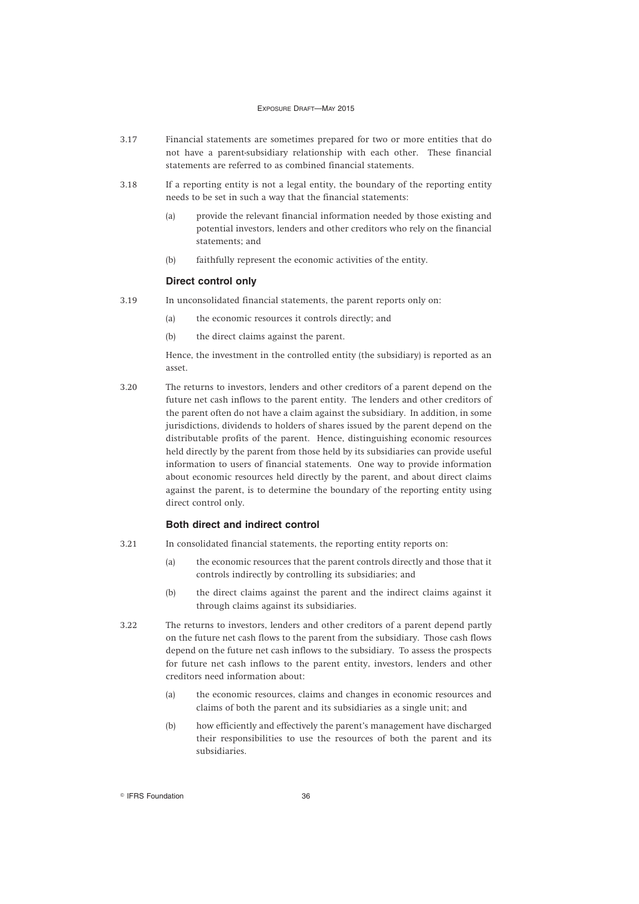3.17 Financial statements are sometimes prepared for two or more entities that do not have a parent-subsidiary relationship with each other. These financial statements are referred to as combined financial statements.

3.18 If a reporting entity is not a legal entity, the boundary of the reporting entity needs to be set in such a way that the financial statements:

- (a) provide the relevant financial information needed by those existing and potential investors, lenders and other creditors who rely on the financial statements; and
- (b) faithfully represent the economic activities of the entity.

### Direct control only

3.19 In unconsolidated financial statements, the parent reports only on:

- (a) the economic resources it controls directly; and
- (b) the direct claims against the parent.

Hence, the investment in the controlled entity (the subsidiary) is reported as an asset.

3.20 The returns to investors, lenders and other creditors of a parent depend on the future net cash inflows to the parent entity. The lenders and other creditors of the parent often do not have a claim against the subsidiary. In addition, in some jurisdictions, dividends to holders of shares issued by the parent depend on the distributable profits of the parent. Hence, distinguishing economic resources held directly by the parent from those held by its subsidiaries can provide useful information to users of financial statements. One way to provide information about economic resources held directly by the parent, and about direct claims against the parent, is to determine the boundary of the reporting entity using direct control only.

### Both direct and indirect control

3.21 In consolidated financial statements, the reporting entity reports on:

- (a) the economic resources that the parent controls directly and those that it controls indirectly by controlling its subsidiaries; and
- (b) the direct claims against the parent and the indirect claims against it through claims against its subsidiaries.

3.22 The returns to investors, lenders and other creditors of a parent depend partly on the future net cash flows to the parent from the subsidiary. Those cash flows depend on the future net cash inflows to the subsidiary. To assess the prospects for future net cash inflows to the parent entity, investors, lenders and other creditors need information about:

- (a) the economic resources, claims and changes in economic resources and claims of both the parent and its subsidiaries as a single unit; and
- (b) how efficiently and effectively the parent's management have discharged their responsibilities to use the resources of both the parent and its subsidiaries.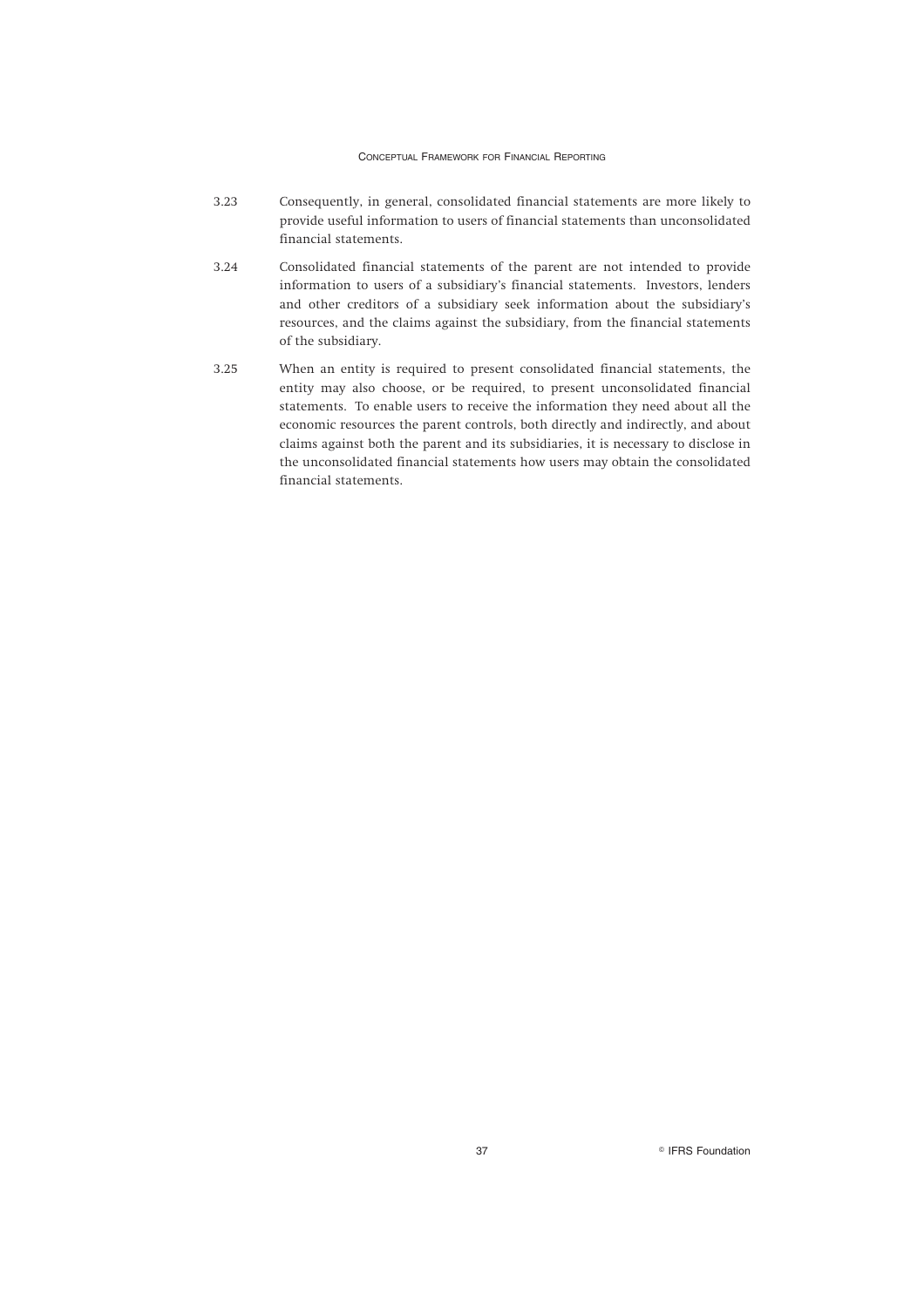3.23 Consequently, in general, consolidated financial statements are more likely to provide useful information to users of financial statements than unconsolidated financial statements.

3.24 Consolidated financial statements of the parent are not intended to provide information to users of a subsidiary's financial statements. Investors, lenders and other creditors of a subsidiary seek information about the subsidiary's resources, and the claims against the subsidiary, from the financial statements of the subsidiary.

3.25 When an entity is required to present consolidated financial statements, the entity may also choose, or be required, to present unconsolidated financial statements. To enable users to receive the information they need about all the economic resources the parent controls, both directly and indirectly, and about claims against both the parent and its subsidiaries, it is necessary to disclose in the unconsolidated financial statements how users may obtain the consolidated financial statements.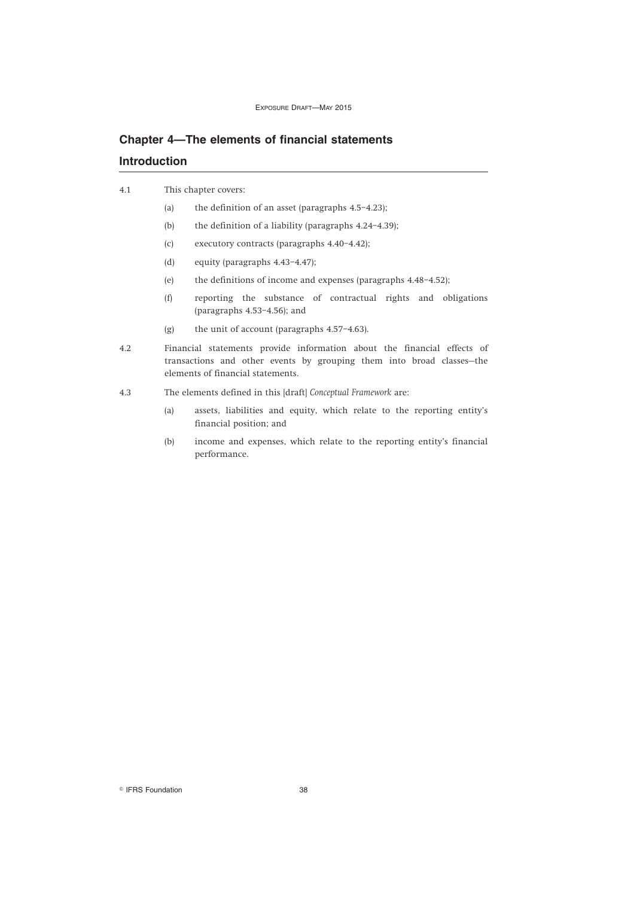## Chapter 4—The elements of financial statements

### Introduction

4.1 This chapter covers:

(a) the definition of an asset (paragraphs 4.5–4.23);

(b) the definition of a liability (paragraphs 4.24–4.39);

(c) executory contracts (paragraphs 4.40–4.42);

(d) equity (paragraphs 4.43–4.47);

(e) the definitions of income and expenses (paragraphs 4.48–4.52);

(f) reporting the substance of contractual rights and obligations (paragraphs 4.53–4.56); and

(g) the unit of account (paragraphs 4.57–4.63).

4.2 Financial statements provide information about the financial effects of transactions and other events by grouping them into broad classes—the elements of financial statements.

4.3 The elements defined in this [draft] *Conceptual Framework* are:

(a) assets, liabilities and equity, which relate to the reporting entity's financial position; and

(b) income and expenses, which relate to the reporting entity's financial performance.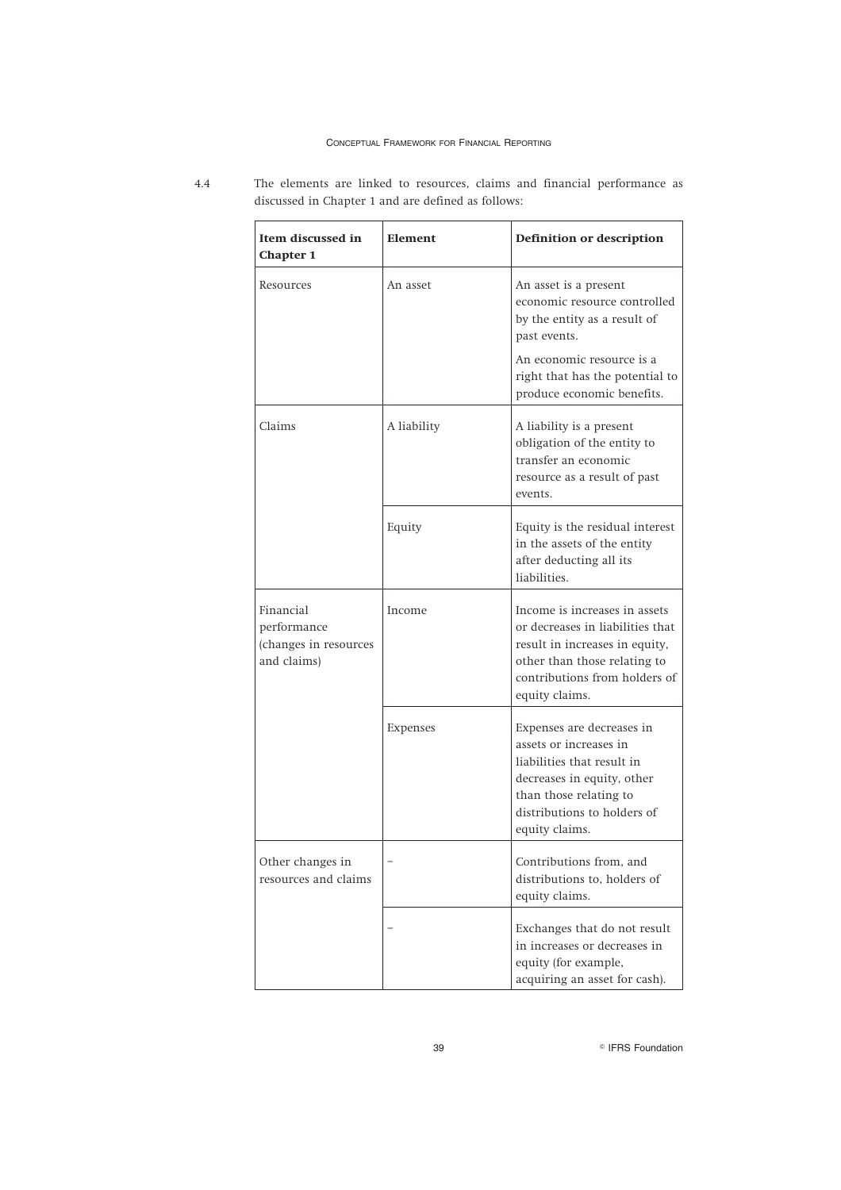4.4 The elements are linked to resources, claims and financial performance as discussed in Chapter 1 and are defined as follows:

| **Item discussed in Chapter 1** | **Element** | **Definition or description** |
|---|---|---|
| Resources | An asset | An asset is a present economic resource controlled by the entity as a result of past events.<br><br>An economic resource is a right that has the potential to produce economic benefits. |
| Claims | A liability | A liability is a present obligation of the entity to transfer an economic resource as a result of past events. |
| | Equity | Equity is the residual interest in the assets of the entity after deducting all its liabilities. |
| Financial performance (changes in resources and claims) | Income | Income is increases in assets or decreases in liabilities that result in increases in equity, other than those relating to contributions from holders of equity claims. |
| | Expenses | Expenses are decreases in assets or increases in liabilities that result in decreases in equity, other than those relating to distributions to holders of equity claims. |
| Other changes in resources and claims | – | Contributions from, and distributions to, holders of equity claims. |
| | – | Exchanges that do not result in increases or decreases in equity (for example, acquiring an asset for cash). |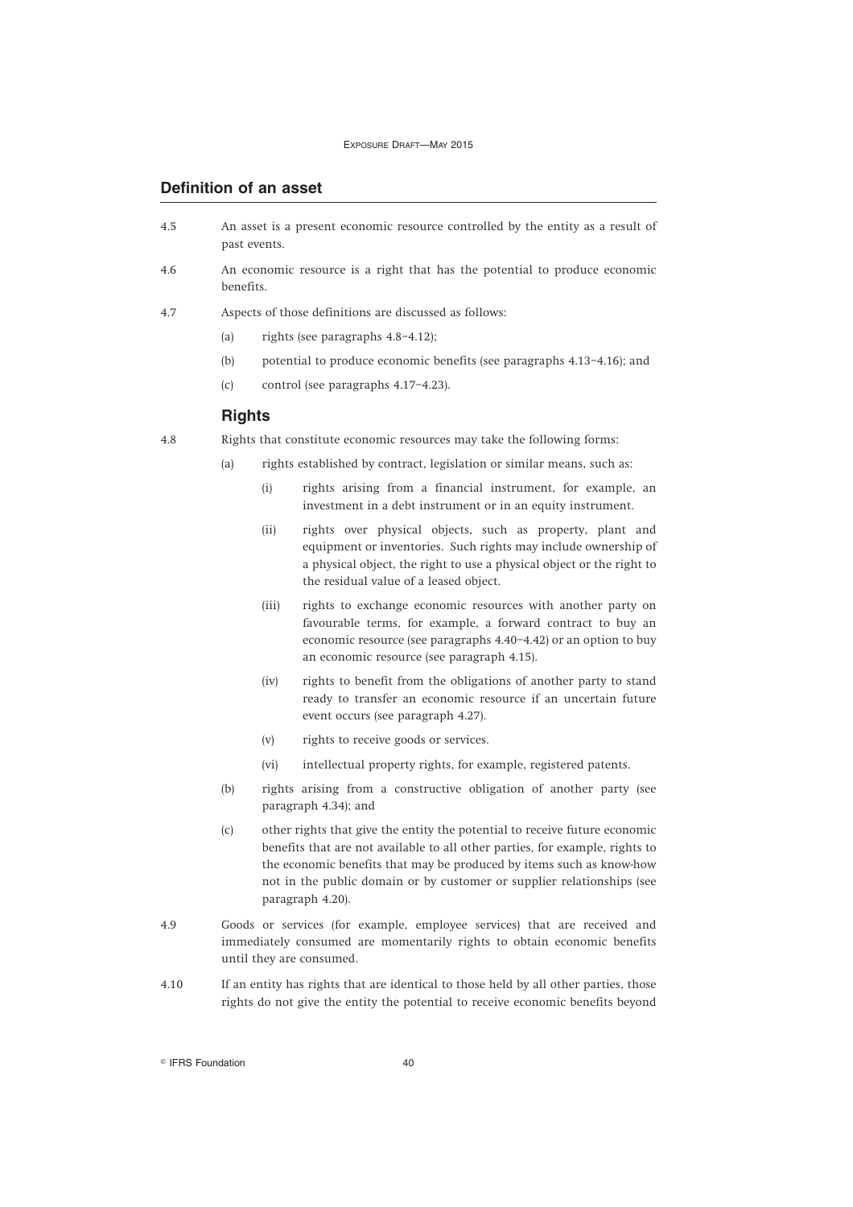## Definition of an asset

4.5 An asset is a present economic resource controlled by the entity as a result of past events.

4.6 An economic resource is a right that has the potential to produce economic benefits.

4.7 Aspects of those definitions are discussed as follows:

(a) rights (see paragraphs 4.8–4.12);

(b) potential to produce economic benefits (see paragraphs 4.13–4.16); and

(c) control (see paragraphs 4.17–4.23).

### Rights

4.8 Rights that constitute economic resources may take the following forms:

(a) rights established by contract, legislation or similar means, such as:

(i) rights arising from a financial instrument, for example, an investment in a debt instrument or in an equity instrument.

(ii) rights over physical objects, such as property, plant and equipment or inventories. Such rights may include ownership of a physical object, the right to use a physical object or the right to the residual value of a leased object.

(iii) rights to exchange economic resources with another party on favourable terms, for example, a forward contract to buy an economic resource (see paragraphs 4.40–4.42) or an option to buy an economic resource (see paragraph 4.15).

(iv) rights to benefit from the obligations of another party to stand ready to transfer an economic resource if an uncertain future event occurs (see paragraph 4.27).

(v) rights to receive goods or services.

(vi) intellectual property rights, for example, registered patents.

(b) rights arising from a constructive obligation of another party (see paragraph 4.34); and

(c) other rights that give the entity the potential to receive future economic benefits that are not available to all other parties, for example, rights to the economic benefits that may be produced by items such as know-how not in the public domain or by customer or supplier relationships (see paragraph 4.20).

4.9 Goods or services (for example, employee services) that are received and immediately consumed are momentarily rights to obtain economic benefits until they are consumed.

4.10 If an entity has rights that are identical to those held by all other parties, those rights do not give the entity the potential to receive economic benefits beyond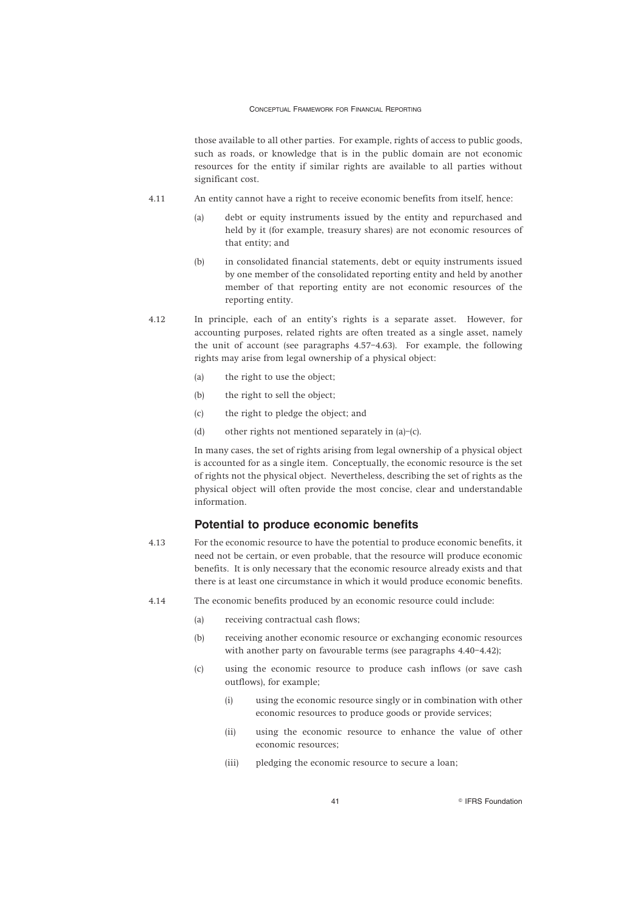those available to all other parties. For example, rights of access to public goods, such as roads, or knowledge that is in the public domain are not economic resources for the entity if similar rights are available to all parties without significant cost.

4.11 An entity cannot have a right to receive economic benefits from itself, hence:

(a) debt or equity instruments issued by the entity and repurchased and held by it (for example, treasury shares) are not economic resources of that entity; and

(b) in consolidated financial statements, debt or equity instruments issued by one member of the consolidated reporting entity and held by another member of that reporting entity are not economic resources of the reporting entity.

4.12 In principle, each of an entity's rights is a separate asset. However, for accounting purposes, related rights are often treated as a single asset, namely the unit of account (see paragraphs 4.57–4.63). For example, the following rights may arise from legal ownership of a physical object:

(a) the right to use the object;

(b) the right to sell the object;

(c) the right to pledge the object; and

(d) other rights not mentioned separately in (a)–(c).

In many cases, the set of rights arising from legal ownership of a physical object is accounted for as a single item. Conceptually, the economic resource is the set of rights not the physical object. Nevertheless, describing the set of rights as the physical object will often provide the most concise, clear and understandable information.

## Potential to produce economic benefits

4.13 For the economic resource to have the potential to produce economic benefits, it need not be certain, or even probable, that the resource will produce economic benefits. It is only necessary that the economic resource already exists and that there is at least one circumstance in which it would produce economic benefits.

4.14 The economic benefits produced by an economic resource could include:

(a) receiving contractual cash flows;

(b) receiving another economic resource or exchanging economic resources with another party on favourable terms (see paragraphs 4.40–4.42);

(c) using the economic resource to produce cash inflows (or save cash outflows), for example;

(i) using the economic resource singly or in combination with other economic resources to produce goods or provide services;

(ii) using the economic resource to enhance the value of other economic resources;

(iii) pledging the economic resource to secure a loan;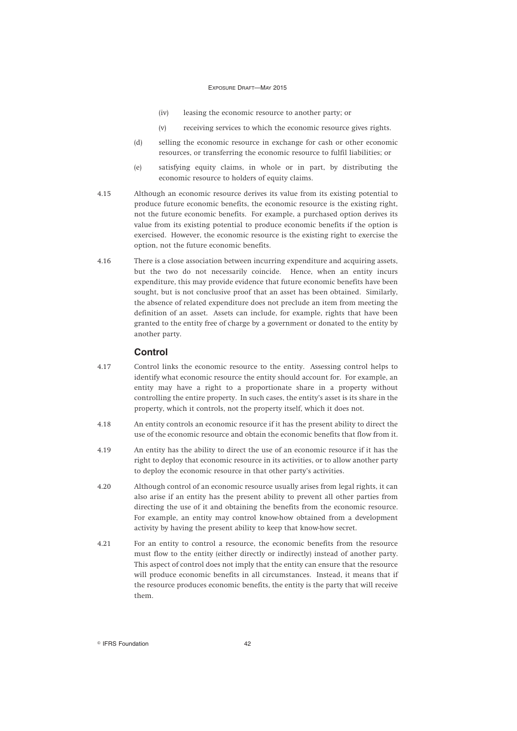- (iv) leasing the economic resource to another party; or
- (v) receiving services to which the economic resource gives rights.

(d) selling the economic resource in exchange for cash or other economic resources, or transferring the economic resource to fulfil liabilities; or

(e) satisfying equity claims, in whole or in part, by distributing the economic resource to holders of equity claims.

4.15 Although an economic resource derives its value from its existing potential to produce future economic benefits, the economic resource is the existing right, not the future economic benefits. For example, a purchased option derives its value from its existing potential to produce economic benefits if the option is exercised. However, the economic resource is the existing right to exercise the option, not the future economic benefits.

4.16 There is a close association between incurring expenditure and acquiring assets, but the two do not necessarily coincide. Hence, when an entity incurs expenditure, this may provide evidence that future economic benefits have been sought, but is not conclusive proof that an asset has been obtained. Similarly, the absence of related expenditure does not preclude an item from meeting the definition of an asset. Assets can include, for example, rights that have been granted to the entity free of charge by a government or donated to the entity by another party.

## Control

4.17 Control links the economic resource to the entity. Assessing control helps to identify what economic resource the entity should account for. For example, an entity may have a right to a proportionate share in a property without controlling the entire property. In such cases, the entity's asset is its share in the property, which it controls, not the property itself, which it does not.

4.18 An entity controls an economic resource if it has the present ability to direct the use of the economic resource and obtain the economic benefits that flow from it.

4.19 An entity has the ability to direct the use of an economic resource if it has the right to deploy that economic resource in its activities, or to allow another party to deploy the economic resource in that other party's activities.

4.20 Although control of an economic resource usually arises from legal rights, it can also arise if an entity has the present ability to prevent all other parties from directing the use of it and obtaining the benefits from the economic resource. For example, an entity may control know-how obtained from a development activity by having the present ability to keep that know-how secret.

4.21 For an entity to control a resource, the economic benefits from the resource must flow to the entity (either directly or indirectly) instead of another party. This aspect of control does not imply that the entity can ensure that the resource will produce economic benefits in all circumstances. Instead, it means that if the resource produces economic benefits, the entity is the party that will receive them.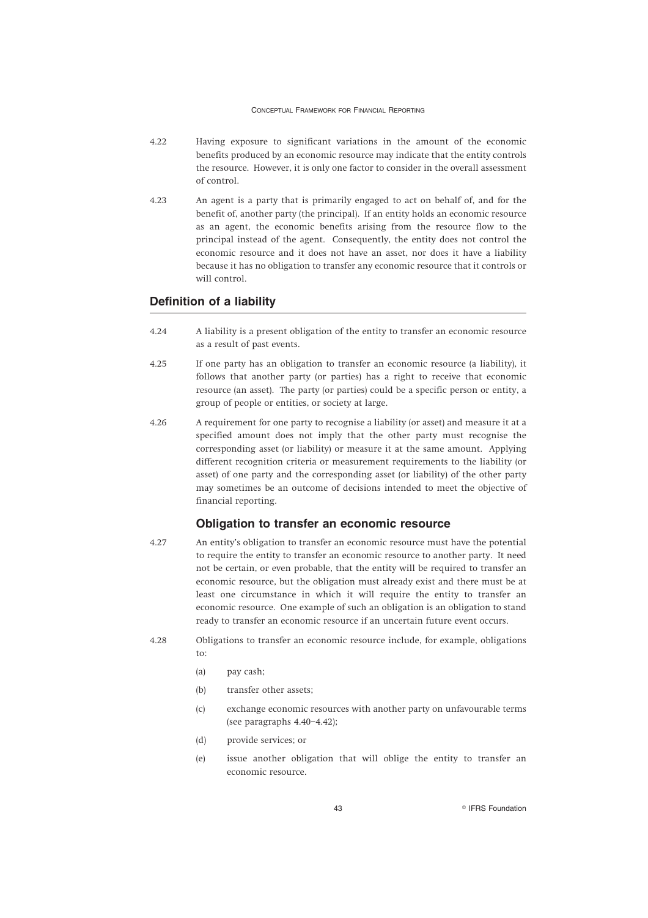4.22 Having exposure to significant variations in the amount of the economic benefits produced by an economic resource may indicate that the entity controls the resource. However, it is only one factor to consider in the overall assessment of control.

4.23 An agent is a party that is primarily engaged to act on behalf of, and for the benefit of, another party (the principal). If an entity holds an economic resource as an agent, the economic benefits arising from the resource flow to the principal instead of the agent. Consequently, the entity does not control the economic resource and it does not have an asset, nor does it have a liability because it has no obligation to transfer any economic resource that it controls or will control.

## Definition of a liability

4.24 A liability is a present obligation of the entity to transfer an economic resource as a result of past events.

4.25 If one party has an obligation to transfer an economic resource (a liability), it follows that another party (or parties) has a right to receive that economic resource (an asset). The party (or parties) could be a specific person or entity, a group of people or entities, or society at large.

4.26 A requirement for one party to recognise a liability (or asset) and measure it at a specified amount does not imply that the other party must recognise the corresponding asset (or liability) or measure it at the same amount. Applying different recognition criteria or measurement requirements to the liability (or asset) of one party and the corresponding asset (or liability) of the other party may sometimes be an outcome of decisions intended to meet the objective of financial reporting.

### Obligation to transfer an economic resource

4.27 An entity's obligation to transfer an economic resource must have the potential to require the entity to transfer an economic resource to another party. It need not be certain, or even probable, that the entity will be required to transfer an economic resource, but the obligation must already exist and there must be at least one circumstance in which it will require the entity to transfer an economic resource. One example of such an obligation is an obligation to stand ready to transfer an economic resource if an uncertain future event occurs.

4.28 Obligations to transfer an economic resource include, for example, obligations to:

(a) pay cash;

(b) transfer other assets;

(c) exchange economic resources with another party on unfavourable terms (see paragraphs 4.40–4.42);

(d) provide services; or

(e) issue another obligation that will oblige the entity to transfer an economic resource.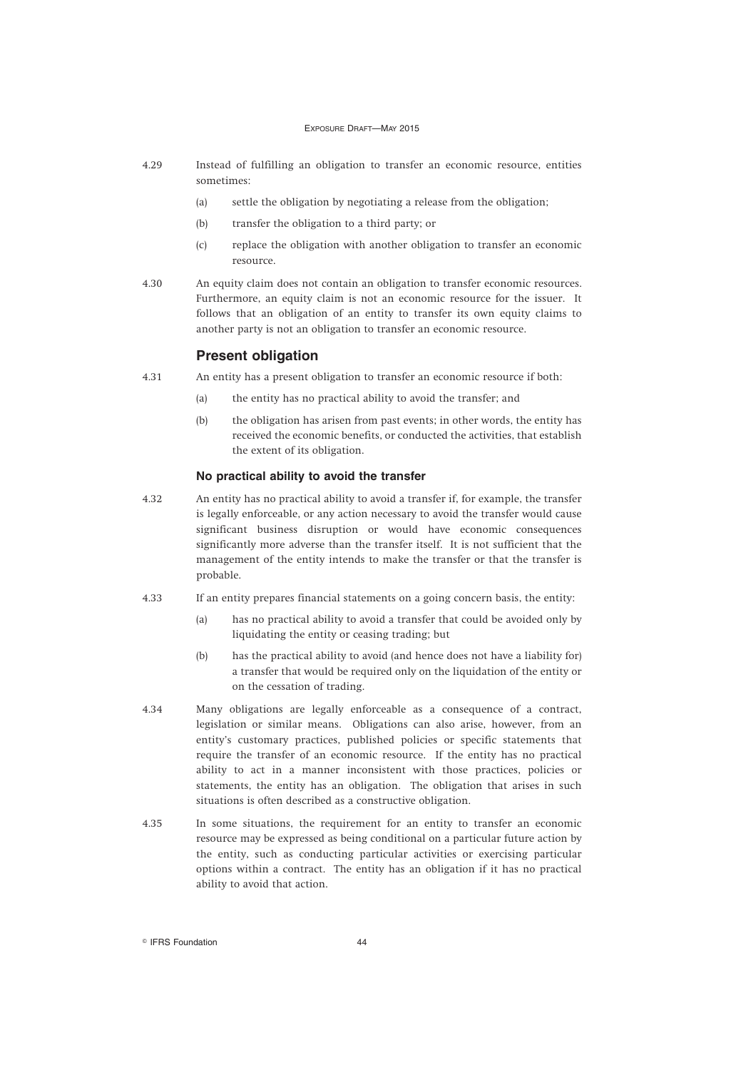4.29 Instead of fulfilling an obligation to transfer an economic resource, entities sometimes:

(a) settle the obligation by negotiating a release from the obligation;

(b) transfer the obligation to a third party; or

(c) replace the obligation with another obligation to transfer an economic resource.

4.30 An equity claim does not contain an obligation to transfer economic resources. Furthermore, an equity claim is not an economic resource for the issuer. It follows that an obligation of an entity to transfer its own equity claims to another party is not an obligation to transfer an economic resource.

## Present obligation

4.31 An entity has a present obligation to transfer an economic resource if both:

(a) the entity has no practical ability to avoid the transfer; and

(b) the obligation has arisen from past events; in other words, the entity has received the economic benefits, or conducted the activities, that establish the extent of its obligation.

### No practical ability to avoid the transfer

4.32 An entity has no practical ability to avoid a transfer if, for example, the transfer is legally enforceable, or any action necessary to avoid the transfer would cause significant business disruption or would have economic consequences significantly more adverse than the transfer itself. It is not sufficient that the management of the entity intends to make the transfer or that the transfer is probable.

4.33 If an entity prepares financial statements on a going concern basis, the entity:

(a) has no practical ability to avoid a transfer that could be avoided only by liquidating the entity or ceasing trading; but

(b) has the practical ability to avoid (and hence does not have a liability for) a transfer that would be required only on the liquidation of the entity or on the cessation of trading.

4.34 Many obligations are legally enforceable as a consequence of a contract, legislation or similar means. Obligations can also arise, however, from an entity's customary practices, published policies or specific statements that require the transfer of an economic resource. If the entity has no practical ability to act in a manner inconsistent with those practices, policies or statements, the entity has an obligation. The obligation that arises in such situations is often described as a constructive obligation.

4.35 In some situations, the requirement for an entity to transfer an economic resource may be expressed as being conditional on a particular future action by the entity, such as conducting particular activities or exercising particular options within a contract. The entity has an obligation if it has no practical ability to avoid that action.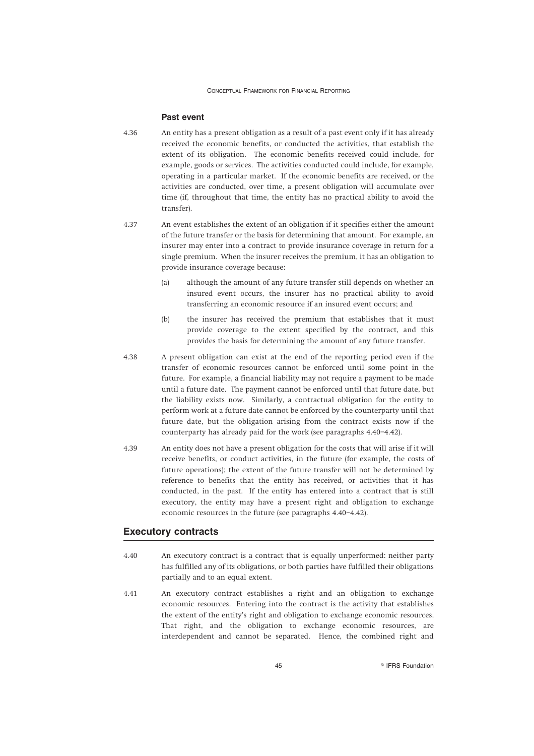### Past event

4.36 An entity has a present obligation as a result of a past event only if it has already received the economic benefits, or conducted the activities, that establish the extent of its obligation. The economic benefits received could include, for example, goods or services. The activities conducted could include, for example, operating in a particular market. If the economic benefits are received, or the activities are conducted, over time, a present obligation will accumulate over time (if, throughout that time, the entity has no practical ability to avoid the transfer).

4.37 An event establishes the extent of an obligation if it specifies either the amount of the future transfer or the basis for determining that amount. For example, an insurer may enter into a contract to provide insurance coverage in return for a single premium. When the insurer receives the premium, it has an obligation to provide insurance coverage because:

(a) although the amount of any future transfer still depends on whether an insured event occurs, the insurer has no practical ability to avoid transferring an economic resource if an insured event occurs; and

(b) the insurer has received the premium that establishes that it must provide coverage to the extent specified by the contract, and this provides the basis for determining the amount of any future transfer.

4.38 A present obligation can exist at the end of the reporting period even if the transfer of economic resources cannot be enforced until some point in the future. For example, a financial liability may not require a payment to be made until a future date. The payment cannot be enforced until that future date, but the liability exists now. Similarly, a contractual obligation for the entity to perform work at a future date cannot be enforced by the counterparty until that future date, but the obligation arising from the contract exists now if the counterparty has already paid for the work (see paragraphs 4.40–4.42).

4.39 An entity does not have a present obligation for the costs that will arise if it will receive benefits, or conduct activities, in the future (for example, the costs of future operations); the extent of the future transfer will not be determined by reference to benefits that the entity has received, or activities that it has conducted, in the past. If the entity has entered into a contract that is still executory, the entity may have a present right and obligation to exchange economic resources in the future (see paragraphs 4.40–4.42).

## Executory contracts

4.40 An executory contract is a contract that is equally unperformed: neither party has fulfilled any of its obligations, or both parties have fulfilled their obligations partially and to an equal extent.

4.41 An executory contract establishes a right and an obligation to exchange economic resources. Entering into the contract is the activity that establishes the extent of the entity's right and obligation to exchange economic resources. That right, and the obligation to exchange economic resources, are interdependent and cannot be separated. Hence, the combined right and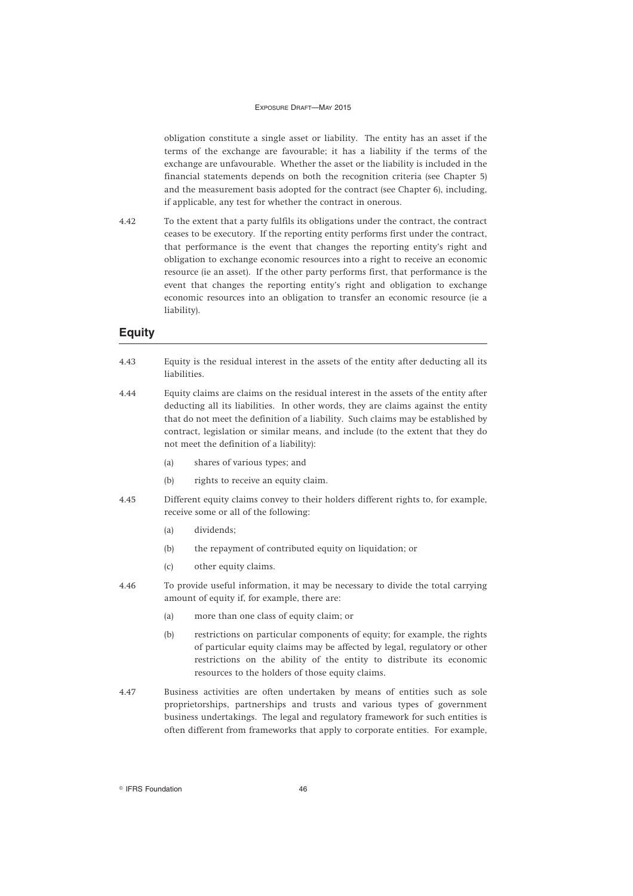obligation constitute a single asset or liability. The entity has an asset if the terms of the exchange are favourable; it has a liability if the terms of the exchange are unfavourable. Whether the asset or the liability is included in the financial statements depends on both the recognition criteria (see Chapter 5) and the measurement basis adopted for the contract (see Chapter 6), including, if applicable, any test for whether the contract in onerous.

4.42 To the extent that a party fulfils its obligations under the contract, the contract ceases to be executory. If the reporting entity performs first under the contract, that performance is the event that changes the reporting entity's right and obligation to exchange economic resources into a right to receive an economic resource (ie an asset). If the other party performs first, that performance is the event that changes the reporting entity's right and obligation to exchange economic resources into an obligation to transfer an economic resource (ie a liability).

## Equity

4.43 Equity is the residual interest in the assets of the entity after deducting all its liabilities.

4.44 Equity claims are claims on the residual interest in the assets of the entity after deducting all its liabilities. In other words, they are claims against the entity that do not meet the definition of a liability. Such claims may be established by contract, legislation or similar means, and include (to the extent that they do not meet the definition of a liability):

(a) shares of various types; and

(b) rights to receive an equity claim.

4.45 Different equity claims convey to their holders different rights to, for example, receive some or all of the following:

(a) dividends;

(b) the repayment of contributed equity on liquidation; or

(c) other equity claims.

4.46 To provide useful information, it may be necessary to divide the total carrying amount of equity if, for example, there are:

(a) more than one class of equity claim; or

(b) restrictions on particular components of equity; for example, the rights of particular equity claims may be affected by legal, regulatory or other restrictions on the ability of the entity to distribute its economic resources to the holders of those equity claims.

4.47 Business activities are often undertaken by means of entities such as sole proprietorships, partnerships and trusts and various types of government business undertakings. The legal and regulatory framework for such entities is often different from frameworks that apply to corporate entities. For example,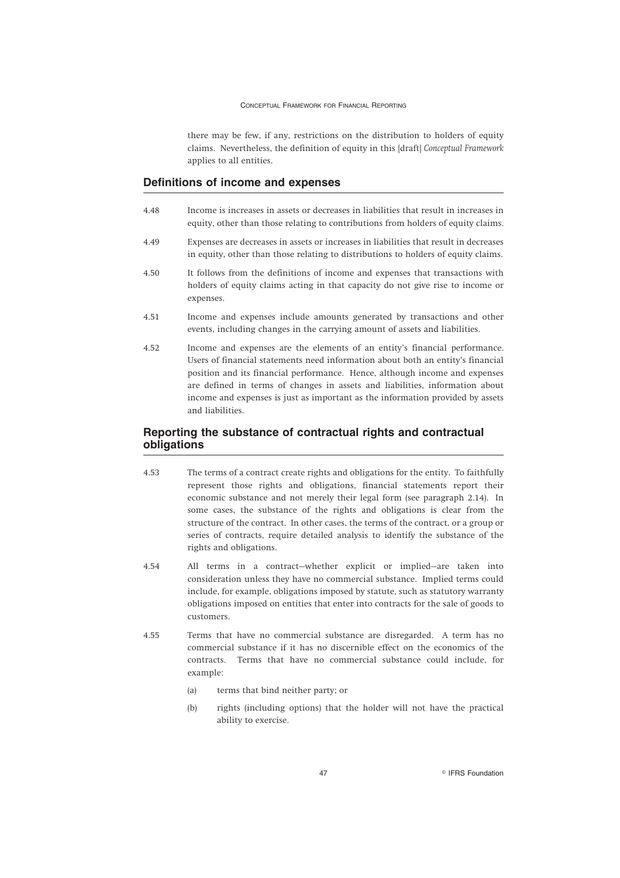there may be few, if any, restrictions on the distribution to holders of equity claims. Nevertheless, the definition of equity in this [draft] *Conceptual Framework* applies to all entities.

## Definitions of income and expenses

4.48 Income is increases in assets or decreases in liabilities that result in increases in equity, other than those relating to contributions from holders of equity claims.

4.49 Expenses are decreases in assets or increases in liabilities that result in decreases in equity, other than those relating to distributions to holders of equity claims.

4.50 It follows from the definitions of income and expenses that transactions with holders of equity claims acting in that capacity do not give rise to income or expenses.

4.51 Income and expenses include amounts generated by transactions and other events, including changes in the carrying amount of assets and liabilities.

4.52 Income and expenses are the elements of an entity's financial performance. Users of financial statements need information about both an entity's financial position and its financial performance. Hence, although income and expenses are defined in terms of changes in assets and liabilities, information about income and expenses is just as important as the information provided by assets and liabilities.

## Reporting the substance of contractual rights and contractual obligations

4.53 The terms of a contract create rights and obligations for the entity. To faithfully represent those rights and obligations, financial statements report their economic substance and not merely their legal form (see paragraph 2.14). In some cases, the substance of the rights and obligations is clear from the structure of the contract. In other cases, the terms of the contract, or a group or series of contracts, require detailed analysis to identify the substance of the rights and obligations.

4.54 All terms in a contract—whether explicit or implied—are taken into consideration unless they have no commercial substance. Implied terms could include, for example, obligations imposed by statute, such as statutory warranty obligations imposed on entities that enter into contracts for the sale of goods to customers.

4.55 Terms that have no commercial substance are disregarded. A term has no commercial substance if it has no discernible effect on the economics of the contracts. Terms that have no commercial substance could include, for example:

(a) terms that bind neither party; or

(b) rights (including options) that the holder will not have the practical ability to exercise.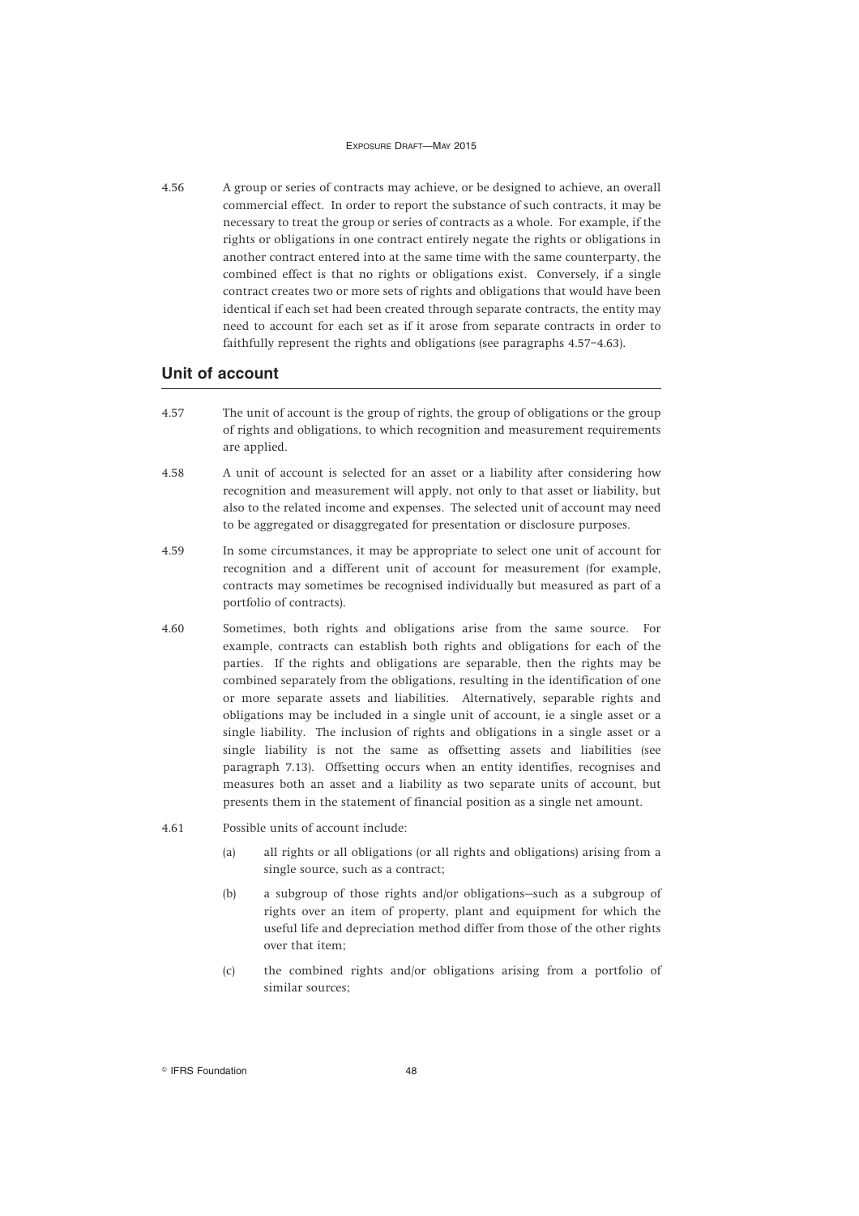4.56 A group or series of contracts may achieve, or be designed to achieve, an overall commercial effect. In order to report the substance of such contracts, it may be necessary to treat the group or series of contracts as a whole. For example, if the rights or obligations in one contract entirely negate the rights or obligations in another contract entered into at the same time with the same counterparty, the combined effect is that no rights or obligations exist. Conversely, if a single contract creates two or more sets of rights and obligations that would have been identical if each set had been created through separate contracts, the entity may need to account for each set as if it arose from separate contracts in order to faithfully represent the rights and obligations (see paragraphs 4.57–4.63).

## Unit of account

4.57 The unit of account is the group of rights, the group of obligations or the group of rights and obligations, to which recognition and measurement requirements are applied.

4.58 A unit of account is selected for an asset or a liability after considering how recognition and measurement will apply, not only to that asset or liability, but also to the related income and expenses. The selected unit of account may need to be aggregated or disaggregated for presentation or disclosure purposes.

4.59 In some circumstances, it may be appropriate to select one unit of account for recognition and a different unit of account for measurement (for example, contracts may sometimes be recognised individually but measured as part of a portfolio of contracts).

4.60 Sometimes, both rights and obligations arise from the same source. For example, contracts can establish both rights and obligations for each of the parties. If the rights and obligations are separable, then the rights may be combined separately from the obligations, resulting in the identification of one or more separate assets and liabilities. Alternatively, separable rights and obligations may be included in a single unit of account, ie a single asset or a single liability. The inclusion of rights and obligations in a single asset or a single liability is not the same as offsetting assets and liabilities (see paragraph 7.13). Offsetting occurs when an entity identifies, recognises and measures both an asset and a liability as two separate units of account, but presents them in the statement of financial position as a single net amount.

4.61 Possible units of account include:

(a) all rights or all obligations (or all rights and obligations) arising from a single source, such as a contract;

(b) a subgroup of those rights and/or obligations—such as a subgroup of rights over an item of property, plant and equipment for which the useful life and depreciation method differ from those of the other rights over that item;

(c) the combined rights and/or obligations arising from a portfolio of similar sources;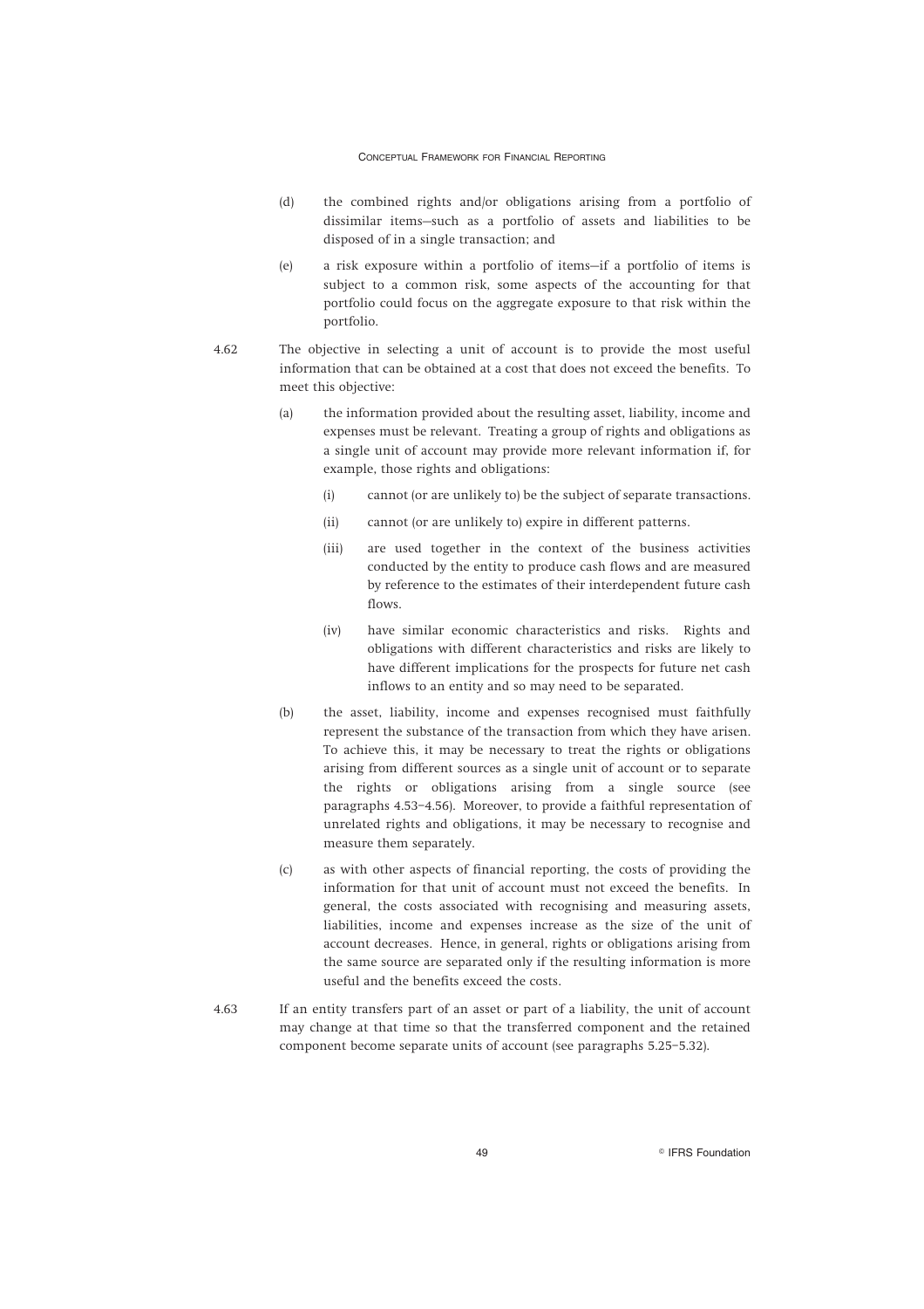(d) the combined rights and/or obligations arising from a portfolio of dissimilar items—such as a portfolio of assets and liabilities to be disposed of in a single transaction; and

(e) a risk exposure within a portfolio of items—if a portfolio of items is subject to a common risk, some aspects of the accounting for that portfolio could focus on the aggregate exposure to that risk within the portfolio.

4.62 The objective in selecting a unit of account is to provide the most useful information that can be obtained at a cost that does not exceed the benefits. To meet this objective:

(a) the information provided about the resulting asset, liability, income and expenses must be relevant. Treating a group of rights and obligations as a single unit of account may provide more relevant information if, for example, those rights and obligations:

(i) cannot (or are unlikely to) be the subject of separate transactions.

(ii) cannot (or are unlikely to) expire in different patterns.

(iii) are used together in the context of the business activities conducted by the entity to produce cash flows and are measured by reference to the estimates of their interdependent future cash flows.

(iv) have similar economic characteristics and risks. Rights and obligations with different characteristics and risks are likely to have different implications for the prospects for future net cash inflows to an entity and so may need to be separated.

(b) the asset, liability, income and expenses recognised must faithfully represent the substance of the transaction from which they have arisen. To achieve this, it may be necessary to treat the rights or obligations arising from different sources as a single unit of account or to separate the rights or obligations arising from a single source (see paragraphs 4.53–4.56). Moreover, to provide a faithful representation of unrelated rights and obligations, it may be necessary to recognise and measure them separately.

(c) as with other aspects of financial reporting, the costs of providing the information for that unit of account must not exceed the benefits. In general, the costs associated with recognising and measuring assets, liabilities, income and expenses increase as the size of the unit of account decreases. Hence, in general, rights or obligations arising from the same source are separated only if the resulting information is more useful and the benefits exceed the costs.

4.63 If an entity transfers part of an asset or part of a liability, the unit of account may change at that time so that the transferred component and the retained component become separate units of account (see paragraphs 5.25–5.32).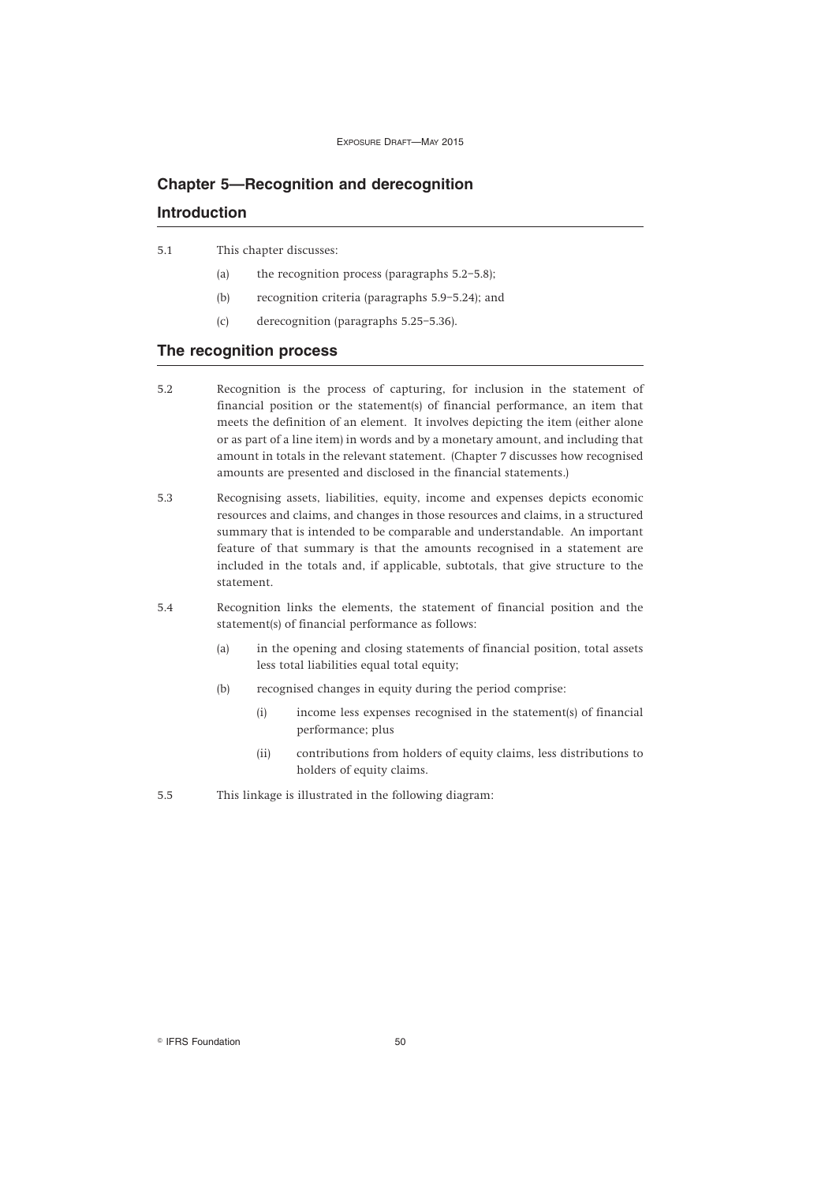## Chapter 5—Recognition and derecognition

### Introduction

5.1 This chapter discusses:

(a) the recognition process (paragraphs 5.2–5.8);

(b) recognition criteria (paragraphs 5.9–5.24); and

(c) derecognition (paragraphs 5.25–5.36).

### The recognition process

5.2 Recognition is the process of capturing, for inclusion in the statement of financial position or the statement(s) of financial performance, an item that meets the definition of an element. It involves depicting the item (either alone or as part of a line item) in words and by a monetary amount, and including that amount in totals in the relevant statement. (Chapter 7 discusses how recognised amounts are presented and disclosed in the financial statements.)

5.3 Recognising assets, liabilities, equity, income and expenses depicts economic resources and claims, and changes in those resources and claims, in a structured summary that is intended to be comparable and understandable. An important feature of that summary is that the amounts recognised in a statement are included in the totals and, if applicable, subtotals, that give structure to the statement.

5.4 Recognition links the elements, the statement of financial position and the statement(s) of financial performance as follows:

(a) in the opening and closing statements of financial position, total assets less total liabilities equal total equity;

(b) recognised changes in equity during the period comprise:

(i) income less expenses recognised in the statement(s) of financial performance; plus

(ii) contributions from holders of equity claims, less distributions to holders of equity claims.

5.5 This linkage is illustrated in the following diagram: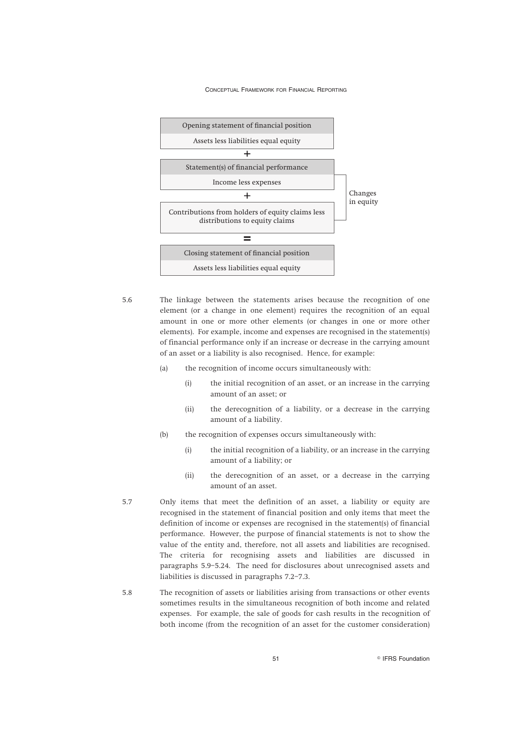Opening statement of financial position

Assets less liabilities equal equity

+

Statement(s) of financial performance

Income less expenses

+

Contributions from holders of equity claims less distributions to equity claims

=

Closing statement of financial position

Assets less liabilities equal equity

Changes in equity

5.6 The linkage between the statements arises because the recognition of one element (or a change in one element) requires the recognition of an equal amount in one or more other elements (or changes in one or more other elements). For example, income and expenses are recognised in the statement(s) of financial performance only if an increase or decrease in the carrying amount of an asset or a liability is also recognised. Hence, for example:

(a) the recognition of income occurs simultaneously with:

  (i) the initial recognition of an asset, or an increase in the carrying amount of an asset; or

  (ii) the derecognition of a liability, or a decrease in the carrying amount of a liability.

(b) the recognition of expenses occurs simultaneously with:

  (i) the initial recognition of a liability, or an increase in the carrying amount of a liability; or

  (ii) the derecognition of an asset, or a decrease in the carrying amount of an asset.

5.7 Only items that meet the definition of an asset, a liability or equity are recognised in the statement of financial position and only items that meet the definition of income or expenses are recognised in the statement(s) of financial performance. However, the purpose of financial statements is not to show the value of the entity and, therefore, not all assets and liabilities are recognised. The criteria for recognising assets and liabilities are discussed in paragraphs 5.9–5.24. The need for disclosures about unrecognised assets and liabilities is discussed in paragraphs 7.2–7.3.

5.8 The recognition of assets or liabilities arising from transactions or other events sometimes results in the simultaneous recognition of both income and related expenses. For example, the sale of goods for cash results in the recognition of both income (from the recognition of an asset for the customer consideration)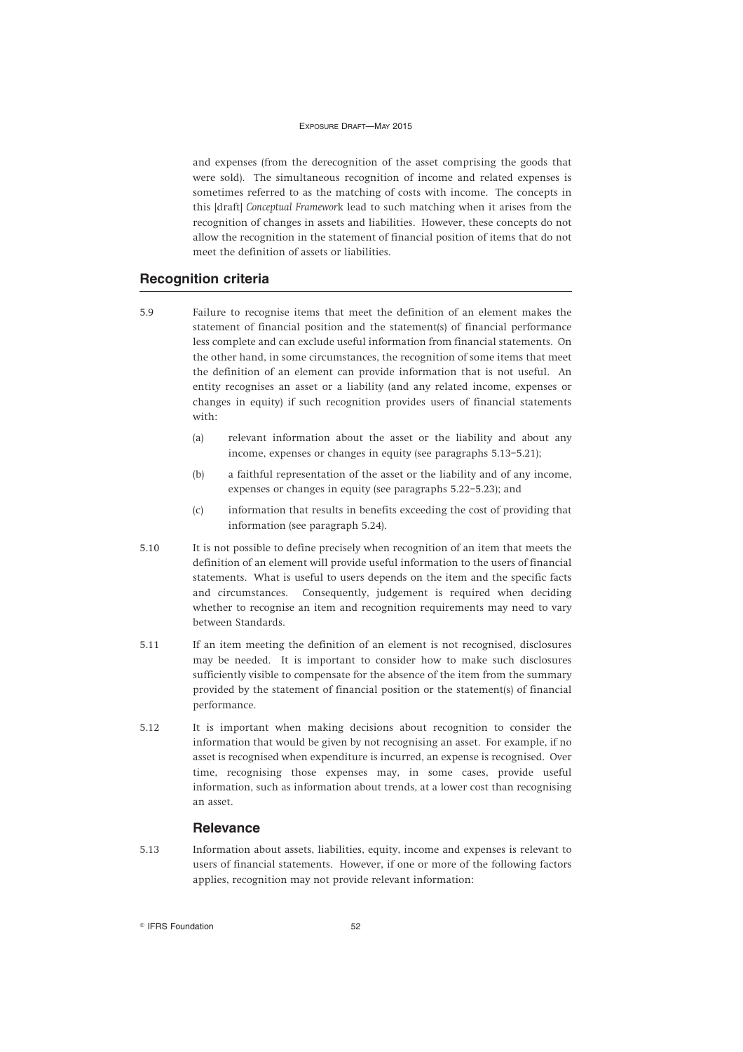and expenses (from the derecognition of the asset comprising the goods that were sold). The simultaneous recognition of income and related expenses is sometimes referred to as the matching of costs with income. The concepts in this [draft] *Conceptual Framework* lead to such matching when it arises from the recognition of changes in assets and liabilities. However, these concepts do not allow the recognition in the statement of financial position of items that do not meet the definition of assets or liabilities.

## Recognition criteria

5.9 Failure to recognise items that meet the definition of an element makes the statement of financial position and the statement(s) of financial performance less complete and can exclude useful information from financial statements. On the other hand, in some circumstances, the recognition of some items that meet the definition of an element can provide information that is not useful. An entity recognises an asset or a liability (and any related income, expenses or changes in equity) if such recognition provides users of financial statements with:

(a) relevant information about the asset or the liability and about any income, expenses or changes in equity (see paragraphs 5.13–5.21);

(b) a faithful representation of the asset or the liability and of any income, expenses or changes in equity (see paragraphs 5.22–5.23); and

(c) information that results in benefits exceeding the cost of providing that information (see paragraph 5.24).

5.10 It is not possible to define precisely when recognition of an item that meets the definition of an element will provide useful information to the users of financial statements. What is useful to users depends on the item and the specific facts and circumstances. Consequently, judgement is required when deciding whether to recognise an item and recognition requirements may need to vary between Standards.

5.11 If an item meeting the definition of an element is not recognised, disclosures may be needed. It is important to consider how to make such disclosures sufficiently visible to compensate for the absence of the item from the summary provided by the statement of financial position or the statement(s) of financial performance.

5.12 It is important when making decisions about recognition to consider the information that would be given by not recognising an asset. For example, if no asset is recognised when expenditure is incurred, an expense is recognised. Over time, recognising those expenses may, in some cases, provide useful information, such as information about trends, at a lower cost than recognising an asset.

### Relevance

5.13 Information about assets, liabilities, equity, income and expenses is relevant to users of financial statements. However, if one or more of the following factors applies, recognition may not provide relevant information: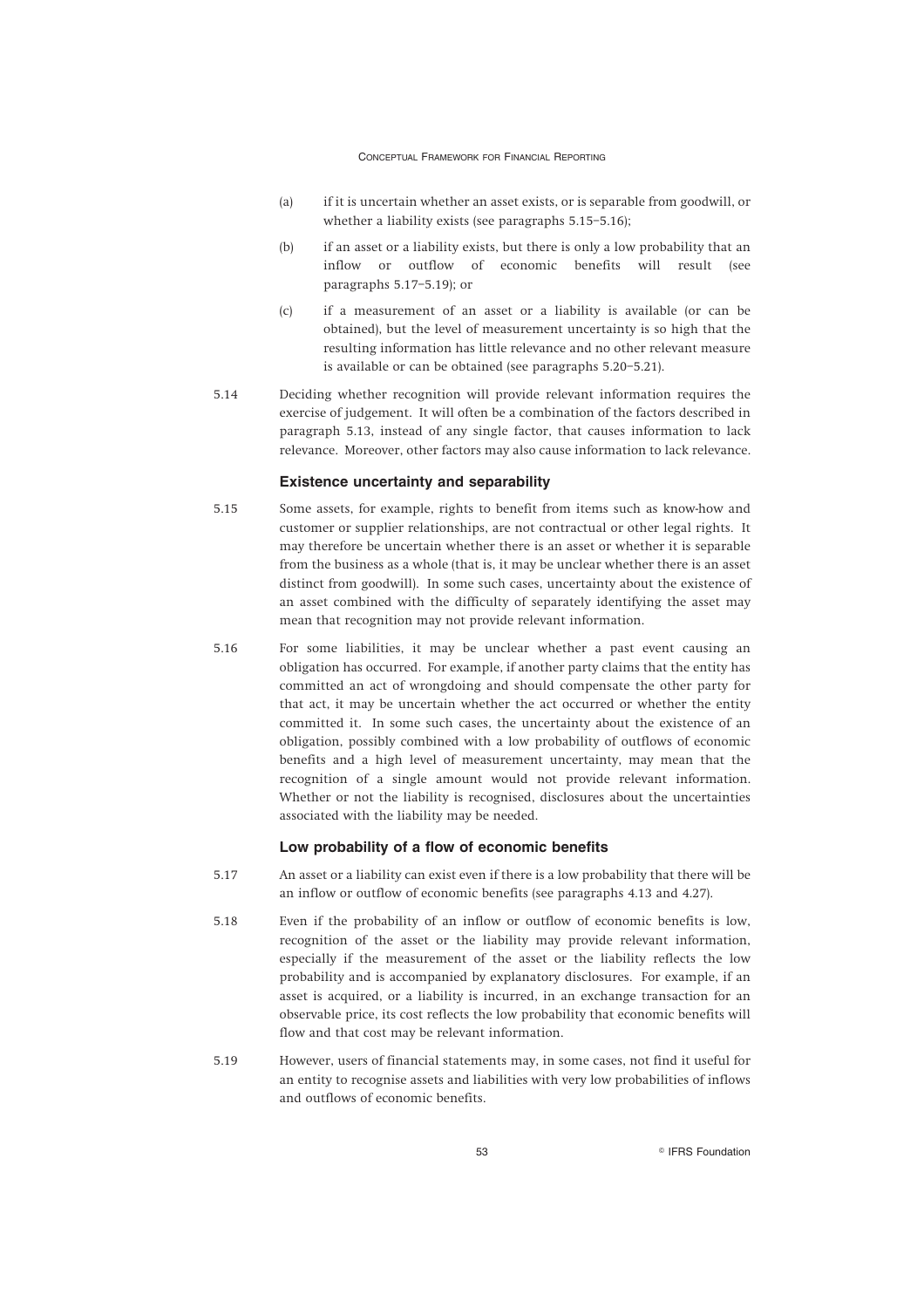(a) if it is uncertain whether an asset exists, or is separable from goodwill, or whether a liability exists (see paragraphs 5.15–5.16);

(b) if an asset or a liability exists, but there is only a low probability that an inflow or outflow of economic benefits will result (see paragraphs 5.17–5.19); or

(c) if a measurement of an asset or a liability is available (or can be obtained), but the level of measurement uncertainty is so high that the resulting information has little relevance and no other relevant measure is available or can be obtained (see paragraphs 5.20–5.21).

5.14 Deciding whether recognition will provide relevant information requires the exercise of judgement. It will often be a combination of the factors described in paragraph 5.13, instead of any single factor, that causes information to lack relevance. Moreover, other factors may also cause information to lack relevance.

### Existence uncertainty and separability

5.15 Some assets, for example, rights to benefit from items such as know-how and customer or supplier relationships, are not contractual or other legal rights. It may therefore be uncertain whether there is an asset or whether it is separable from the business as a whole (that is, it may be unclear whether there is an asset distinct from goodwill). In some such cases, uncertainty about the existence of an asset combined with the difficulty of separately identifying the asset may mean that recognition may not provide relevant information.

5.16 For some liabilities, it may be unclear whether a past event causing an obligation has occurred. For example, if another party claims that the entity has committed an act of wrongdoing and should compensate the other party for that act, it may be uncertain whether the act occurred or whether the entity committed it. In some such cases, the uncertainty about the existence of an obligation, possibly combined with a low probability of outflows of economic benefits and a high level of measurement uncertainty, may mean that the recognition of a single amount would not provide relevant information. Whether or not the liability is recognised, disclosures about the uncertainties associated with the liability may be needed.

### Low probability of a flow of economic benefits

5.17 An asset or a liability can exist even if there is a low probability that there will be an inflow or outflow of economic benefits (see paragraphs 4.13 and 4.27).

5.18 Even if the probability of an inflow or outflow of economic benefits is low, recognition of the asset or the liability may provide relevant information, especially if the measurement of the asset or the liability reflects the low probability and is accompanied by explanatory disclosures. For example, if an asset is acquired, or a liability is incurred, in an exchange transaction for an observable price, its cost reflects the low probability that economic benefits will flow and that cost may be relevant information.

5.19 However, users of financial statements may, in some cases, not find it useful for an entity to recognise assets and liabilities with very low probabilities of inflows and outflows of economic benefits.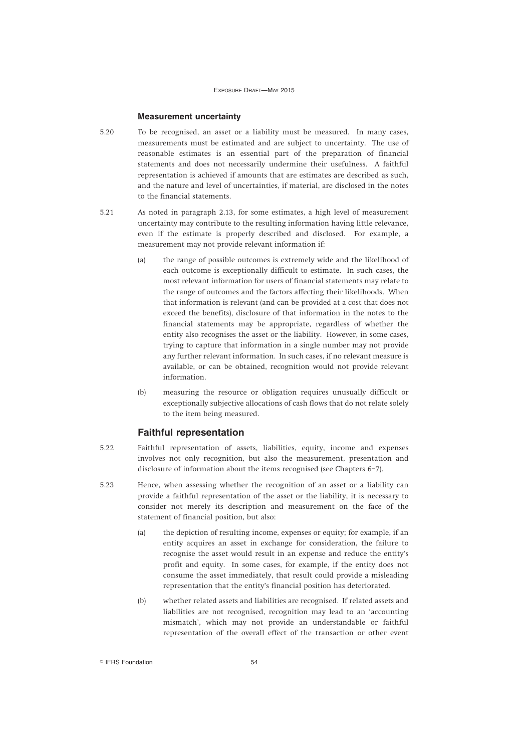### Measurement uncertainty

5.20 To be recognised, an asset or a liability must be measured. In many cases, measurements must be estimated and are subject to uncertainty. The use of reasonable estimates is an essential part of the preparation of financial statements and does not necessarily undermine their usefulness. A faithful representation is achieved if amounts that are estimates are described as such, and the nature and level of uncertainties, if material, are disclosed in the notes to the financial statements.

5.21 As noted in paragraph 2.13, for some estimates, a high level of measurement uncertainty may contribute to the resulting information having little relevance, even if the estimate is properly described and disclosed. For example, a measurement may not provide relevant information if:

(a) the range of possible outcomes is extremely wide and the likelihood of each outcome is exceptionally difficult to estimate. In such cases, the most relevant information for users of financial statements may relate to the range of outcomes and the factors affecting their likelihoods. When that information is relevant (and can be provided at a cost that does not exceed the benefits), disclosure of that information in the notes to the financial statements may be appropriate, regardless of whether the entity also recognises the asset or the liability. However, in some cases, trying to capture that information in a single number may not provide any further relevant information. In such cases, if no relevant measure is available, or can be obtained, recognition would not provide relevant information.

(b) measuring the resource or obligation requires unusually difficult or exceptionally subjective allocations of cash flows that do not relate solely to the item being measured.

## Faithful representation

5.22 Faithful representation of assets, liabilities, equity, income and expenses involves not only recognition, but also the measurement, presentation and disclosure of information about the items recognised (see Chapters 6–7).

5.23 Hence, when assessing whether the recognition of an asset or a liability can provide a faithful representation of the asset or the liability, it is necessary to consider not merely its description and measurement on the face of the statement of financial position, but also:

(a) the depiction of resulting income, expenses or equity; for example, if an entity acquires an asset in exchange for consideration, the failure to recognise the asset would result in an expense and reduce the entity's profit and equity. In some cases, for example, if the entity does not consume the asset immediately, that result could provide a misleading representation that the entity's financial position has deteriorated.

(b) whether related assets and liabilities are recognised. If related assets and liabilities are not recognised, recognition may lead to an 'accounting mismatch', which may not provide an understandable or faithful representation of the overall effect of the transaction or other event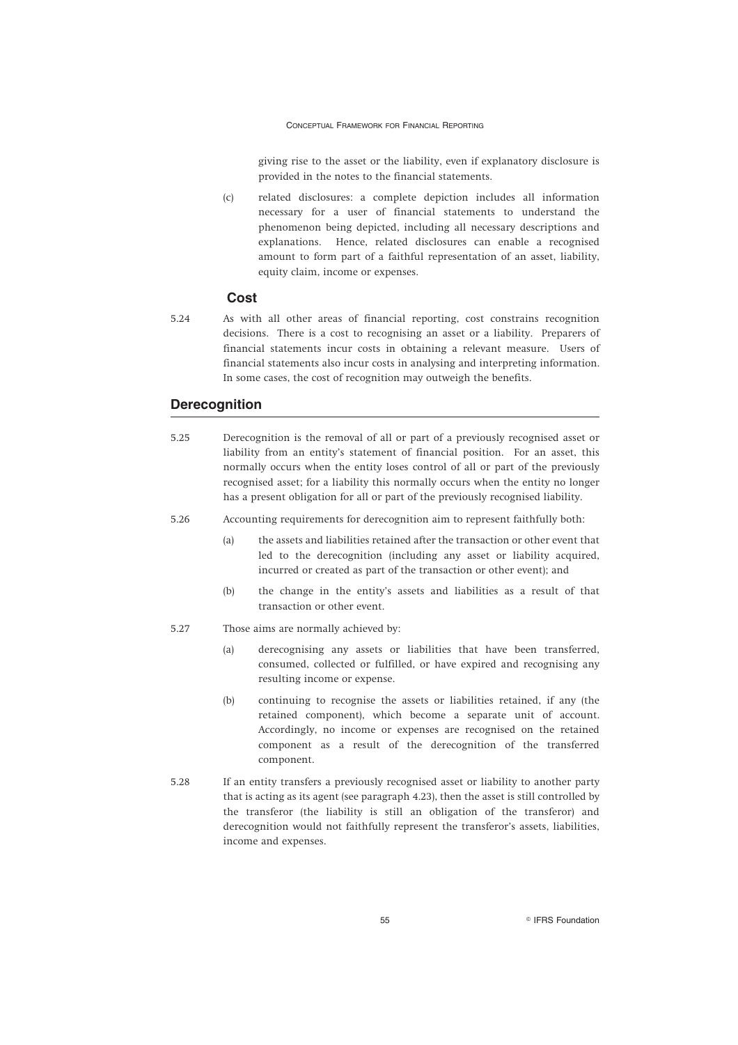giving rise to the asset or the liability, even if explanatory disclosure is provided in the notes to the financial statements.

(c) related disclosures: a complete depiction includes all information necessary for a user of financial statements to understand the phenomenon being depicted, including all necessary descriptions and explanations. Hence, related disclosures can enable a recognised amount to form part of a faithful representation of an asset, liability, equity claim, income or expenses.

### Cost

5.24 As with all other areas of financial reporting, cost constrains recognition decisions. There is a cost to recognising an asset or a liability. Preparers of financial statements incur costs in obtaining a relevant measure. Users of financial statements also incur costs in analysing and interpreting information. In some cases, the cost of recognition may outweigh the benefits.

## Derecognition

5.25 Derecognition is the removal of all or part of a previously recognised asset or liability from an entity's statement of financial position. For an asset, this normally occurs when the entity loses control of all or part of the previously recognised asset; for a liability this normally occurs when the entity no longer has a present obligation for all or part of the previously recognised liability.

5.26 Accounting requirements for derecognition aim to represent faithfully both:

(a) the assets and liabilities retained after the transaction or other event that led to the derecognition (including any asset or liability acquired, incurred or created as part of the transaction or other event); and

(b) the change in the entity's assets and liabilities as a result of that transaction or other event.

5.27 Those aims are normally achieved by:

(a) derecognising any assets or liabilities that have been transferred, consumed, collected or fulfilled, or have expired and recognising any resulting income or expense.

(b) continuing to recognise the assets or liabilities retained, if any (the retained component), which become a separate unit of account. Accordingly, no income or expenses are recognised on the retained component as a result of the derecognition of the transferred component.

5.28 If an entity transfers a previously recognised asset or liability to another party that is acting as its agent (see paragraph 4.23), then the asset is still controlled by the transferor (the liability is still an obligation of the transferor) and derecognition would not faithfully represent the transferor's assets, liabilities, income and expenses.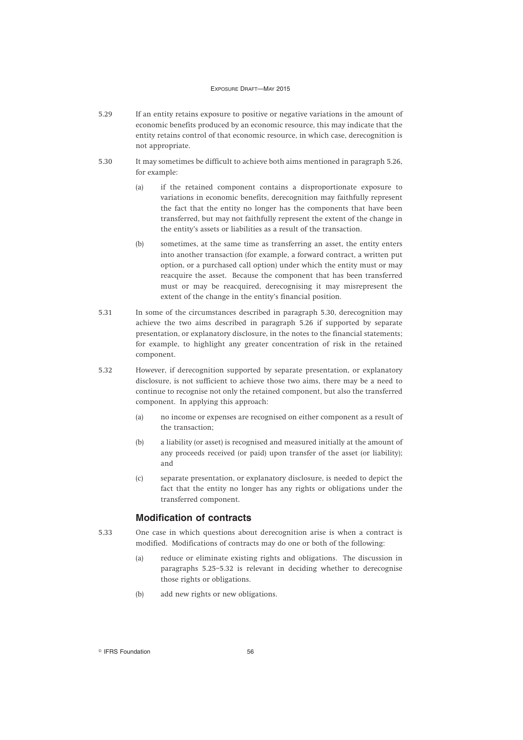5.29 If an entity retains exposure to positive or negative variations in the amount of economic benefits produced by an economic resource, this may indicate that the entity retains control of that economic resource, in which case, derecognition is not appropriate.

5.30 It may sometimes be difficult to achieve both aims mentioned in paragraph 5.26, for example:

(a) if the retained component contains a disproportionate exposure to variations in economic benefits, derecognition may faithfully represent the fact that the entity no longer has the components that have been transferred, but may not faithfully represent the extent of the change in the entity's assets or liabilities as a result of the transaction.

(b) sometimes, at the same time as transferring an asset, the entity enters into another transaction (for example, a forward contract, a written put option, or a purchased call option) under which the entity must or may reacquire the asset. Because the component that has been transferred must or may be reacquired, derecognising it may misrepresent the extent of the change in the entity's financial position.

5.31 In some of the circumstances described in paragraph 5.30, derecognition may achieve the two aims described in paragraph 5.26 if supported by separate presentation, or explanatory disclosure, in the notes to the financial statements; for example, to highlight any greater concentration of risk in the retained component.

5.32 However, if derecognition supported by separate presentation, or explanatory disclosure, is not sufficient to achieve those two aims, there may be a need to continue to recognise not only the retained component, but also the transferred component. In applying this approach:

(a) no income or expenses are recognised on either component as a result of the transaction;

(b) a liability (or asset) is recognised and measured initially at the amount of any proceeds received (or paid) upon transfer of the asset (or liability); and

(c) separate presentation, or explanatory disclosure, is needed to depict the fact that the entity no longer has any rights or obligations under the transferred component.

## Modification of contracts

5.33 One case in which questions about derecognition arise is when a contract is modified. Modifications of contracts may do one or both of the following:

(a) reduce or eliminate existing rights and obligations. The discussion in paragraphs 5.25–5.32 is relevant in deciding whether to derecognise those rights or obligations.

(b) add new rights or new obligations.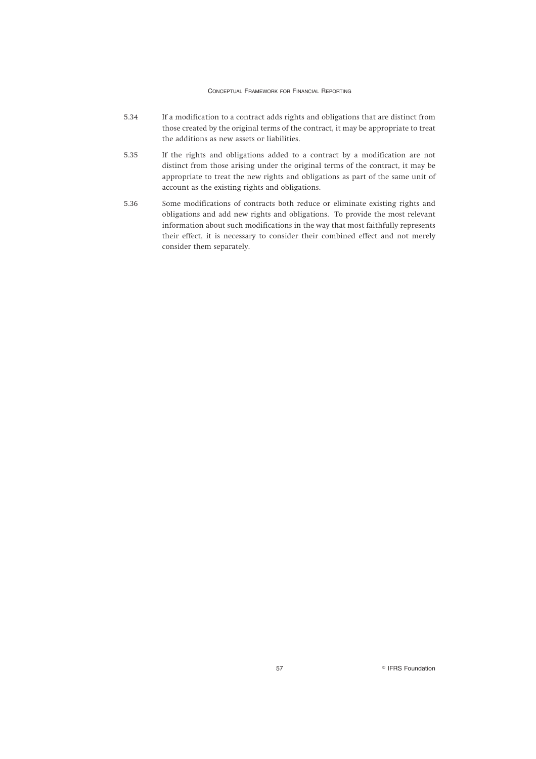5.34 If a modification to a contract adds rights and obligations that are distinct from those created by the original terms of the contract, it may be appropriate to treat the additions as new assets or liabilities.

5.35 If the rights and obligations added to a contract by a modification are not distinct from those arising under the original terms of the contract, it may be appropriate to treat the new rights and obligations as part of the same unit of account as the existing rights and obligations.

5.36 Some modifications of contracts both reduce or eliminate existing rights and obligations and add new rights and obligations. To provide the most relevant information about such modifications in the way that most faithfully represents their effect, it is necessary to consider their combined effect and not merely consider them separately.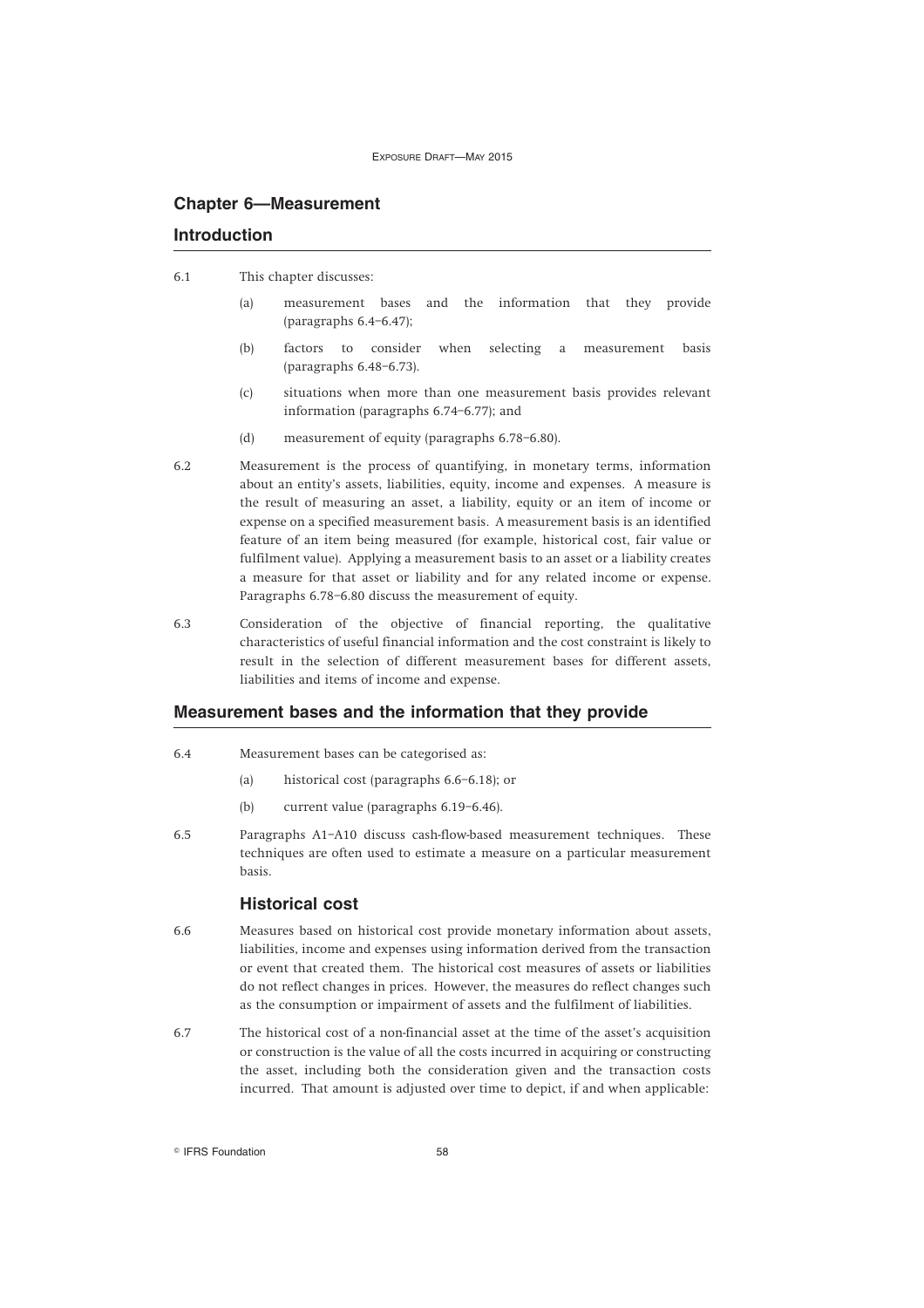## Chapter 6—Measurement

### Introduction

6.1 This chapter discusses:

(a) measurement bases and the information that they provide (paragraphs 6.4–6.47);

(b) factors to consider when selecting a measurement basis (paragraphs 6.48–6.73).

(c) situations when more than one measurement basis provides relevant information (paragraphs 6.74–6.77); and

(d) measurement of equity (paragraphs 6.78–6.80).

6.2 Measurement is the process of quantifying, in monetary terms, information about an entity's assets, liabilities, equity, income and expenses. A measure is the result of measuring an asset, a liability, equity or an item of income or expense on a specified measurement basis. A measurement basis is an identified feature of an item being measured (for example, historical cost, fair value or fulfilment value). Applying a measurement basis to an asset or a liability creates a measure for that asset or liability and for any related income or expense. Paragraphs 6.78–6.80 discuss the measurement of equity.

6.3 Consideration of the objective of financial reporting, the qualitative characteristics of useful financial information and the cost constraint is likely to result in the selection of different measurement bases for different assets, liabilities and items of income and expense.

### Measurement bases and the information that they provide

6.4 Measurement bases can be categorised as:

(a) historical cost (paragraphs 6.6–6.18); or

(b) current value (paragraphs 6.19–6.46).

6.5 Paragraphs A1–A10 discuss cash-flow-based measurement techniques. These techniques are often used to estimate a measure on a particular measurement basis.

#### Historical cost

6.6 Measures based on historical cost provide monetary information about assets, liabilities, income and expenses using information derived from the transaction or event that created them. The historical cost measures of assets or liabilities do not reflect changes in prices. However, the measures do reflect changes such as the consumption or impairment of assets and the fulfilment of liabilities.

6.7 The historical cost of a non-financial asset at the time of the asset's acquisition or construction is the value of all the costs incurred in acquiring or constructing the asset, including both the consideration given and the transaction costs incurred. That amount is adjusted over time to depict, if and when applicable: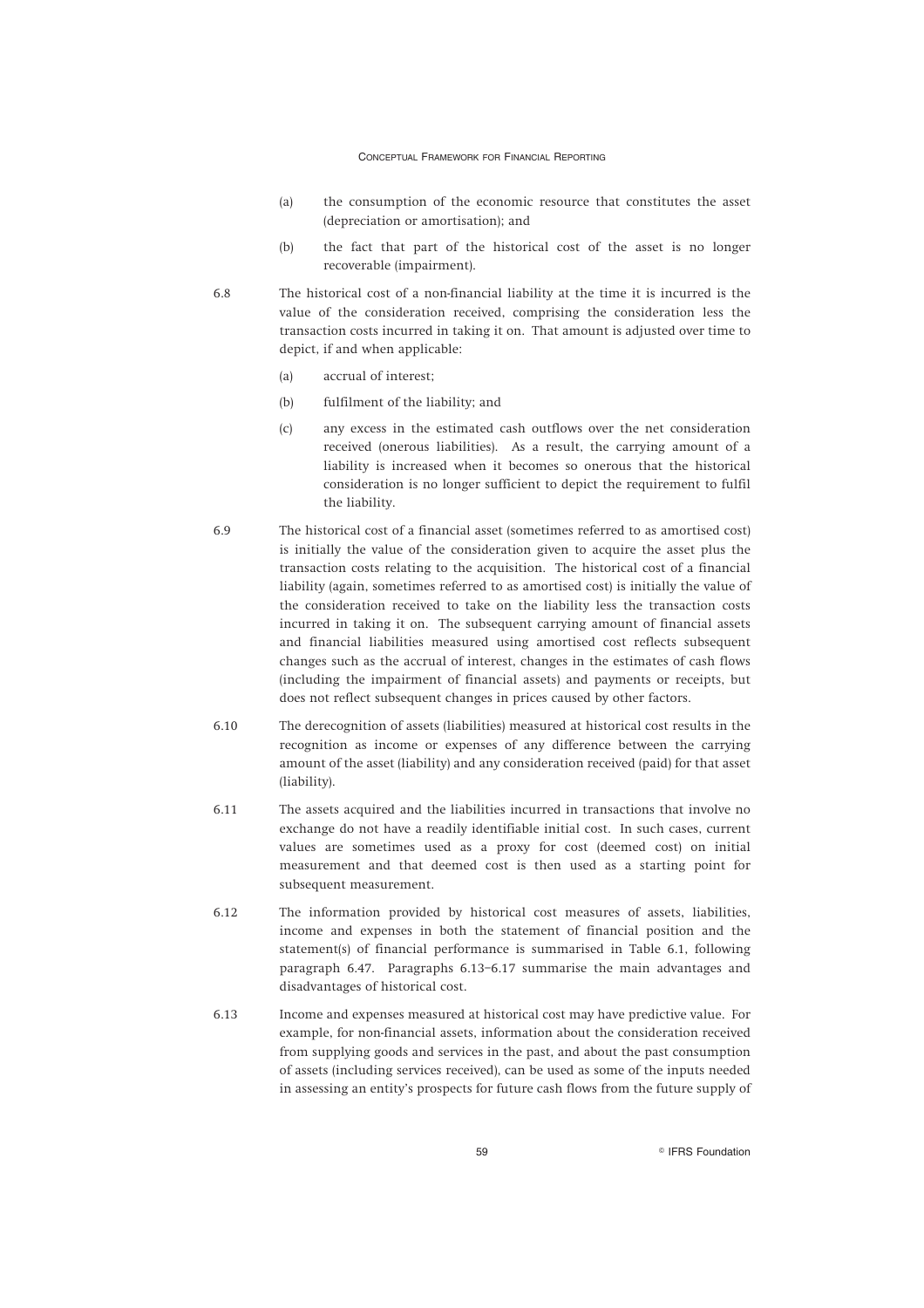(a) the consumption of the economic resource that constitutes the asset (depreciation or amortisation); and

(b) the fact that part of the historical cost of the asset is no longer recoverable (impairment).

6.8 The historical cost of a non-financial liability at the time it is incurred is the value of the consideration received, comprising the consideration less the transaction costs incurred in taking it on. That amount is adjusted over time to depict, if and when applicable:

(a) accrual of interest;

(b) fulfilment of the liability; and

(c) any excess in the estimated cash outflows over the net consideration received (onerous liabilities). As a result, the carrying amount of a liability is increased when it becomes so onerous that the historical consideration is no longer sufficient to depict the requirement to fulfil the liability.

6.9 The historical cost of a financial asset (sometimes referred to as amortised cost) is initially the value of the consideration given to acquire the asset plus the transaction costs relating to the acquisition. The historical cost of a financial liability (again, sometimes referred to as amortised cost) is initially the value of the consideration received to take on the liability less the transaction costs incurred in taking it on. The subsequent carrying amount of financial assets and financial liabilities measured using amortised cost reflects subsequent changes such as the accrual of interest, changes in the estimates of cash flows (including the impairment of financial assets) and payments or receipts, but does not reflect subsequent changes in prices caused by other factors.

6.10 The derecognition of assets (liabilities) measured at historical cost results in the recognition as income or expenses of any difference between the carrying amount of the asset (liability) and any consideration received (paid) for that asset (liability).

6.11 The assets acquired and the liabilities incurred in transactions that involve no exchange do not have a readily identifiable initial cost. In such cases, current values are sometimes used as a proxy for cost (deemed cost) on initial measurement and that deemed cost is then used as a starting point for subsequent measurement.

6.12 The information provided by historical cost measures of assets, liabilities, income and expenses in both the statement of financial position and the statement(s) of financial performance is summarised in Table 6.1, following paragraph 6.47. Paragraphs 6.13–6.17 summarise the main advantages and disadvantages of historical cost.

6.13 Income and expenses measured at historical cost may have predictive value. For example, for non-financial assets, information about the consideration received from supplying goods and services in the past, and about the past consumption of assets (including services received), can be used as some of the inputs needed in assessing an entity's prospects for future cash flows from the future supply of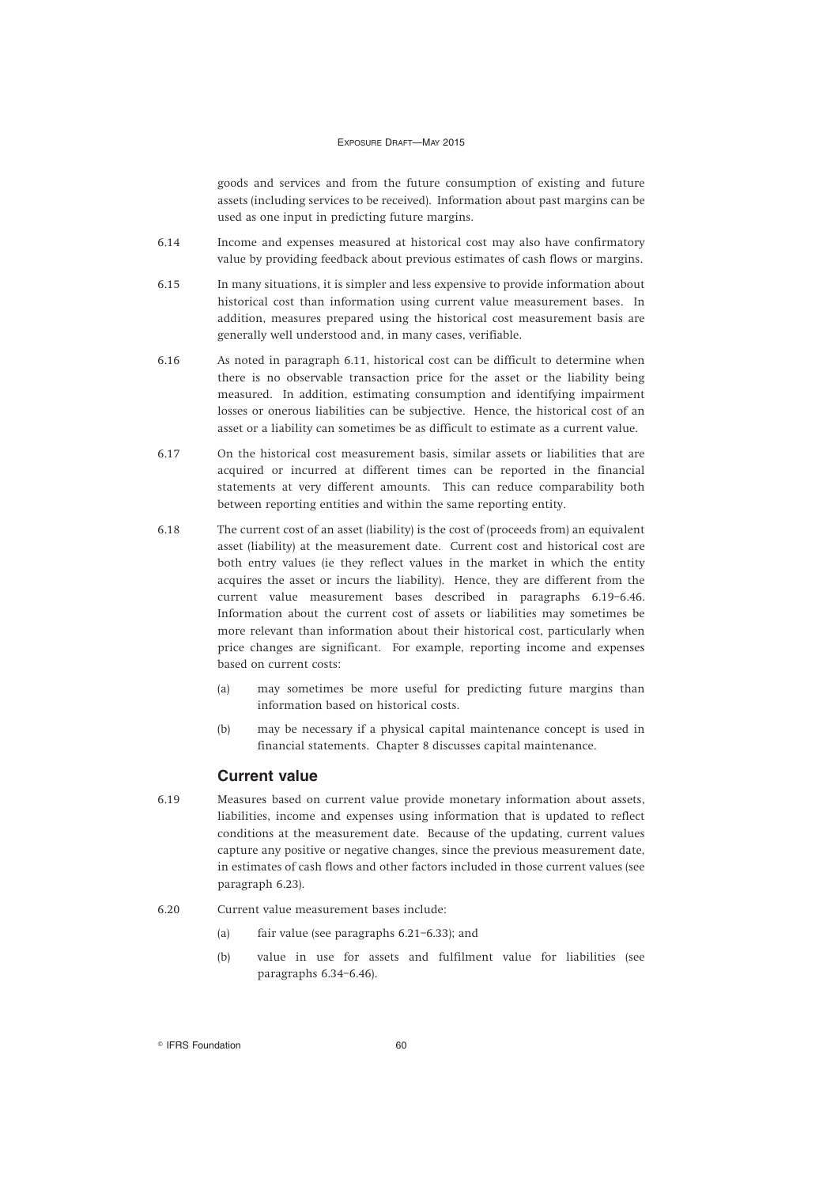goods and services and from the future consumption of existing and future assets (including services to be received). Information about past margins can be used as one input in predicting future margins.

6.14 Income and expenses measured at historical cost may also have confirmatory value by providing feedback about previous estimates of cash flows or margins.

6.15 In many situations, it is simpler and less expensive to provide information about historical cost than information using current value measurement bases. In addition, measures prepared using the historical cost measurement basis are generally well understood and, in many cases, verifiable.

6.16 As noted in paragraph 6.11, historical cost can be difficult to determine when there is no observable transaction price for the asset or the liability being measured. In addition, estimating consumption and identifying impairment losses or onerous liabilities can be subjective. Hence, the historical cost of an asset or a liability can sometimes be as difficult to estimate as a current value.

6.17 On the historical cost measurement basis, similar assets or liabilities that are acquired or incurred at different times can be reported in the financial statements at very different amounts. This can reduce comparability both between reporting entities and within the same reporting entity.

6.18 The current cost of an asset (liability) is the cost of (proceeds from) an equivalent asset (liability) at the measurement date. Current cost and historical cost are both entry values (ie they reflect values in the market in which the entity acquires the asset or incurs the liability). Hence, they are different from the current value measurement bases described in paragraphs 6.19–6.46. Information about the current cost of assets or liabilities may sometimes be more relevant than information about their historical cost, particularly when price changes are significant. For example, reporting income and expenses based on current costs:

(a) may sometimes be more useful for predicting future margins than information based on historical costs.

(b) may be necessary if a physical capital maintenance concept is used in financial statements. Chapter 8 discusses capital maintenance.

## Current value

6.19 Measures based on current value provide monetary information about assets, liabilities, income and expenses using information that is updated to reflect conditions at the measurement date. Because of the updating, current values capture any positive or negative changes, since the previous measurement date, in estimates of cash flows and other factors included in those current values (see paragraph 6.23).

6.20 Current value measurement bases include:

(a) fair value (see paragraphs 6.21–6.33); and

(b) value in use for assets and fulfilment value for liabilities (see paragraphs 6.34–6.46).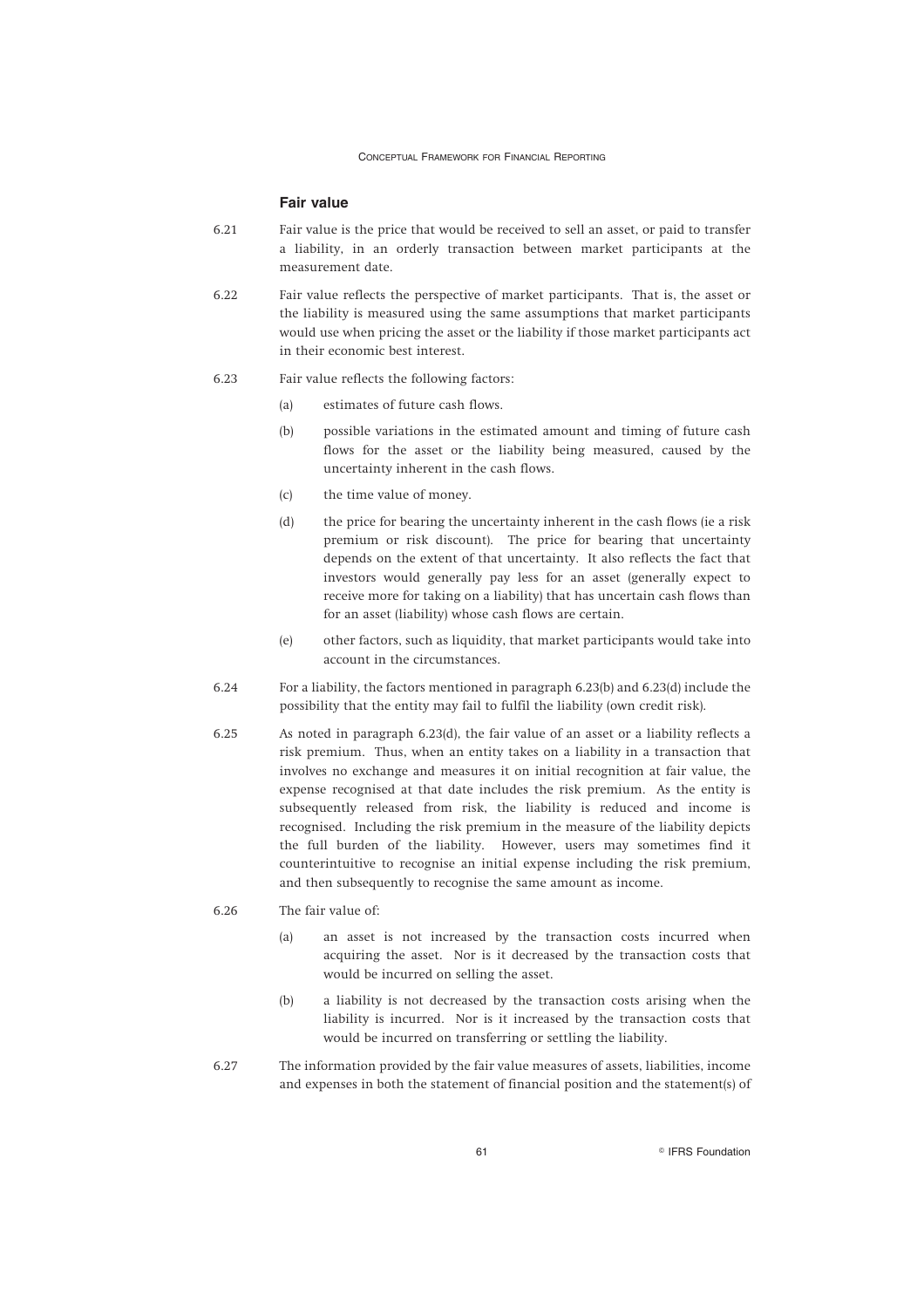### Fair value

6.21 Fair value is the price that would be received to sell an asset, or paid to transfer a liability, in an orderly transaction between market participants at the measurement date.

6.22 Fair value reflects the perspective of market participants. That is, the asset or the liability is measured using the same assumptions that market participants would use when pricing the asset or the liability if those market participants act in their economic best interest.

6.23 Fair value reflects the following factors:

(a) estimates of future cash flows.

(b) possible variations in the estimated amount and timing of future cash flows for the asset or the liability being measured, caused by the uncertainty inherent in the cash flows.

(c) the time value of money.

(d) the price for bearing the uncertainty inherent in the cash flows (ie a risk premium or risk discount). The price for bearing that uncertainty depends on the extent of that uncertainty. It also reflects the fact that investors would generally pay less for an asset (generally expect to receive more for taking on a liability) that has uncertain cash flows than for an asset (liability) whose cash flows are certain.

(e) other factors, such as liquidity, that market participants would take into account in the circumstances.

6.24 For a liability, the factors mentioned in paragraph 6.23(b) and 6.23(d) include the possibility that the entity may fail to fulfil the liability (own credit risk).

6.25 As noted in paragraph 6.23(d), the fair value of an asset or a liability reflects a risk premium. Thus, when an entity takes on a liability in a transaction that involves no exchange and measures it on initial recognition at fair value, the expense recognised at that date includes the risk premium. As the entity is subsequently released from risk, the liability is reduced and income is recognised. Including the risk premium in the measure of the liability depicts the full burden of the liability. However, users may sometimes find it counterintuitive to recognise an initial expense including the risk premium, and then subsequently to recognise the same amount as income.

6.26 The fair value of:

(a) an asset is not increased by the transaction costs incurred when acquiring the asset. Nor is it decreased by the transaction costs that would be incurred on selling the asset.

(b) a liability is not decreased by the transaction costs arising when the liability is incurred. Nor is it increased by the transaction costs that would be incurred on transferring or settling the liability.

6.27 The information provided by the fair value measures of assets, liabilities, income and expenses in both the statement of financial position and the statement(s) of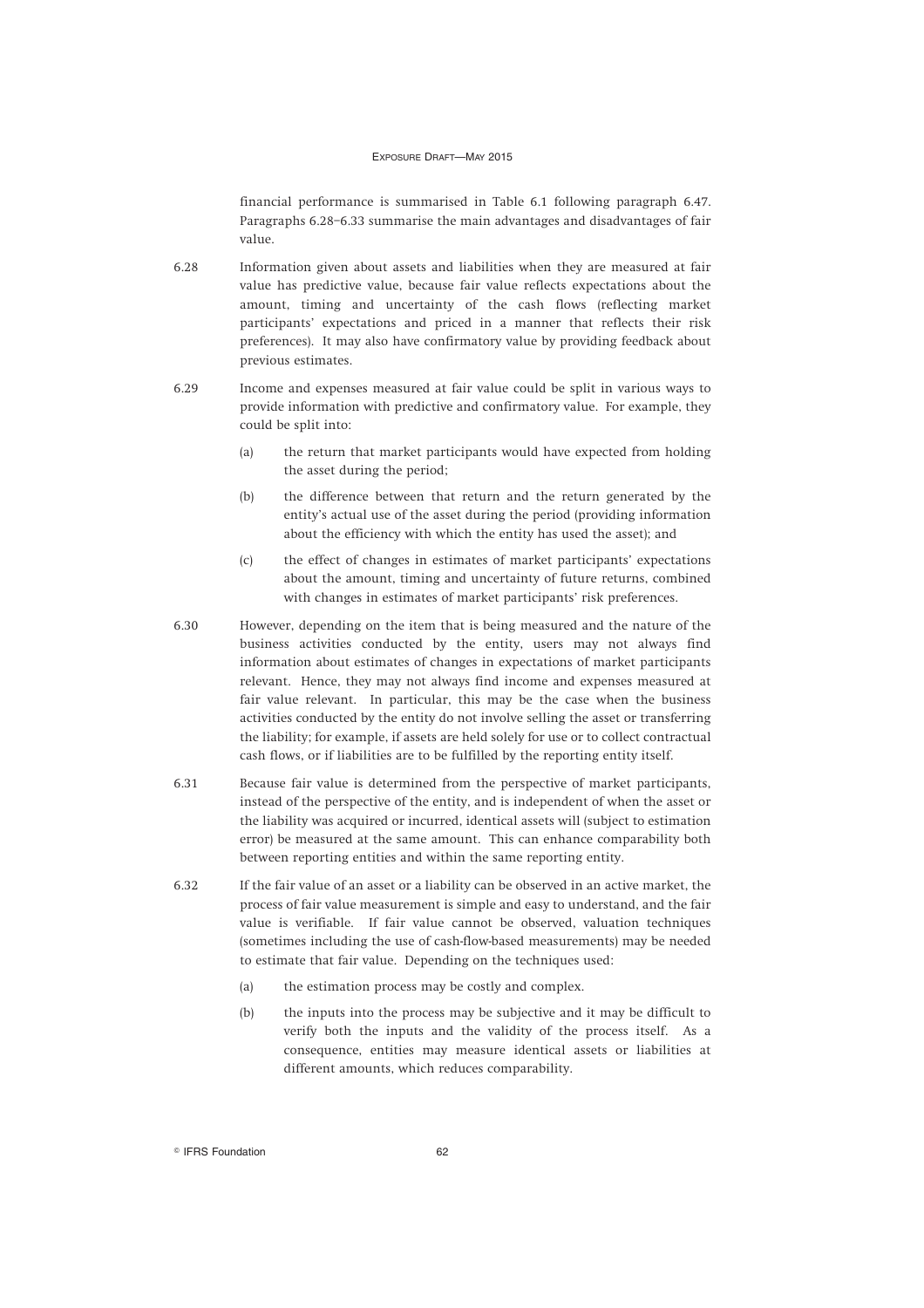financial performance is summarised in Table 6.1 following paragraph 6.47. Paragraphs 6.28–6.33 summarise the main advantages and disadvantages of fair value.

6.28 Information given about assets and liabilities when they are measured at fair value has predictive value, because fair value reflects expectations about the amount, timing and uncertainty of the cash flows (reflecting market participants' expectations and priced in a manner that reflects their risk preferences). It may also have confirmatory value by providing feedback about previous estimates.

6.29 Income and expenses measured at fair value could be split in various ways to provide information with predictive and confirmatory value. For example, they could be split into:

(a) the return that market participants would have expected from holding the asset during the period;

(b) the difference between that return and the return generated by the entity's actual use of the asset during the period (providing information about the efficiency with which the entity has used the asset); and

(c) the effect of changes in estimates of market participants' expectations about the amount, timing and uncertainty of future returns, combined with changes in estimates of market participants' risk preferences.

6.30 However, depending on the item that is being measured and the nature of the business activities conducted by the entity, users may not always find information about estimates of changes in expectations of market participants relevant. Hence, they may not always find income and expenses measured at fair value relevant. In particular, this may be the case when the business activities conducted by the entity do not involve selling the asset or transferring the liability; for example, if assets are held solely for use or to collect contractual cash flows, or if liabilities are to be fulfilled by the reporting entity itself.

6.31 Because fair value is determined from the perspective of market participants, instead of the perspective of the entity, and is independent of when the asset or the liability was acquired or incurred, identical assets will (subject to estimation error) be measured at the same amount. This can enhance comparability both between reporting entities and within the same reporting entity.

6.32 If the fair value of an asset or a liability can be observed in an active market, the process of fair value measurement is simple and easy to understand, and the fair value is verifiable. If fair value cannot be observed, valuation techniques (sometimes including the use of cash-flow-based measurements) may be needed to estimate that fair value. Depending on the techniques used:

(a) the estimation process may be costly and complex.

(b) the inputs into the process may be subjective and it may be difficult to verify both the inputs and the validity of the process itself. As a consequence, entities may measure identical assets or liabilities at different amounts, which reduces comparability.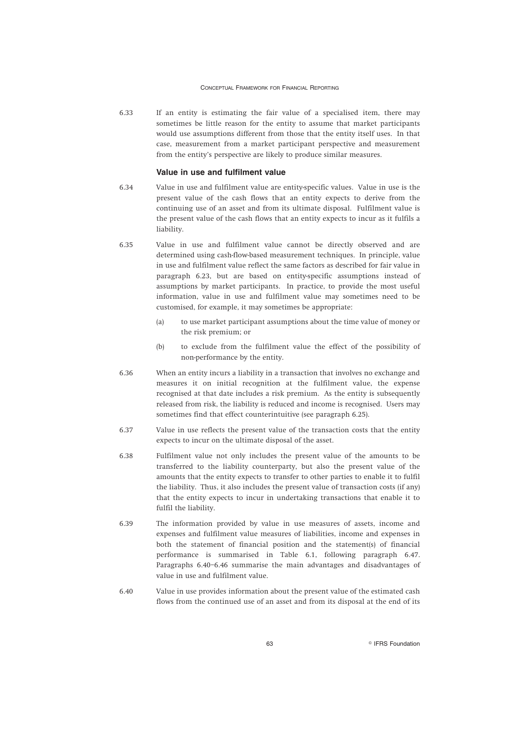6.33 If an entity is estimating the fair value of a specialised item, there may sometimes be little reason for the entity to assume that market participants would use assumptions different from those that the entity itself uses. In that case, measurement from a market participant perspective and measurement from the entity's perspective are likely to produce similar measures.

### Value in use and fulfilment value

6.34 Value in use and fulfilment value are entity-specific values. Value in use is the present value of the cash flows that an entity expects to derive from the continuing use of an asset and from its ultimate disposal. Fulfilment value is the present value of the cash flows that an entity expects to incur as it fulfils a liability.

6.35 Value in use and fulfilment value cannot be directly observed and are determined using cash-flow-based measurement techniques. In principle, value in use and fulfilment value reflect the same factors as described for fair value in paragraph 6.23, but are based on entity-specific assumptions instead of assumptions by market participants. In practice, to provide the most useful information, value in use and fulfilment value may sometimes need to be customised, for example, it may sometimes be appropriate:

(a) to use market participant assumptions about the time value of money or the risk premium; or

(b) to exclude from the fulfilment value the effect of the possibility of non-performance by the entity.

6.36 When an entity incurs a liability in a transaction that involves no exchange and measures it on initial recognition at the fulfilment value, the expense recognised at that date includes a risk premium. As the entity is subsequently released from risk, the liability is reduced and income is recognised. Users may sometimes find that effect counterintuitive (see paragraph 6.25).

6.37 Value in use reflects the present value of the transaction costs that the entity expects to incur on the ultimate disposal of the asset.

6.38 Fulfilment value not only includes the present value of the amounts to be transferred to the liability counterparty, but also the present value of the amounts that the entity expects to transfer to other parties to enable it to fulfil the liability. Thus, it also includes the present value of transaction costs (if any) that the entity expects to incur in undertaking transactions that enable it to fulfil the liability.

6.39 The information provided by value in use measures of assets, income and expenses and fulfilment value measures of liabilities, income and expenses in both the statement of financial position and the statement(s) of financial performance is summarised in Table 6.1, following paragraph 6.47. Paragraphs 6.40–6.46 summarise the main advantages and disadvantages of value in use and fulfilment value.

6.40 Value in use provides information about the present value of the estimated cash flows from the continued use of an asset and from its disposal at the end of its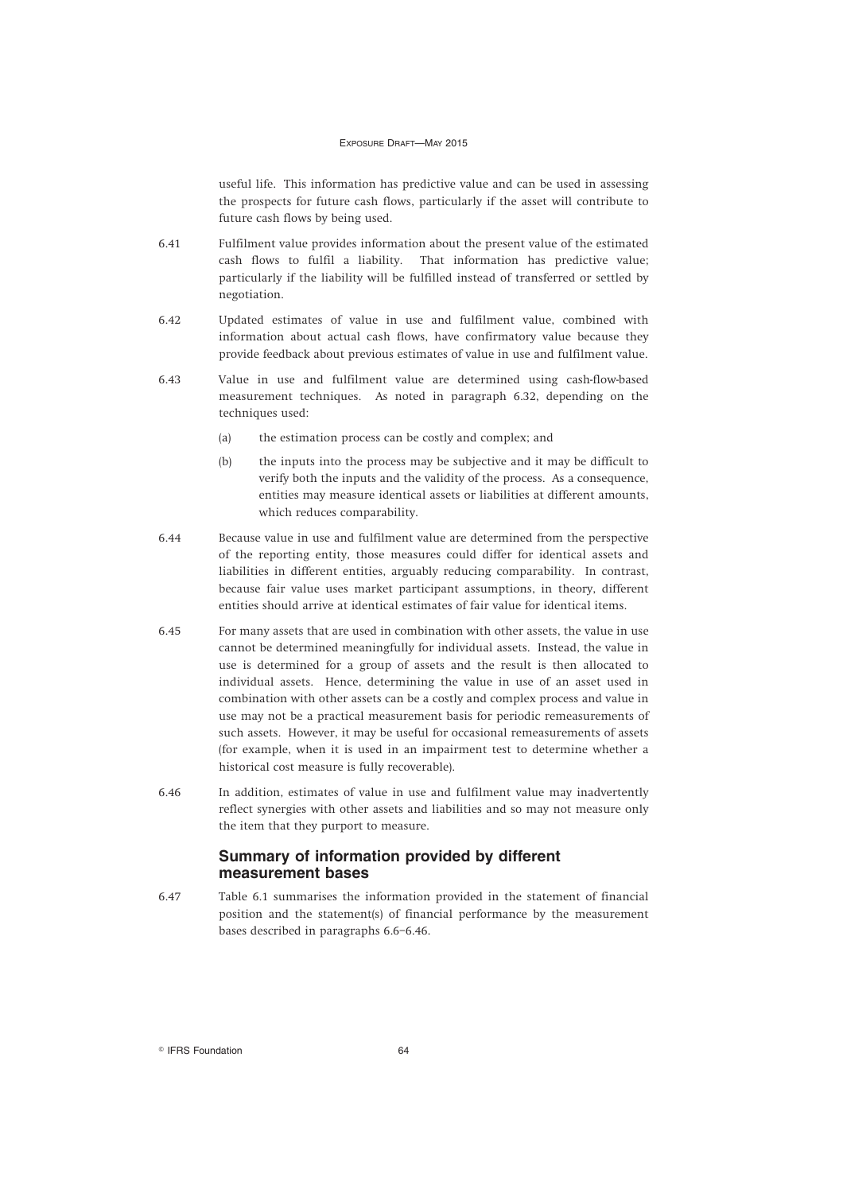useful life. This information has predictive value and can be used in assessing the prospects for future cash flows, particularly if the asset will contribute to future cash flows by being used.

6.41 Fulfilment value provides information about the present value of the estimated cash flows to fulfil a liability. That information has predictive value; particularly if the liability will be fulfilled instead of transferred or settled by negotiation.

6.42 Updated estimates of value in use and fulfilment value, combined with information about actual cash flows, have confirmatory value because they provide feedback about previous estimates of value in use and fulfilment value.

6.43 Value in use and fulfilment value are determined using cash-flow-based measurement techniques. As noted in paragraph 6.32, depending on the techniques used:

(a) the estimation process can be costly and complex; and

(b) the inputs into the process may be subjective and it may be difficult to verify both the inputs and the validity of the process. As a consequence, entities may measure identical assets or liabilities at different amounts, which reduces comparability.

6.44 Because value in use and fulfilment value are determined from the perspective of the reporting entity, those measures could differ for identical assets and liabilities in different entities, arguably reducing comparability. In contrast, because fair value uses market participant assumptions, in theory, different entities should arrive at identical estimates of fair value for identical items.

6.45 For many assets that are used in combination with other assets, the value in use cannot be determined meaningfully for individual assets. Instead, the value in use is determined for a group of assets and the result is then allocated to individual assets. Hence, determining the value in use of an asset used in combination with other assets can be a costly and complex process and value in use may not be a practical measurement basis for periodic remeasurements of such assets. However, it may be useful for occasional remeasurements of assets (for example, when it is used in an impairment test to determine whether a historical cost measure is fully recoverable).

6.46 In addition, estimates of value in use and fulfilment value may inadvertently reflect synergies with other assets and liabilities and so may not measure only the item that they purport to measure.

## Summary of information provided by different measurement bases

6.47 Table 6.1 summarises the information provided in the statement of financial position and the statement(s) of financial performance by the measurement bases described in paragraphs 6.6–6.46.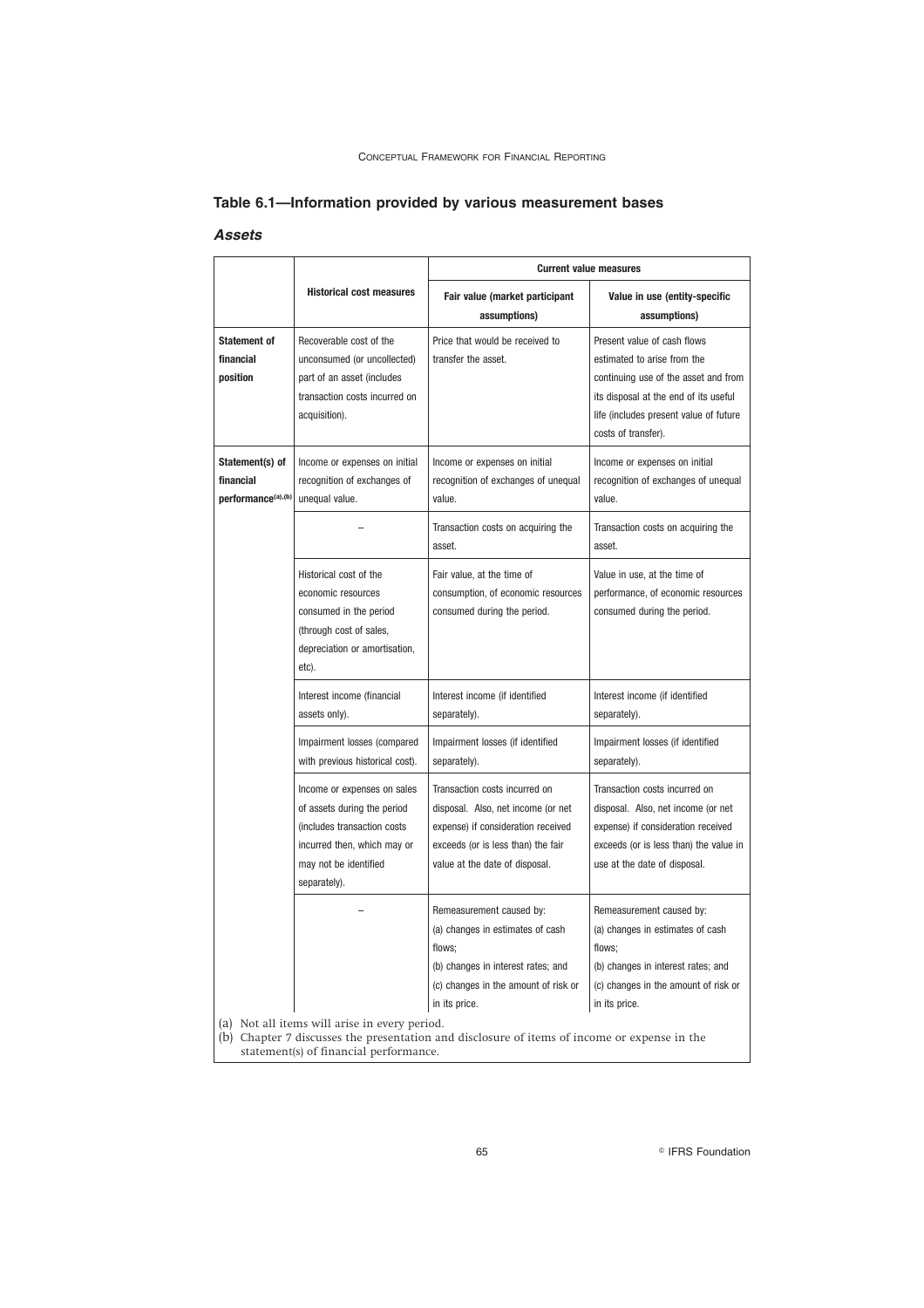## Table 6.1—Information provided by various measurement bases

### *Assets*

| | Historical cost measures | Current value measures | |
|---|---|---|---|
| | | **Fair value (market participant assumptions)** | **Value in use (entity-specific assumptions)** |
| **Statement of financial position** | Recoverable cost of the unconsumed (or uncollected) part of an asset (includes transaction costs incurred on acquisition). | Price that would be received to transfer the asset. | Present value of cash flows estimated to arise from the continuing use of the asset and from its disposal at the end of its useful life (includes present value of future costs of transfer). |
| **Statement(s) of financial performance[(a),(b)]** | Income or expenses on initial recognition of exchanges of unequal value. | Income or expenses on initial recognition of exchanges of unequal value. | Income or expenses on initial recognition of exchanges of unequal value. |
| | – | Transaction costs on acquiring the asset. | Transaction costs on acquiring the asset. |
| | Historical cost of the economic resources consumed in the period (through cost of sales, depreciation or amortisation, etc). | Fair value, at the time of consumption, of economic resources consumed during the period. | Value in use, at the time of performance, of economic resources consumed during the period. |
| | Interest income (financial assets only). | Interest income (if identified separately). | Interest income (if identified separately). |
| | Impairment losses (compared with previous historical cost). | Impairment losses (if identified separately). | Impairment losses (if identified separately). |
| | Income or expenses on sales of assets during the period (includes transaction costs incurred then, which may or may not be identified separately). | Transaction costs incurred on disposal. Also, net income (or net expense) if consideration received exceeds (or is less than) the fair value at the date of disposal. | Transaction costs incurred on disposal. Also, net income (or net expense) if consideration received exceeds (or is less than) the value in use at the date of disposal. |
| | – | Remeasurement caused by: (a) changes in estimates of cash flows; (b) changes in interest rates; and (c) changes in the amount of risk or in its price. | Remeasurement caused by: (a) changes in estimates of cash flows; (b) changes in interest rates; and (c) changes in the amount of risk or in its price. |

(a) Not all items will arise in every period.

(b) Chapter 7 discusses the presentation and disclosure of items of income or expense in the statement(s) of financial performance.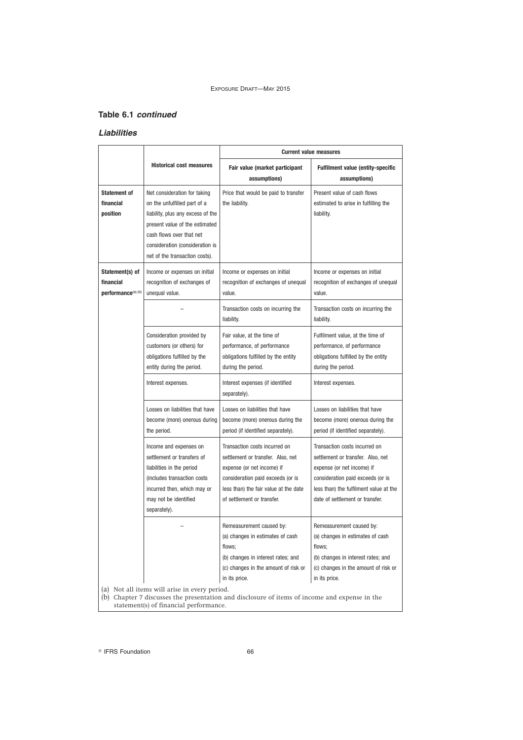## Table 6.1 *continued*

### *Liabilities*

| | Historical cost measures | Current value measures | |
|---|---|---|---|
| | | **Fair value (market participant assumptions)** | **Fulfilment value (entity-specific assumptions)** |
| **Statement of financial position** | Net consideration for taking on the unfulfilled part of a liability, plus any excess of the present value of the estimated cash flows over that net consideration (consideration is net of the transaction costs). | Price that would be paid to transfer the liability. | Present value of cash flows estimated to arise in fulfilling the liability. |
| **Statement(s) of financial performance**[(a),(b)] | Income or expenses on initial recognition of exchanges of unequal value. | Income or expenses on initial recognition of exchanges of unequal value. | Income or expenses on initial recognition of exchanges of unequal value. |
| | – | Transaction costs on incurring the liability. | Transaction costs on incurring the liability. |
| | Consideration provided by customers (or others) for obligations fulfilled by the entity during the period. | Fair value, at the time of performance, of performance obligations fulfilled by the entity during the period. | Fulfilment value, at the time of performance, of performance obligations fulfilled by the entity during the period. |
| | Interest expenses. | Interest expenses (if identified separately). | Interest expenses. |
| | Losses on liabilities that have become (more) onerous during the period. | Losses on liabilities that have become (more) onerous during the period (if identified separately). | Losses on liabilities that have become (more) onerous during the period (if identified separately). |
| | Income and expenses on settlement or transfers of liabilities in the period (includes transaction costs incurred then, which may or may not be identified separately). | Transaction costs incurred on settlement or transfer. Also, net expense (or net income) if consideration paid exceeds (or is less than) the fair value at the date of settlement or transfer. | Transaction costs incurred on settlement or transfer. Also, net expense (or net income) if consideration paid exceeds (or is less than) the fulfilment value at the date of settlement or transfer. |
| | – | Remeasurement caused by: (a) changes in estimates of cash flows; (b) changes in interest rates; and (c) changes in the amount of risk or in its price. | Remeasurement caused by: (a) changes in estimates of cash flows; (b) changes in interest rates; and (c) changes in the amount of risk or in its price. |

(a) Not all items will arise in every period.

(b) Chapter 7 discusses the presentation and disclosure of items of income and expense in the statement(s) of financial performance.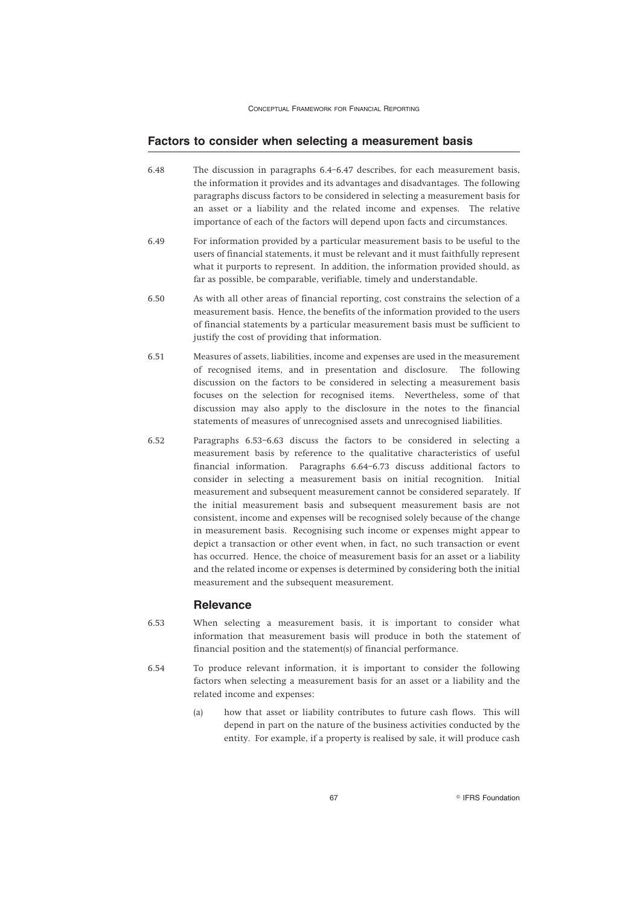## Factors to consider when selecting a measurement basis

6.48 The discussion in paragraphs 6.4–6.47 describes, for each measurement basis, the information it provides and its advantages and disadvantages. The following paragraphs discuss factors to be considered in selecting a measurement basis for an asset or a liability and the related income and expenses. The relative importance of each of the factors will depend upon facts and circumstances.

6.49 For information provided by a particular measurement basis to be useful to the users of financial statements, it must be relevant and it must faithfully represent what it purports to represent. In addition, the information provided should, as far as possible, be comparable, verifiable, timely and understandable.

6.50 As with all other areas of financial reporting, cost constrains the selection of a measurement basis. Hence, the benefits of the information provided to the users of financial statements by a particular measurement basis must be sufficient to justify the cost of providing that information.

6.51 Measures of assets, liabilities, income and expenses are used in the measurement of recognised items, and in presentation and disclosure. The following discussion on the factors to be considered in selecting a measurement basis focuses on the selection for recognised items. Nevertheless, some of that discussion may also apply to the disclosure in the notes to the financial statements of measures of unrecognised assets and unrecognised liabilities.

6.52 Paragraphs 6.53–6.63 discuss the factors to be considered in selecting a measurement basis by reference to the qualitative characteristics of useful financial information. Paragraphs 6.64–6.73 discuss additional factors to consider in selecting a measurement basis on initial recognition. Initial measurement and subsequent measurement cannot be considered separately. If the initial measurement basis and subsequent measurement basis are not consistent, income and expenses will be recognised solely because of the change in measurement basis. Recognising such income or expenses might appear to depict a transaction or other event when, in fact, no such transaction or event has occurred. Hence, the choice of measurement basis for an asset or a liability and the related income or expenses is determined by considering both the initial measurement and the subsequent measurement.

### Relevance

6.53 When selecting a measurement basis, it is important to consider what information that measurement basis will produce in both the statement of financial position and the statement(s) of financial performance.

6.54 To produce relevant information, it is important to consider the following factors when selecting a measurement basis for an asset or a liability and the related income and expenses:

(a) how that asset or liability contributes to future cash flows. This will depend in part on the nature of the business activities conducted by the entity. For example, if a property is realised by sale, it will produce cash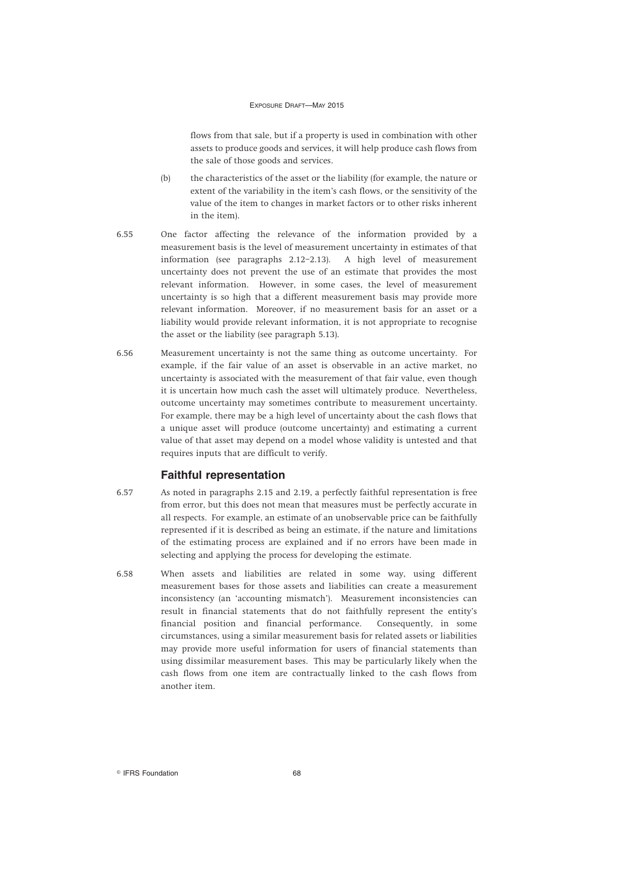flows from that sale, but if a property is used in combination with other assets to produce goods and services, it will help produce cash flows from the sale of those goods and services.

(b) the characteristics of the asset or the liability (for example, the nature or extent of the variability in the item's cash flows, or the sensitivity of the value of the item to changes in market factors or to other risks inherent in the item).

6.55 One factor affecting the relevance of the information provided by a measurement basis is the level of measurement uncertainty in estimates of that information (see paragraphs 2.12–2.13). A high level of measurement uncertainty does not prevent the use of an estimate that provides the most relevant information. However, in some cases, the level of measurement uncertainty is so high that a different measurement basis may provide more relevant information. Moreover, if no measurement basis for an asset or a liability would provide relevant information, it is not appropriate to recognise the asset or the liability (see paragraph 5.13).

6.56 Measurement uncertainty is not the same thing as outcome uncertainty. For example, if the fair value of an asset is observable in an active market, no uncertainty is associated with the measurement of that fair value, even though it is uncertain how much cash the asset will ultimately produce. Nevertheless, outcome uncertainty may sometimes contribute to measurement uncertainty. For example, there may be a high level of uncertainty about the cash flows that a unique asset will produce (outcome uncertainty) and estimating a current value of that asset may depend on a model whose validity is untested and that requires inputs that are difficult to verify.

### Faithful representation

6.57 As noted in paragraphs 2.15 and 2.19, a perfectly faithful representation is free from error, but this does not mean that measures must be perfectly accurate in all respects. For example, an estimate of an unobservable price can be faithfully represented if it is described as being an estimate, if the nature and limitations of the estimating process are explained and if no errors have been made in selecting and applying the process for developing the estimate.

6.58 When assets and liabilities are related in some way, using different measurement bases for those assets and liabilities can create a measurement inconsistency (an 'accounting mismatch'). Measurement inconsistencies can result in financial statements that do not faithfully represent the entity's financial position and financial performance. Consequently, in some circumstances, using a similar measurement basis for related assets or liabilities may provide more useful information for users of financial statements than using dissimilar measurement bases. This may be particularly likely when the cash flows from one item are contractually linked to the cash flows from another item.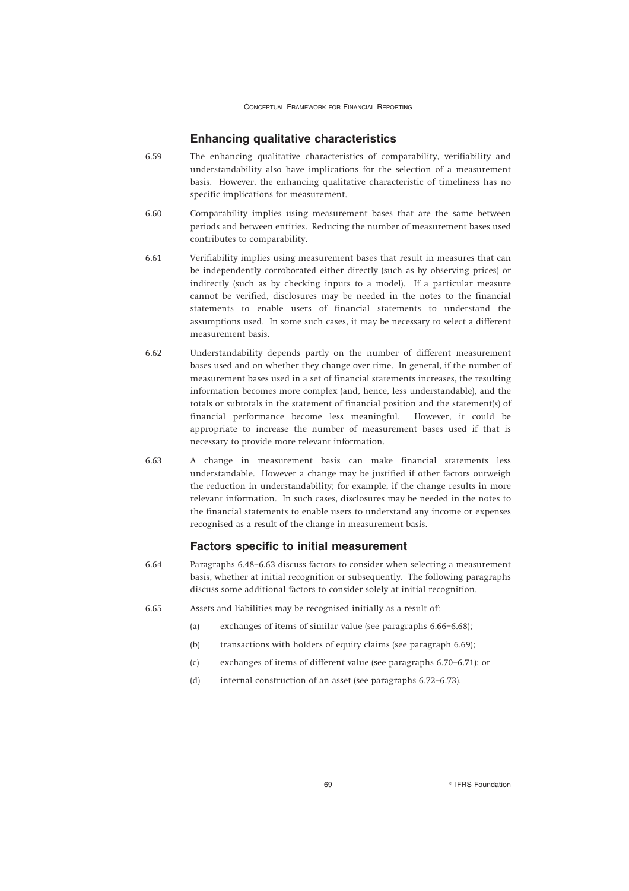### Enhancing qualitative characteristics

6.59 The enhancing qualitative characteristics of comparability, verifiability and understandability also have implications for the selection of a measurement basis. However, the enhancing qualitative characteristic of timeliness has no specific implications for measurement.

6.60 Comparability implies using measurement bases that are the same between periods and between entities. Reducing the number of measurement bases used contributes to comparability.

6.61 Verifiability implies using measurement bases that result in measures that can be independently corroborated either directly (such as by observing prices) or indirectly (such as by checking inputs to a model). If a particular measure cannot be verified, disclosures may be needed in the notes to the financial statements to enable users of financial statements to understand the assumptions used. In some such cases, it may be necessary to select a different measurement basis.

6.62 Understandability depends partly on the number of different measurement bases used and on whether they change over time. In general, if the number of measurement bases used in a set of financial statements increases, the resulting information becomes more complex (and, hence, less understandable), and the totals or subtotals in the statement of financial position and the statement(s) of financial performance become less meaningful. However, it could be appropriate to increase the number of measurement bases used if that is necessary to provide more relevant information.

6.63 A change in measurement basis can make financial statements less understandable. However a change may be justified if other factors outweigh the reduction in understandability; for example, if the change results in more relevant information. In such cases, disclosures may be needed in the notes to the financial statements to enable users to understand any income or expenses recognised as a result of the change in measurement basis.

### Factors specific to initial measurement

6.64 Paragraphs 6.48–6.63 discuss factors to consider when selecting a measurement basis, whether at initial recognition or subsequently. The following paragraphs discuss some additional factors to consider solely at initial recognition.

6.65 Assets and liabilities may be recognised initially as a result of:

(a) exchanges of items of similar value (see paragraphs 6.66–6.68);

(b) transactions with holders of equity claims (see paragraph 6.69);

(c) exchanges of items of different value (see paragraphs 6.70–6.71); or

(d) internal construction of an asset (see paragraphs 6.72–6.73).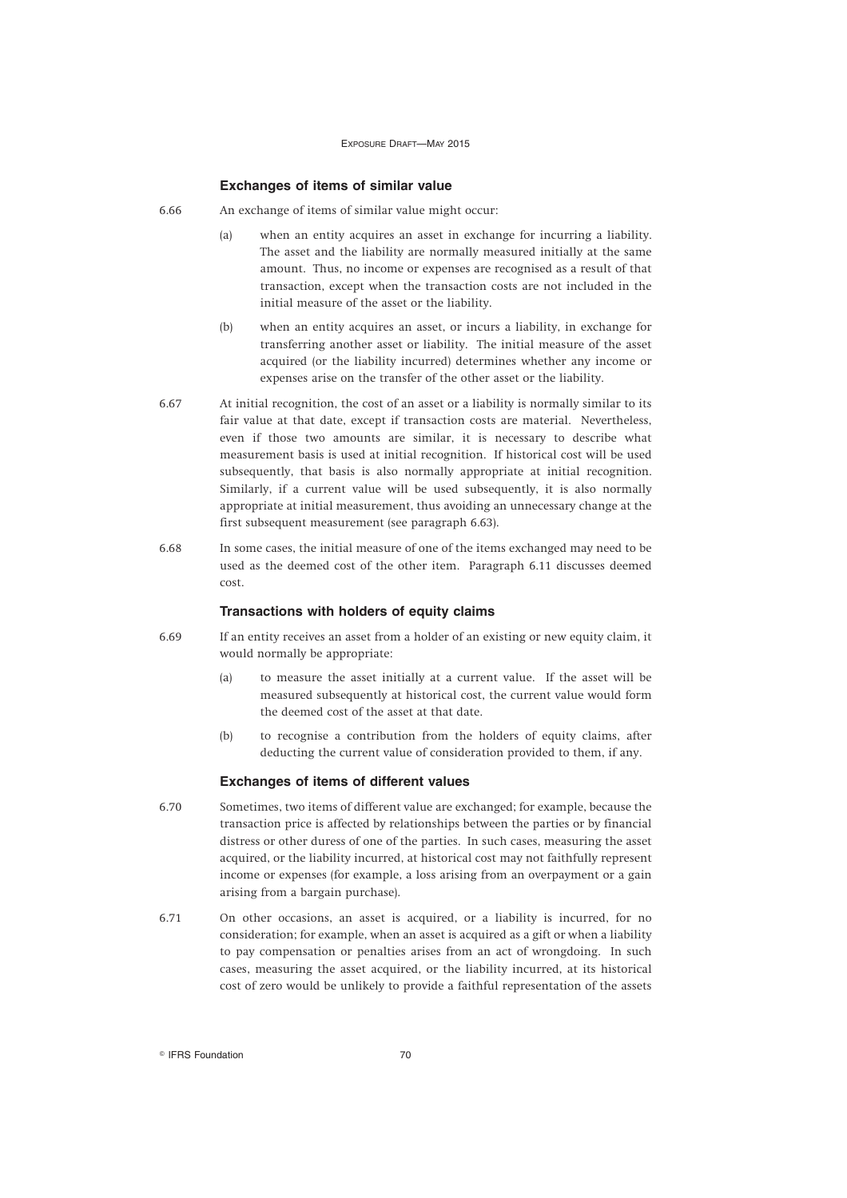### Exchanges of items of similar value

6.66 An exchange of items of similar value might occur:

(a) when an entity acquires an asset in exchange for incurring a liability. The asset and the liability are normally measured initially at the same amount. Thus, no income or expenses are recognised as a result of that transaction, except when the transaction costs are not included in the initial measure of the asset or the liability.

(b) when an entity acquires an asset, or incurs a liability, in exchange for transferring another asset or liability. The initial measure of the asset acquired (or the liability incurred) determines whether any income or expenses arise on the transfer of the other asset or the liability.

6.67 At initial recognition, the cost of an asset or a liability is normally similar to its fair value at that date, except if transaction costs are material. Nevertheless, even if those two amounts are similar, it is necessary to describe what measurement basis is used at initial recognition. If historical cost will be used subsequently, that basis is also normally appropriate at initial recognition. Similarly, if a current value will be used subsequently, it is also normally appropriate at initial measurement, thus avoiding an unnecessary change at the first subsequent measurement (see paragraph 6.63).

6.68 In some cases, the initial measure of one of the items exchanged may need to be used as the deemed cost of the other item. Paragraph 6.11 discusses deemed cost.

### Transactions with holders of equity claims

6.69 If an entity receives an asset from a holder of an existing or new equity claim, it would normally be appropriate:

(a) to measure the asset initially at a current value. If the asset will be measured subsequently at historical cost, the current value would form the deemed cost of the asset at that date.

(b) to recognise a contribution from the holders of equity claims, after deducting the current value of consideration provided to them, if any.

### Exchanges of items of different values

6.70 Sometimes, two items of different value are exchanged; for example, because the transaction price is affected by relationships between the parties or by financial distress or other duress of one of the parties. In such cases, measuring the asset acquired, or the liability incurred, at historical cost may not faithfully represent income or expenses (for example, a loss arising from an overpayment or a gain arising from a bargain purchase).

6.71 On other occasions, an asset is acquired, or a liability is incurred, for no consideration; for example, when an asset is acquired as a gift or when a liability to pay compensation or penalties arises from an act of wrongdoing. In such cases, measuring the asset acquired, or the liability incurred, at its historical cost of zero would be unlikely to provide a faithful representation of the assets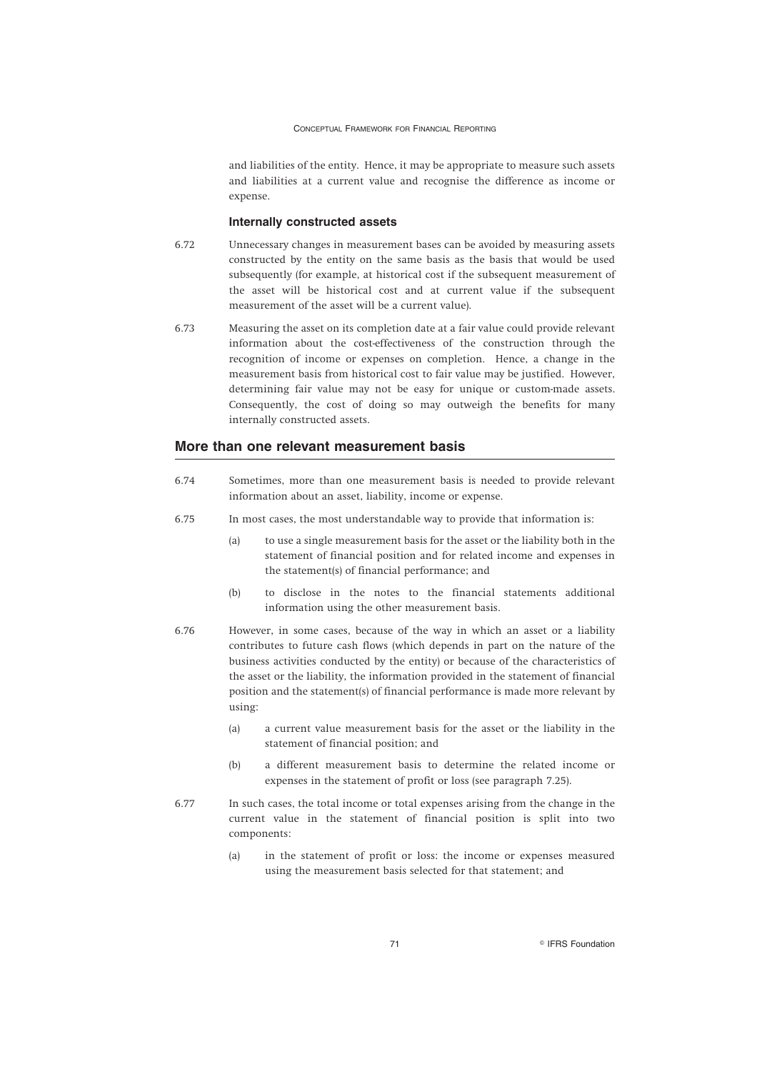and liabilities of the entity. Hence, it may be appropriate to measure such assets and liabilities at a current value and recognise the difference as income or expense.

### Internally constructed assets

6.72 Unnecessary changes in measurement bases can be avoided by measuring assets constructed by the entity on the same basis as the basis that would be used subsequently (for example, at historical cost if the subsequent measurement of the asset will be historical cost and at current value if the subsequent measurement of the asset will be a current value).

6.73 Measuring the asset on its completion date at a fair value could provide relevant information about the cost-effectiveness of the construction through the recognition of income or expenses on completion. Hence, a change in the measurement basis from historical cost to fair value may be justified. However, determining fair value may not be easy for unique or custom-made assets. Consequently, the cost of doing so may outweigh the benefits for many internally constructed assets.

## More than one relevant measurement basis

6.74 Sometimes, more than one measurement basis is needed to provide relevant information about an asset, liability, income or expense.

6.75 In most cases, the most understandable way to provide that information is:

(a) to use a single measurement basis for the asset or the liability both in the statement of financial position and for related income and expenses in the statement(s) of financial performance; and

(b) to disclose in the notes to the financial statements additional information using the other measurement basis.

6.76 However, in some cases, because of the way in which an asset or a liability contributes to future cash flows (which depends in part on the nature of the business activities conducted by the entity) or because of the characteristics of the asset or the liability, the information provided in the statement of financial position and the statement(s) of financial performance is made more relevant by using:

(a) a current value measurement basis for the asset or the liability in the statement of financial position; and

(b) a different measurement basis to determine the related income or expenses in the statement of profit or loss (see paragraph 7.25).

6.77 In such cases, the total income or total expenses arising from the change in the current value in the statement of financial position is split into two components:

(a) in the statement of profit or loss: the income or expenses measured using the measurement basis selected for that statement; and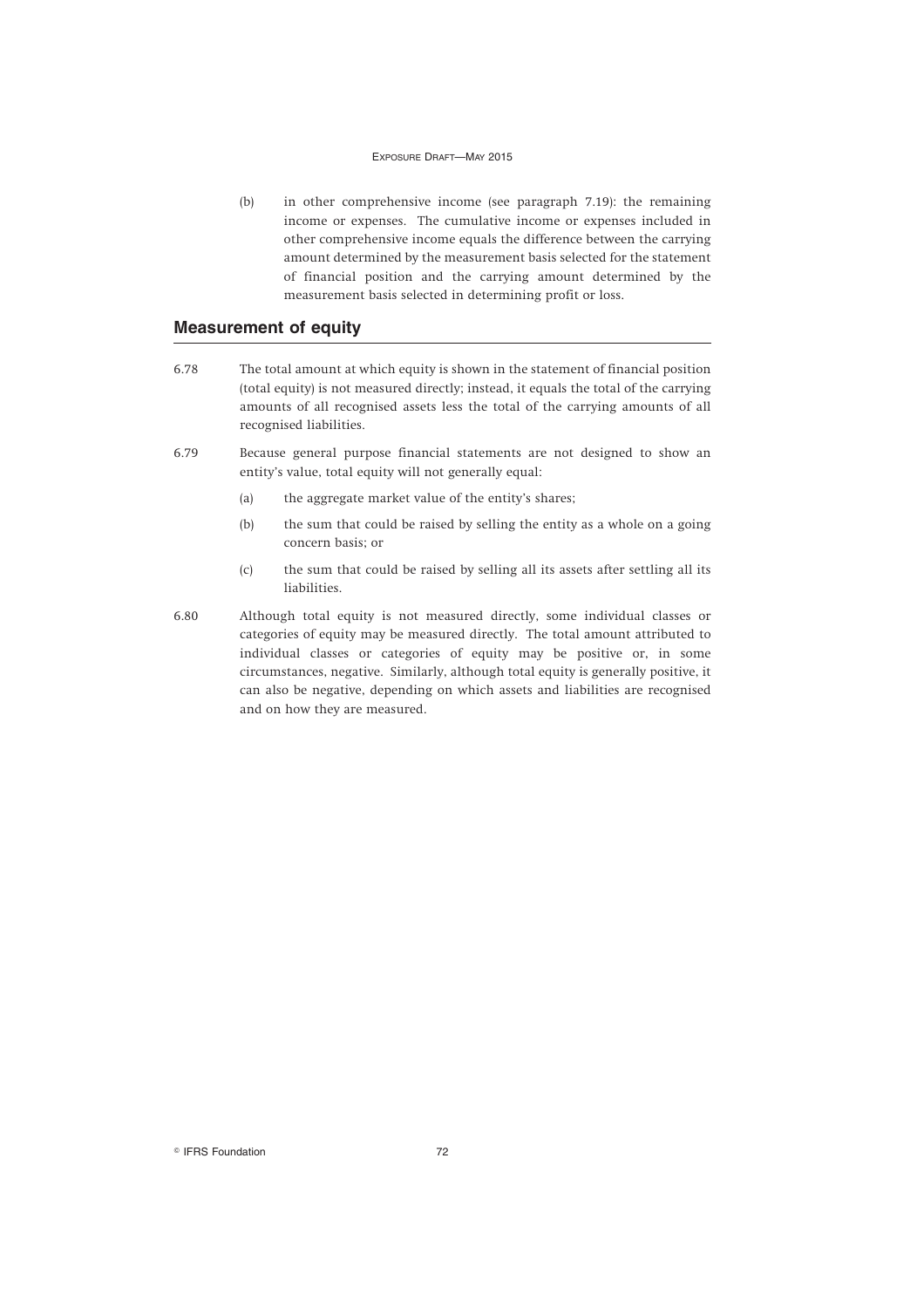(b) in other comprehensive income (see paragraph 7.19): the remaining income or expenses. The cumulative income or expenses included in other comprehensive income equals the difference between the carrying amount determined by the measurement basis selected for the statement of financial position and the carrying amount determined by the measurement basis selected in determining profit or loss.

## Measurement of equity

6.78 The total amount at which equity is shown in the statement of financial position (total equity) is not measured directly; instead, it equals the total of the carrying amounts of all recognised assets less the total of the carrying amounts of all recognised liabilities.

6.79 Because general purpose financial statements are not designed to show an entity's value, total equity will not generally equal:

(a) the aggregate market value of the entity's shares;

(b) the sum that could be raised by selling the entity as a whole on a going concern basis; or

(c) the sum that could be raised by selling all its assets after settling all its liabilities.

6.80 Although total equity is not measured directly, some individual classes or categories of equity may be measured directly. The total amount attributed to individual classes or categories of equity may be positive or, in some circumstances, negative. Similarly, although total equity is generally positive, it can also be negative, depending on which assets and liabilities are recognised and on how they are measured.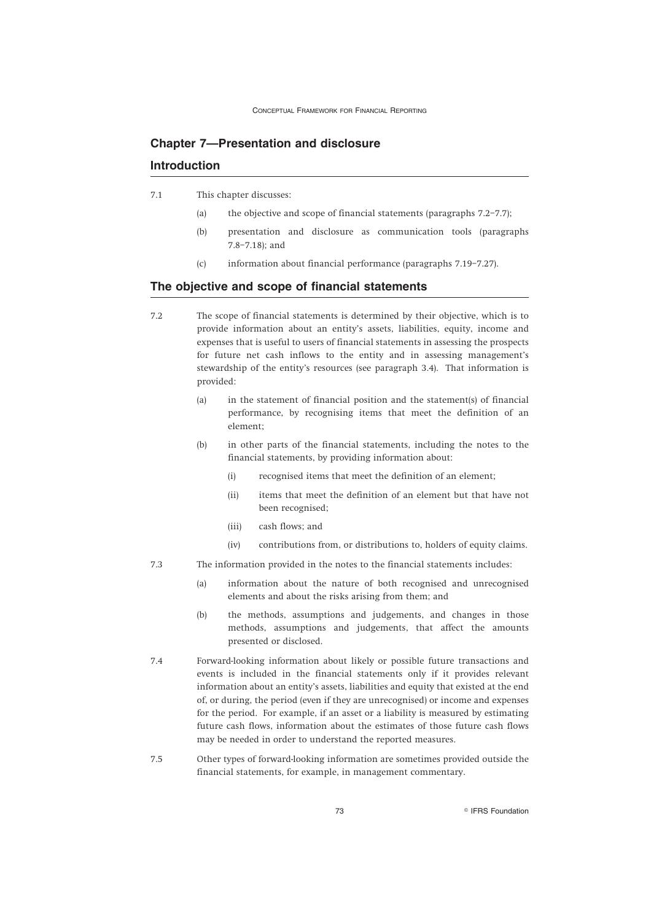## Chapter 7—Presentation and disclosure

### Introduction

7.1 This chapter discusses:

(a) the objective and scope of financial statements (paragraphs 7.2–7.7);

(b) presentation and disclosure as communication tools (paragraphs 7.8–7.18); and

(c) information about financial performance (paragraphs 7.19–7.27).

### The objective and scope of financial statements

7.2 The scope of financial statements is determined by their objective, which is to provide information about an entity's assets, liabilities, equity, income and expenses that is useful to users of financial statements in assessing the prospects for future net cash inflows to the entity and in assessing management's stewardship of the entity's resources (see paragraph 3.4). That information is provided:

(a) in the statement of financial position and the statement(s) of financial performance, by recognising items that meet the definition of an element;

(b) in other parts of the financial statements, including the notes to the financial statements, by providing information about:

(i) recognised items that meet the definition of an element;

(ii) items that meet the definition of an element but that have not been recognised;

(iii) cash flows; and

(iv) contributions from, or distributions to, holders of equity claims.

7.3 The information provided in the notes to the financial statements includes:

(a) information about the nature of both recognised and unrecognised elements and about the risks arising from them; and

(b) the methods, assumptions and judgements, and changes in those methods, assumptions and judgements, that affect the amounts presented or disclosed.

7.4 Forward-looking information about likely or possible future transactions and events is included in the financial statements only if it provides relevant information about an entity's assets, liabilities and equity that existed at the end of, or during, the period (even if they are unrecognised) or income and expenses for the period. For example, if an asset or a liability is measured by estimating future cash flows, information about the estimates of those future cash flows may be needed in order to understand the reported measures.

7.5 Other types of forward-looking information are sometimes provided outside the financial statements, for example, in management commentary.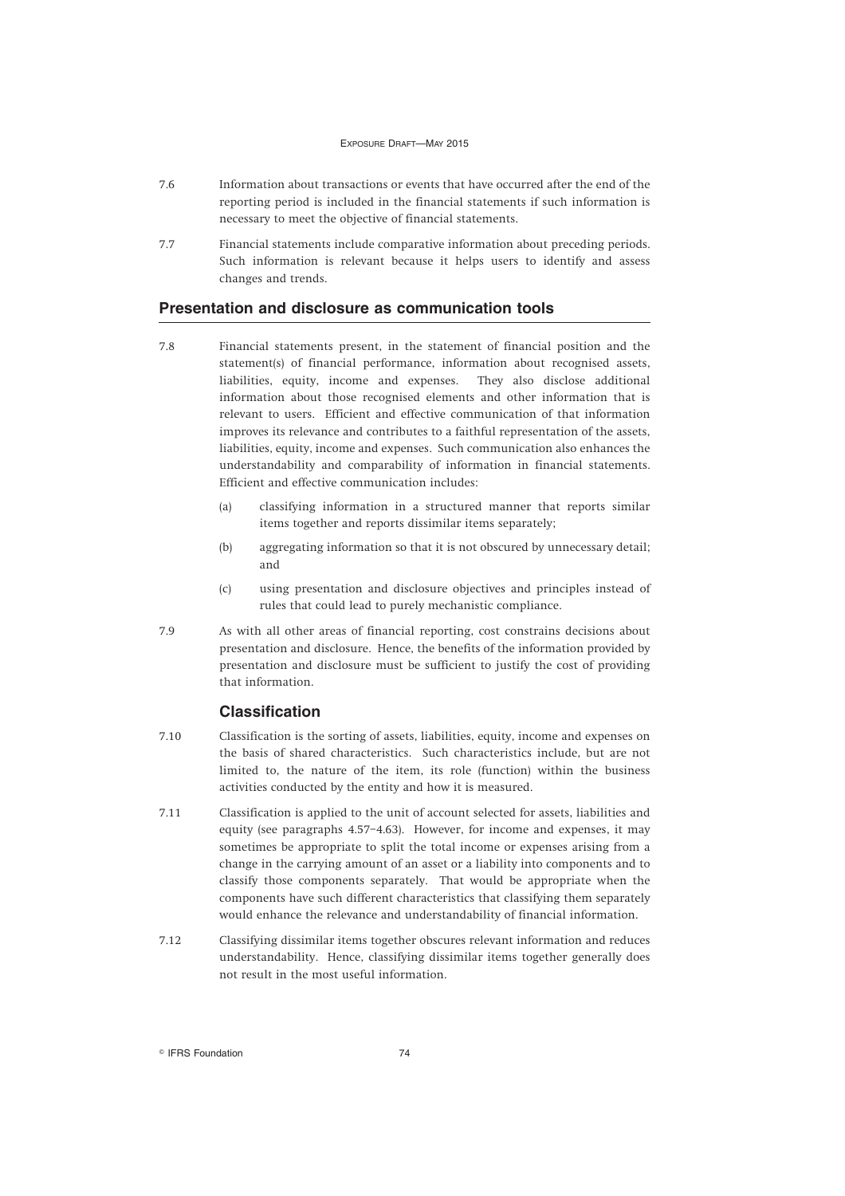7.6 Information about transactions or events that have occurred after the end of the reporting period is included in the financial statements if such information is necessary to meet the objective of financial statements.

7.7 Financial statements include comparative information about preceding periods. Such information is relevant because it helps users to identify and assess changes and trends.

## Presentation and disclosure as communication tools

7.8 Financial statements present, in the statement of financial position and the statement(s) of financial performance, information about recognised assets, liabilities, equity, income and expenses. They also disclose additional information about those recognised elements and other information that is relevant to users. Efficient and effective communication of that information improves its relevance and contributes to a faithful representation of the assets, liabilities, equity, income and expenses. Such communication also enhances the understandability and comparability of information in financial statements. Efficient and effective communication includes:

(a) classifying information in a structured manner that reports similar items together and reports dissimilar items separately;

(b) aggregating information so that it is not obscured by unnecessary detail; and

(c) using presentation and disclosure objectives and principles instead of rules that could lead to purely mechanistic compliance.

7.9 As with all other areas of financial reporting, cost constrains decisions about presentation and disclosure. Hence, the benefits of the information provided by presentation and disclosure must be sufficient to justify the cost of providing that information.

### Classification

7.10 Classification is the sorting of assets, liabilities, equity, income and expenses on the basis of shared characteristics. Such characteristics include, but are not limited to, the nature of the item, its role (function) within the business activities conducted by the entity and how it is measured.

7.11 Classification is applied to the unit of account selected for assets, liabilities and equity (see paragraphs 4.57–4.63). However, for income and expenses, it may sometimes be appropriate to split the total income or expenses arising from a change in the carrying amount of an asset or a liability into components and to classify those components separately. That would be appropriate when the components have such different characteristics that classifying them separately would enhance the relevance and understandability of financial information.

7.12 Classifying dissimilar items together obscures relevant information and reduces understandability. Hence, classifying dissimilar items together generally does not result in the most useful information.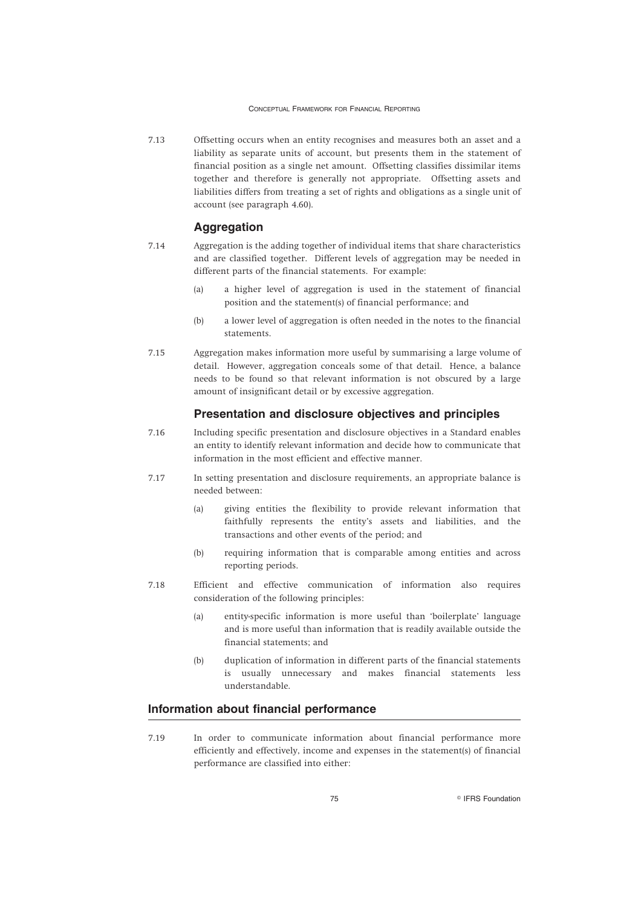7.13 Offsetting occurs when an entity recognises and measures both an asset and a liability as separate units of account, but presents them in the statement of financial position as a single net amount. Offsetting classifies dissimilar items together and therefore is generally not appropriate. Offsetting assets and liabilities differs from treating a set of rights and obligations as a single unit of account (see paragraph 4.60).

### Aggregation

7.14 Aggregation is the adding together of individual items that share characteristics and are classified together. Different levels of aggregation may be needed in different parts of the financial statements. For example:

(a) a higher level of aggregation is used in the statement of financial position and the statement(s) of financial performance; and

(b) a lower level of aggregation is often needed in the notes to the financial statements.

7.15 Aggregation makes information more useful by summarising a large volume of detail. However, aggregation conceals some of that detail. Hence, a balance needs to be found so that relevant information is not obscured by a large amount of insignificant detail or by excessive aggregation.

### Presentation and disclosure objectives and principles

7.16 Including specific presentation and disclosure objectives in a Standard enables an entity to identify relevant information and decide how to communicate that information in the most efficient and effective manner.

7.17 In setting presentation and disclosure requirements, an appropriate balance is needed between:

(a) giving entities the flexibility to provide relevant information that faithfully represents the entity's assets and liabilities, and the transactions and other events of the period; and

(b) requiring information that is comparable among entities and across reporting periods.

7.18 Efficient and effective communication of information also requires consideration of the following principles:

(a) entity-specific information is more useful than 'boilerplate' language and is more useful than information that is readily available outside the financial statements; and

(b) duplication of information in different parts of the financial statements is usually unnecessary and makes financial statements less understandable.

## Information about financial performance

7.19 In order to communicate information about financial performance more efficiently and effectively, income and expenses in the statement(s) of financial performance are classified into either: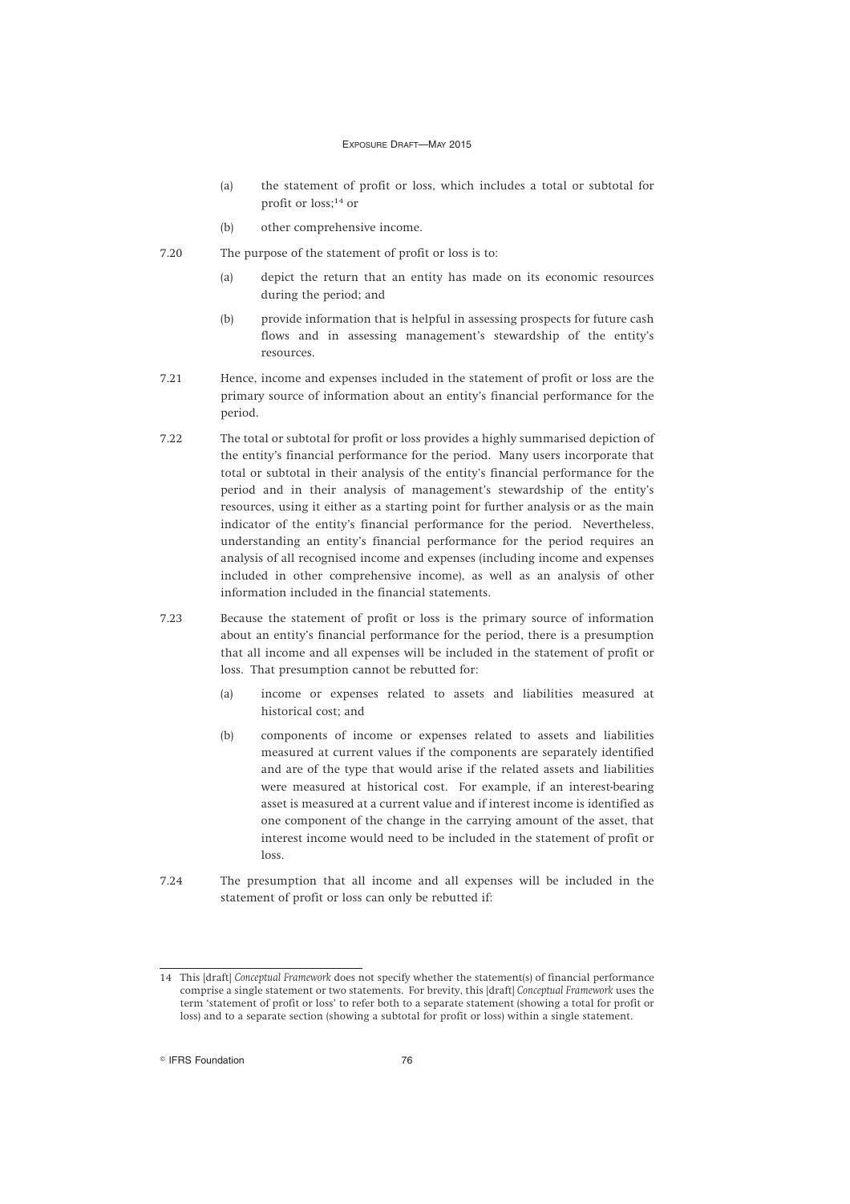(a) the statement of profit or loss, which includes a total or subtotal for profit or loss;[14] or

(b) other comprehensive income.

7.20 The purpose of the statement of profit or loss is to:

(a) depict the return that an entity has made on its economic resources during the period; and

(b) provide information that is helpful in assessing prospects for future cash flows and in assessing management's stewardship of the entity's resources.

7.21 Hence, income and expenses included in the statement of profit or loss are the primary source of information about an entity's financial performance for the period.

7.22 The total or subtotal for profit or loss provides a highly summarised depiction of the entity's financial performance for the period. Many users incorporate that total or subtotal in their analysis of the entity's financial performance for the period and in their analysis of management's stewardship of the entity's resources, using it either as a starting point for further analysis or as the main indicator of the entity's financial performance for the period. Nevertheless, understanding an entity's financial performance for the period requires an analysis of all recognised income and expenses (including income and expenses included in other comprehensive income), as well as an analysis of other information included in the financial statements.

7.23 Because the statement of profit or loss is the primary source of information about an entity's financial performance for the period, there is a presumption that all income and all expenses will be included in the statement of profit or loss. That presumption cannot be rebutted for:

(a) income or expenses related to assets and liabilities measured at historical cost; and

(b) components of income or expenses related to assets and liabilities measured at current values if the components are separately identified and are of the type that would arise if the related assets and liabilities were measured at historical cost. For example, if an interest-bearing asset is measured at a current value and if interest income is identified as one component of the change in the carrying amount of the asset, that interest income would need to be included in the statement of profit or loss.

7.24 The presumption that all income and all expenses will be included in the statement of profit or loss can only be rebutted if:

---

14 This [draft] *Conceptual Framework* does not specify whether the statement(s) of financial performance comprise a single statement or two statements. For brevity, this [draft] *Conceptual Framework* uses the term 'statement of profit or loss' to refer both to a separate statement (showing a total for profit or loss) and to a separate section (showing a subtotal for profit or loss) within a single statement.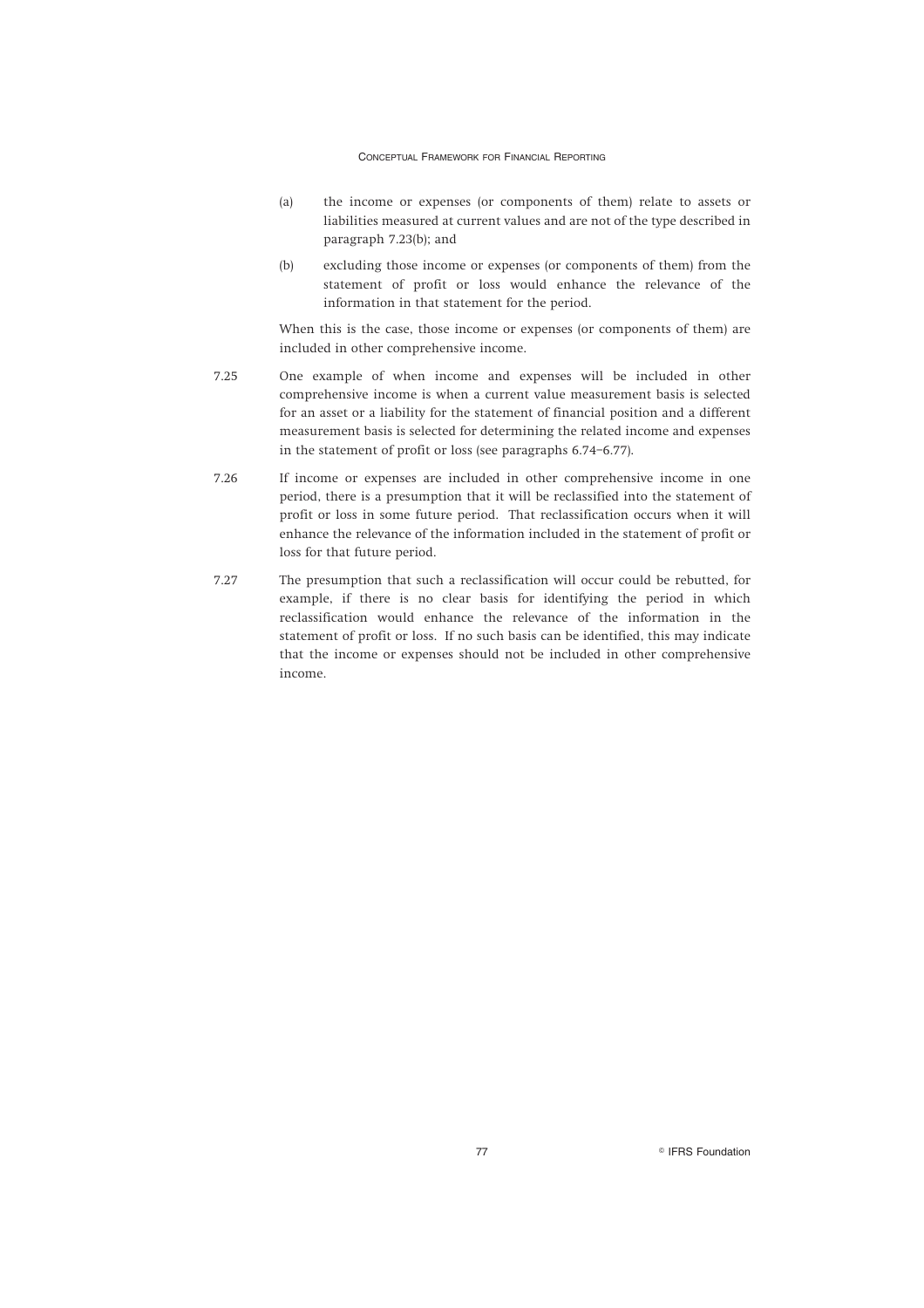(a) the income or expenses (or components of them) relate to assets or liabilities measured at current values and are not of the type described in paragraph 7.23(b); and

(b) excluding those income or expenses (or components of them) from the statement of profit or loss would enhance the relevance of the information in that statement for the period.

When this is the case, those income or expenses (or components of them) are included in other comprehensive income.

7.25 One example of when income and expenses will be included in other comprehensive income is when a current value measurement basis is selected for an asset or a liability for the statement of financial position and a different measurement basis is selected for determining the related income and expenses in the statement of profit or loss (see paragraphs 6.74–6.77).

7.26 If income or expenses are included in other comprehensive income in one period, there is a presumption that it will be reclassified into the statement of profit or loss in some future period. That reclassification occurs when it will enhance the relevance of the information included in the statement of profit or loss for that future period.

7.27 The presumption that such a reclassification will occur could be rebutted, for example, if there is no clear basis for identifying the period in which reclassification would enhance the relevance of the information in the statement of profit or loss. If no such basis can be identified, this may indicate that the income or expenses should not be included in other comprehensive income.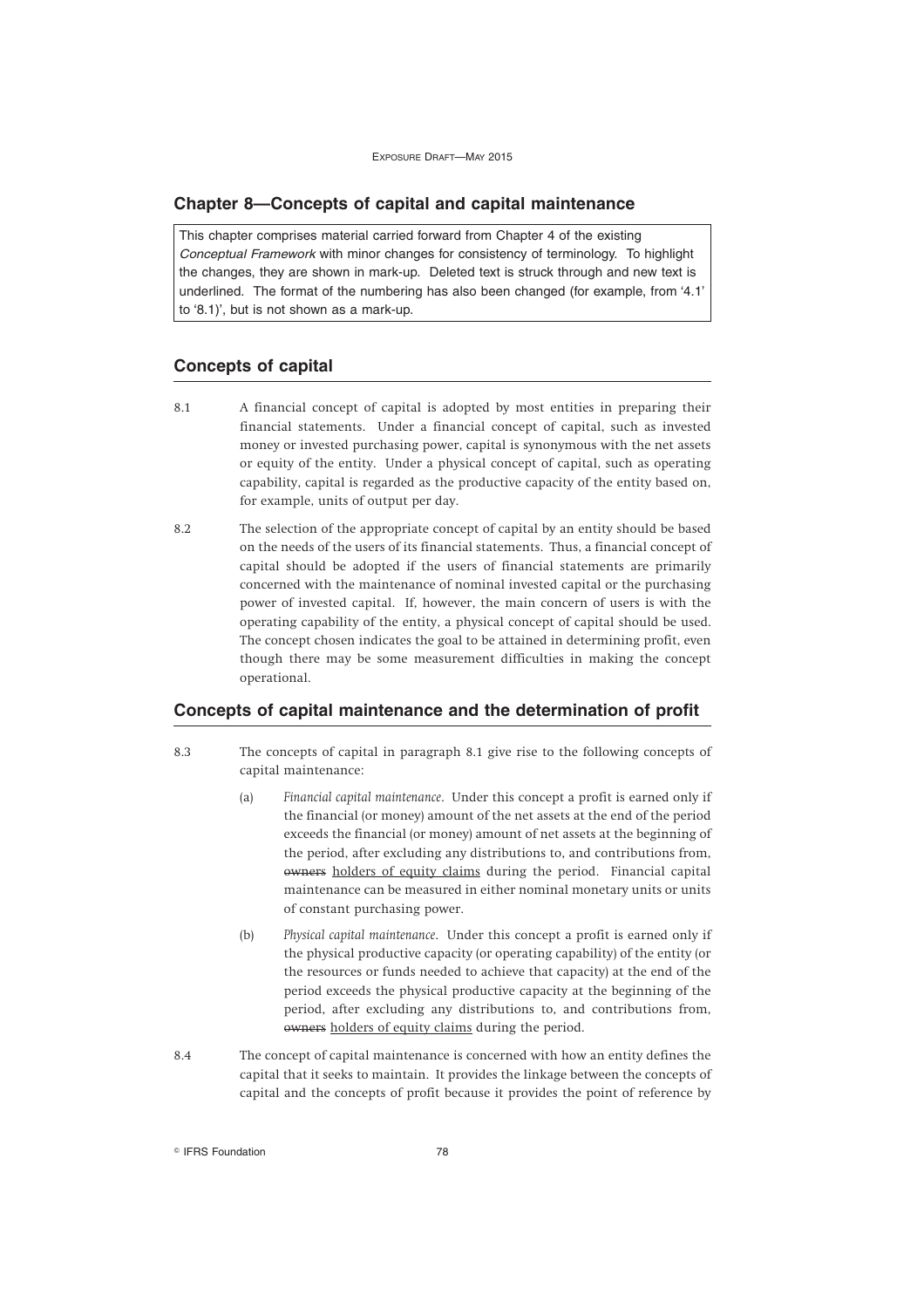## Chapter 8—Concepts of capital and capital maintenance

This chapter comprises material carried forward from Chapter 4 of the existing *Conceptual Framework* with minor changes for consistency of terminology. To highlight the changes, they are shown in mark-up. Deleted text is struck through and new text is underlined. The format of the numbering has also been changed (for example, from '4.1' to '8.1)', but is not shown as a mark-up.

### Concepts of capital

8.1 A financial concept of capital is adopted by most entities in preparing their financial statements. Under a financial concept of capital, such as invested money or invested purchasing power, capital is synonymous with the net assets or equity of the entity. Under a physical concept of capital, such as operating capability, capital is regarded as the productive capacity of the entity based on, for example, units of output per day.

8.2 The selection of the appropriate concept of capital by an entity should be based on the needs of the users of its financial statements. Thus, a financial concept of capital should be adopted if the users of financial statements are primarily concerned with the maintenance of nominal invested capital or the purchasing power of invested capital. If, however, the main concern of users is with the operating capability of the entity, a physical concept of capital should be used. The concept chosen indicates the goal to be attained in determining profit, even though there may be some measurement difficulties in making the concept operational.

### Concepts of capital maintenance and the determination of profit

8.3 The concepts of capital in paragraph 8.1 give rise to the following concepts of capital maintenance:

(a) *Financial capital maintenance*. Under this concept a profit is earned only if the financial (or money) amount of the net assets at the end of the period exceeds the financial (or money) amount of net assets at the beginning of the period, after excluding any distributions to, and contributions from, ~~owners~~ <u>holders of equity claims</u> during the period. Financial capital maintenance can be measured in either nominal monetary units or units of constant purchasing power.

(b) *Physical capital maintenance*. Under this concept a profit is earned only if the physical productive capacity (or operating capability) of the entity (or the resources or funds needed to achieve that capacity) at the end of the period exceeds the physical productive capacity at the beginning of the period, after excluding any distributions to, and contributions from, ~~owners~~ <u>holders of equity claims</u> during the period.

8.4 The concept of capital maintenance is concerned with how an entity defines the capital that it seeks to maintain. It provides the linkage between the concepts of capital and the concepts of profit because it provides the point of reference by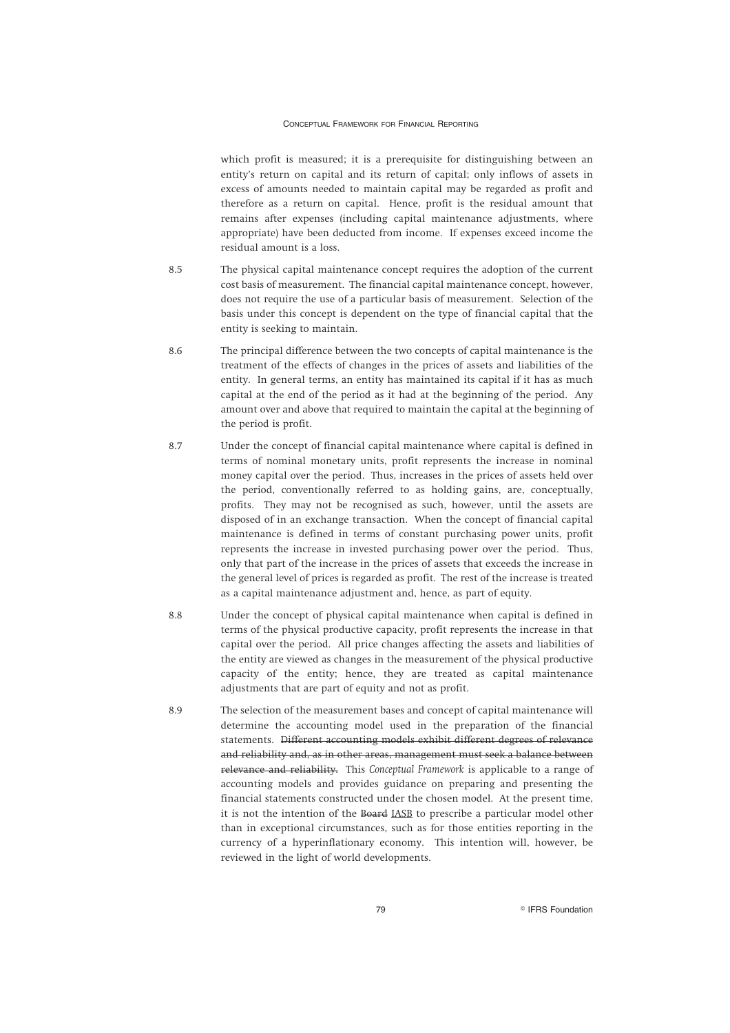which profit is measured; it is a prerequisite for distinguishing between an entity's return on capital and its return of capital; only inflows of assets in excess of amounts needed to maintain capital may be regarded as profit and therefore as a return on capital. Hence, profit is the residual amount that remains after expenses (including capital maintenance adjustments, where appropriate) have been deducted from income. If expenses exceed income the residual amount is a loss.

8.5 The physical capital maintenance concept requires the adoption of the current cost basis of measurement. The financial capital maintenance concept, however, does not require the use of a particular basis of measurement. Selection of the basis under this concept is dependent on the type of financial capital that the entity is seeking to maintain.

8.6 The principal difference between the two concepts of capital maintenance is the treatment of the effects of changes in the prices of assets and liabilities of the entity. In general terms, an entity has maintained its capital if it has as much capital at the end of the period as it had at the beginning of the period. Any amount over and above that required to maintain the capital at the beginning of the period is profit.

8.7 Under the concept of financial capital maintenance where capital is defined in terms of nominal monetary units, profit represents the increase in nominal money capital over the period. Thus, increases in the prices of assets held over the period, conventionally referred to as holding gains, are, conceptually, profits. They may not be recognised as such, however, until the assets are disposed of in an exchange transaction. When the concept of financial capital maintenance is defined in terms of constant purchasing power units, profit represents the increase in invested purchasing power over the period. Thus, only that part of the increase in the prices of assets that exceeds the increase in the general level of prices is regarded as profit. The rest of the increase is treated as a capital maintenance adjustment and, hence, as part of equity.

8.8 Under the concept of physical capital maintenance when capital is defined in terms of the physical productive capacity, profit represents the increase in that capital over the period. All price changes affecting the assets and liabilities of the entity are viewed as changes in the measurement of the physical productive capacity of the entity; hence, they are treated as capital maintenance adjustments that are part of equity and not as profit.

8.9 The selection of the measurement bases and concept of capital maintenance will determine the accounting model used in the preparation of the financial statements. ~~Different accounting models exhibit different degrees of relevance and reliability and, as in other areas, management must seek a balance between relevance and reliability.~~ This *Conceptual Framework* is applicable to a range of accounting models and provides guidance on preparing and presenting the financial statements constructed under the chosen model. At the present time, it is not the intention of the ~~Board~~ <u>IASB</u> to prescribe a particular model other than in exceptional circumstances, such as for those entities reporting in the currency of a hyperinflationary economy. This intention will, however, be reviewed in the light of world developments.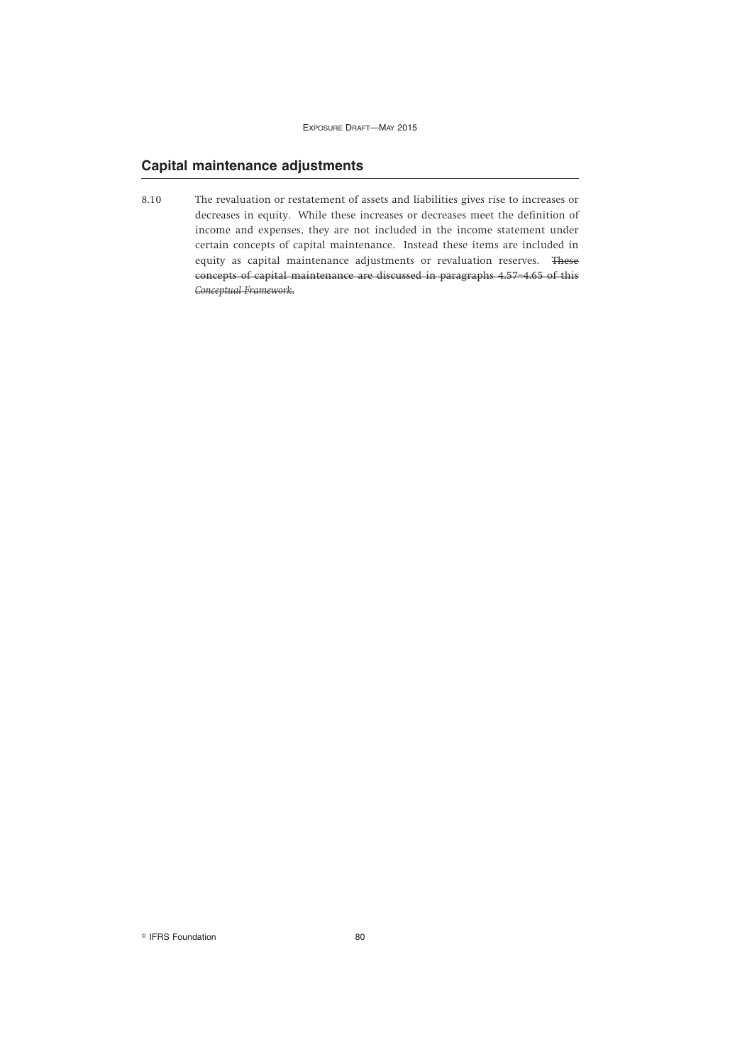## Capital maintenance adjustments

8.10 The revaluation or restatement of assets and liabilities gives rise to increases or decreases in equity. While these increases or decreases meet the definition of income and expenses, they are not included in the income statement under certain concepts of capital maintenance. Instead these items are included in equity as capital maintenance adjustments or revaluation reserves. ~~These concepts of capital maintenance are discussed in paragraphs 4.57–4.65 of this *Conceptual Framework*.~~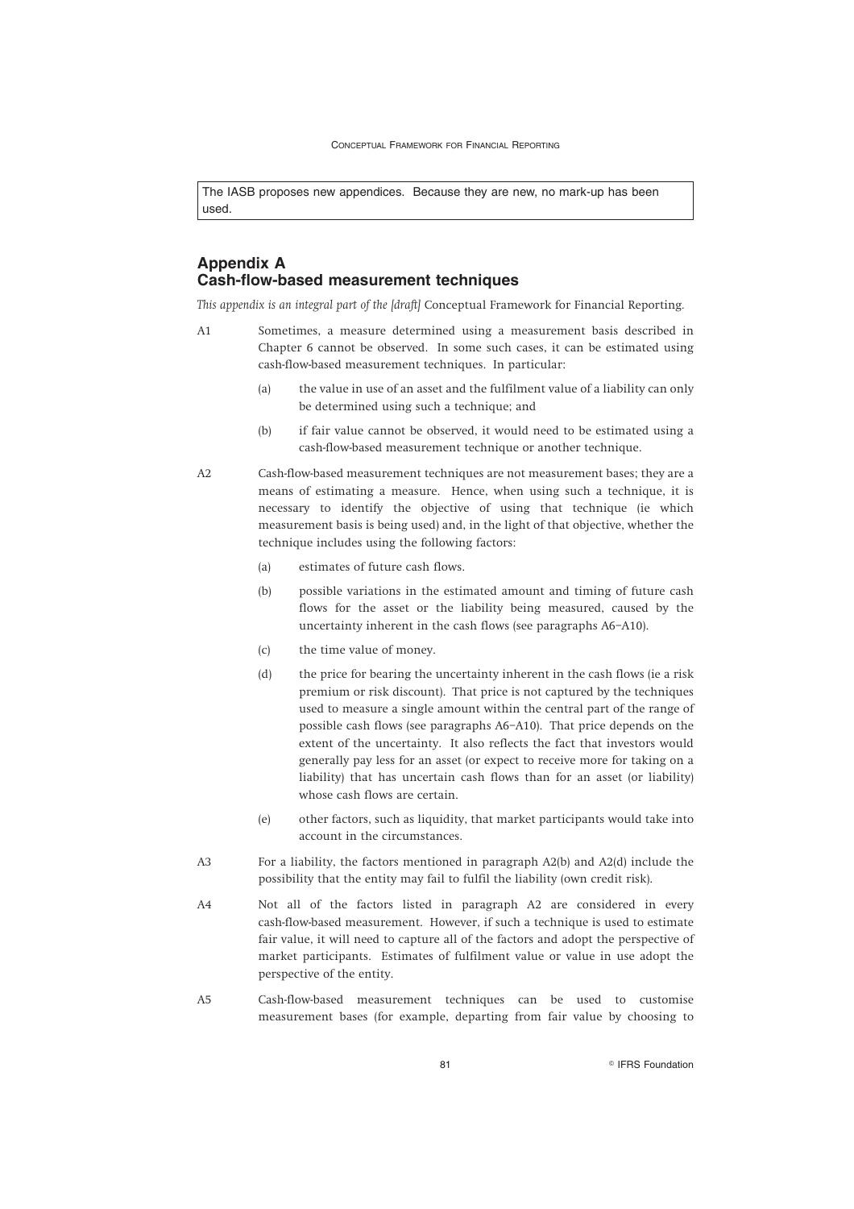The IASB proposes new appendices. Because they are new, no mark-up has been used.

## Appendix A
## Cash-flow-based measurement techniques

*This appendix is an integral part of the [draft]* Conceptual Framework for Financial Reporting.

A1 Sometimes, a measure determined using a measurement basis described in Chapter 6 cannot be observed. In some such cases, it can be estimated using cash-flow-based measurement techniques. In particular:

(a) the value in use of an asset and the fulfilment value of a liability can only be determined using such a technique; and

(b) if fair value cannot be observed, it would need to be estimated using a cash-flow-based measurement technique or another technique.

A2 Cash-flow-based measurement techniques are not measurement bases; they are a means of estimating a measure. Hence, when using such a technique, it is necessary to identify the objective of using that technique (ie which measurement basis is being used) and, in the light of that objective, whether the technique includes using the following factors:

(a) estimates of future cash flows.

(b) possible variations in the estimated amount and timing of future cash flows for the asset or the liability being measured, caused by the uncertainty inherent in the cash flows (see paragraphs A6–A10).

(c) the time value of money.

(d) the price for bearing the uncertainty inherent in the cash flows (ie a risk premium or risk discount). That price is not captured by the techniques used to measure a single amount within the central part of the range of possible cash flows (see paragraphs A6–A10). That price depends on the extent of the uncertainty. It also reflects the fact that investors would generally pay less for an asset (or expect to receive more for taking on a liability) that has uncertain cash flows than for an asset (or liability) whose cash flows are certain.

(e) other factors, such as liquidity, that market participants would take into account in the circumstances.

A3 For a liability, the factors mentioned in paragraph A2(b) and A2(d) include the possibility that the entity may fail to fulfil the liability (own credit risk).

A4 Not all of the factors listed in paragraph A2 are considered in every cash-flow-based measurement. However, if such a technique is used to estimate fair value, it will need to capture all of the factors and adopt the perspective of market participants. Estimates of fulfilment value or value in use adopt the perspective of the entity.

A5 Cash-flow-based measurement techniques can be used to customise measurement bases (for example, departing from fair value by choosing to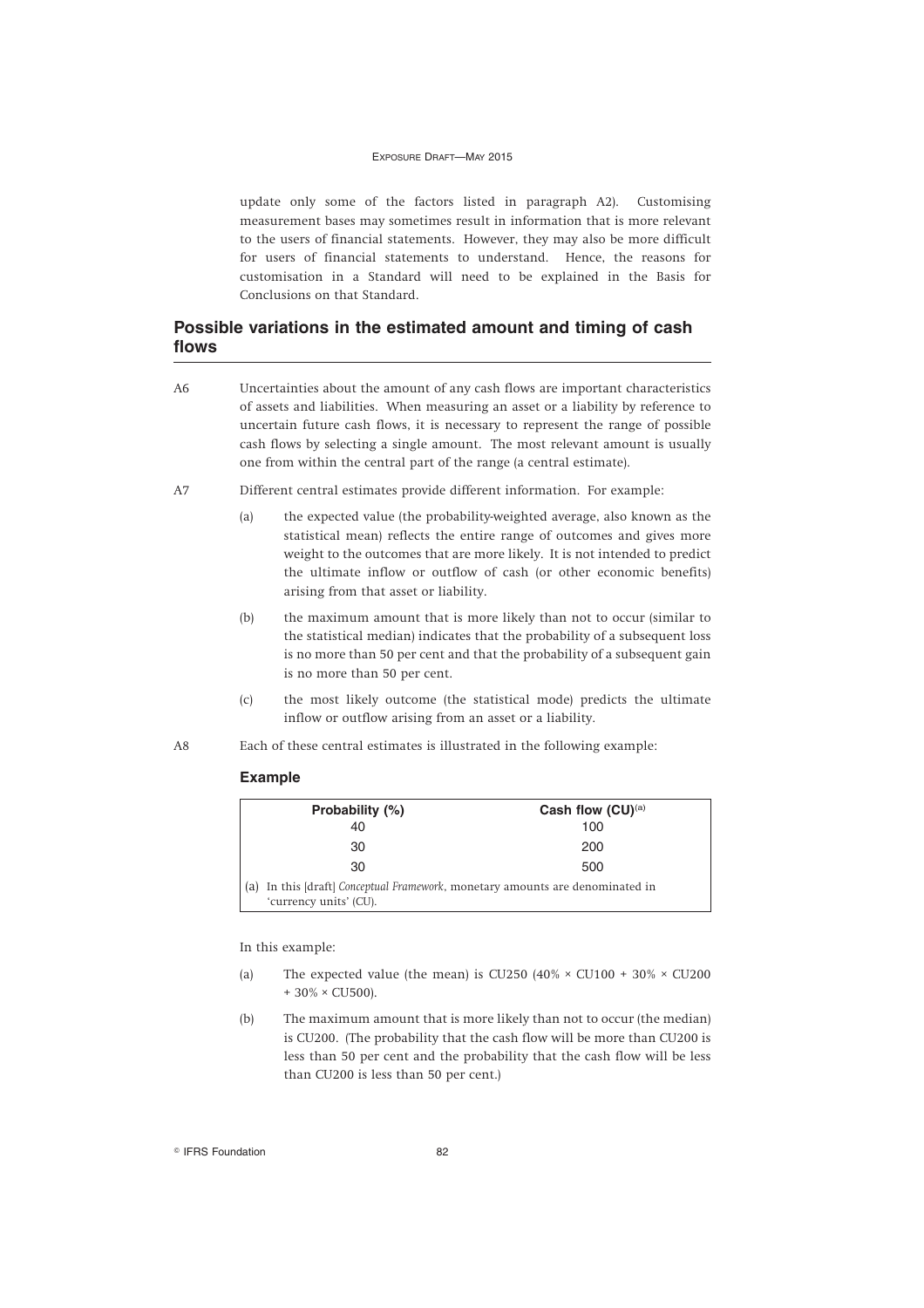update only some of the factors listed in paragraph A2). Customising measurement bases may sometimes result in information that is more relevant to the users of financial statements. However, they may also be more difficult for users of financial statements to understand. Hence, the reasons for customisation in a Standard will need to be explained in the Basis for Conclusions on that Standard.

## Possible variations in the estimated amount and timing of cash flows

A6 Uncertainties about the amount of any cash flows are important characteristics of assets and liabilities. When measuring an asset or a liability by reference to uncertain future cash flows, it is necessary to represent the range of possible cash flows by selecting a single amount. The most relevant amount is usually one from within the central part of the range (a central estimate).

A7 Different central estimates provide different information. For example:

(a) the expected value (the probability-weighted average, also known as the statistical mean) reflects the entire range of outcomes and gives more weight to the outcomes that are more likely. It is not intended to predict the ultimate inflow or outflow of cash (or other economic benefits) arising from that asset or liability.

(b) the maximum amount that is more likely than not to occur (similar to the statistical median) indicates that the probability of a subsequent loss is no more than 50 per cent and that the probability of a subsequent gain is no more than 50 per cent.

(c) the most likely outcome (the statistical mode) predicts the ultimate inflow or outflow arising from an asset or a liability.

A8 Each of these central estimates is illustrated in the following example:

### Example

| Probability (%) | Cash flow (CU)[(a)] |
|---|---|
| 40 | 100 |
| 30 | 200 |
| 30 | 500 |

(a) In this [draft] *Conceptual Framework*, monetary amounts are denominated in 'currency units' (CU).

In this example:

(a) The expected value (the mean) is CU250 (40% × CU100 + 30% × CU200 + 30% × CU500).

(b) The maximum amount that is more likely than not to occur (the median) is CU200. (The probability that the cash flow will be more than CU200 is less than 50 per cent and the probability that the cash flow will be less than CU200 is less than 50 per cent.)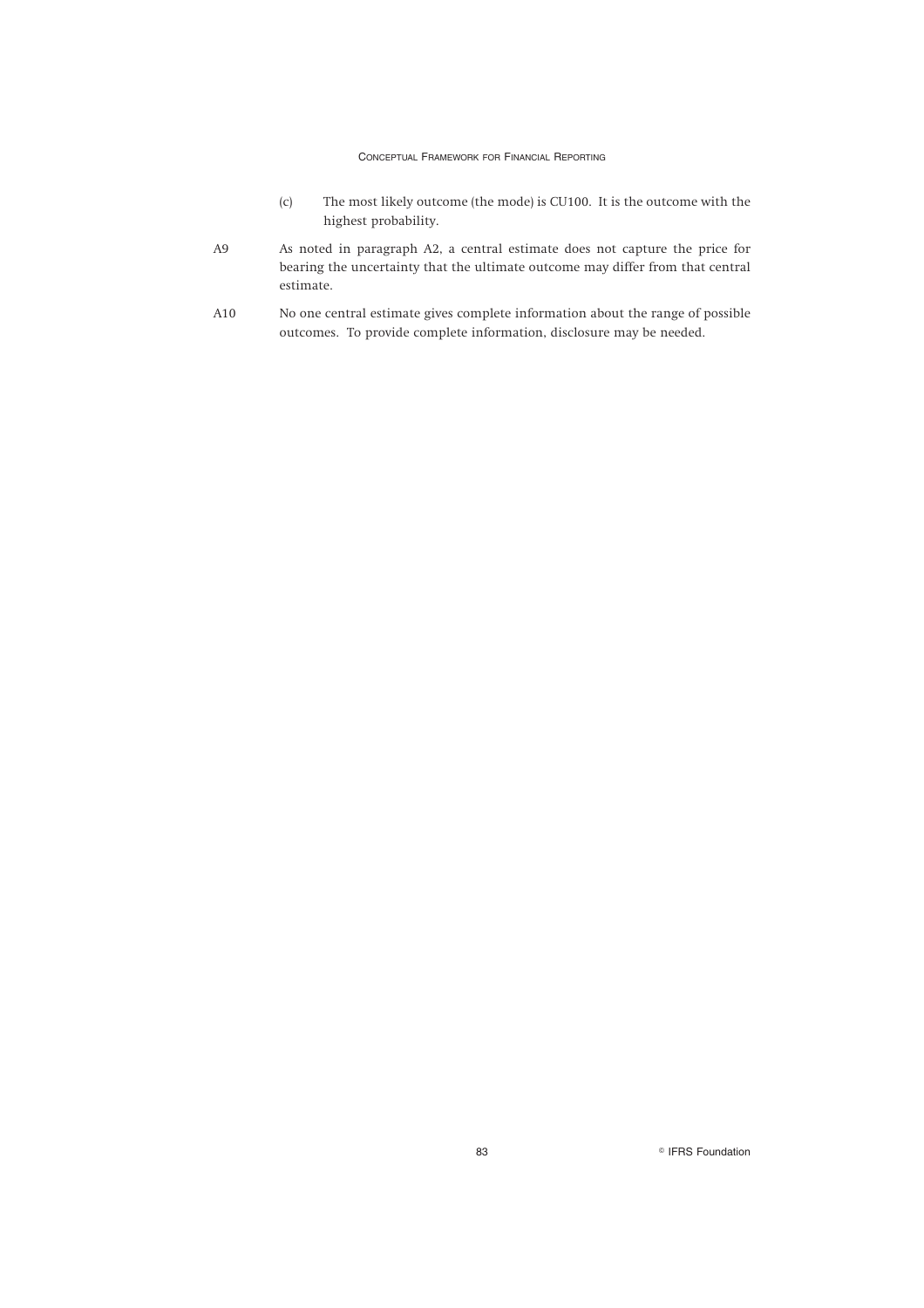(c) The most likely outcome (the mode) is CU100. It is the outcome with the highest probability.

A9 As noted in paragraph A2, a central estimate does not capture the price for bearing the uncertainty that the ultimate outcome may differ from that central estimate.

A10 No one central estimate gives complete information about the range of possible outcomes. To provide complete information, disclosure may be needed.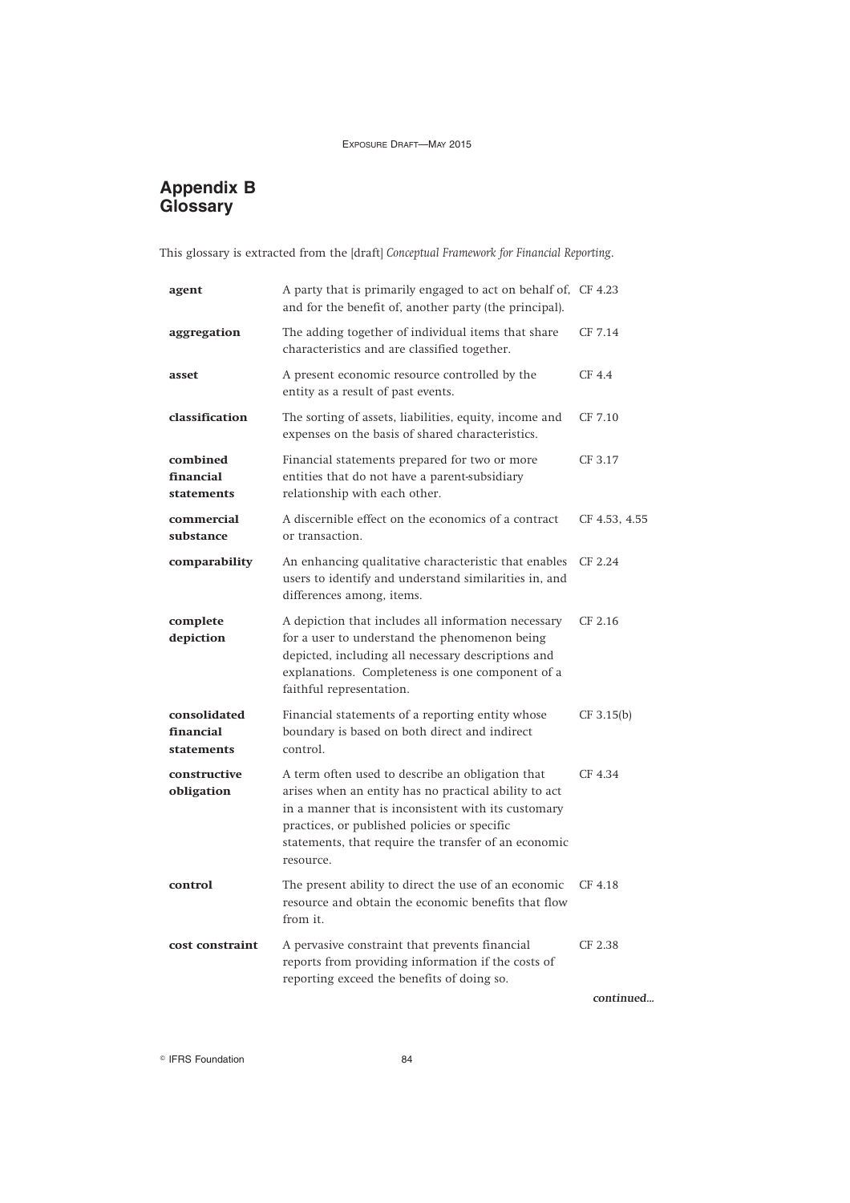# Appendix B Glossary

This glossary is extracted from the [draft] *Conceptual Framework for Financial Reporting*.

| | | |
|---|---|---|
| **agent** | A party that is primarily engaged to act on behalf of, and for the benefit of, another party (the principal). | CF 4.23 |
| **aggregation** | The adding together of individual items that share characteristics and are classified together. | CF 7.14 |
| **asset** | A present economic resource controlled by the entity as a result of past events. | CF 4.4 |
| **classification** | The sorting of assets, liabilities, equity, income and expenses on the basis of shared characteristics. | CF 7.10 |
| **combined financial statements** | Financial statements prepared for two or more entities that do not have a parent-subsidiary relationship with each other. | CF 3.17 |
| **commercial substance** | A discernible effect on the economics of a contract or transaction. | CF 4.53, 4.55 |
| **comparability** | An enhancing qualitative characteristic that enables users to identify and understand similarities in, and differences among, items. | CF 2.24 |
| **complete depiction** | A depiction that includes all information necessary for a user to understand the phenomenon being depicted, including all necessary descriptions and explanations. Completeness is one component of a faithful representation. | CF 2.16 |
| **consolidated financial statements** | Financial statements of a reporting entity whose boundary is based on both direct and indirect control. | CF 3.15(b) |
| **constructive obligation** | A term often used to describe an obligation that arises when an entity has no practical ability to act in a manner that is inconsistent with its customary practices, or published policies or specific statements, that require the transfer of an economic resource. | CF 4.34 |
| **control** | The present ability to direct the use of an economic resource and obtain the economic benefits that flow from it. | CF 4.18 |
| **cost constraint** | A pervasive constraint that prevents financial reports from providing information if the costs of reporting exceed the benefits of doing so. | CF 2.38 |

*continued...*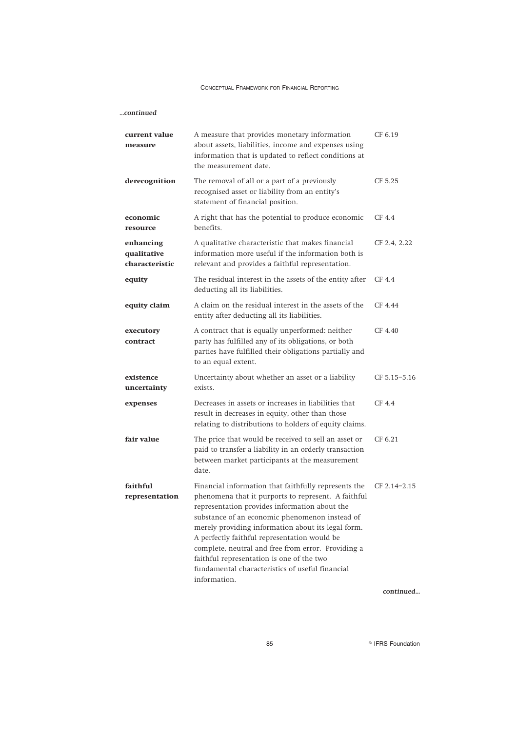*...continued*

| | | |
|---|---|---|
| **current value measure** | A measure that provides monetary information about assets, liabilities, income and expenses using information that is updated to reflect conditions at the measurement date. | CF 6.19 |
| **derecognition** | The removal of all or a part of a previously recognised asset or liability from an entity's statement of financial position. | CF 5.25 |
| **economic resource** | A right that has the potential to produce economic benefits. | CF 4.4 |
| **enhancing qualitative characteristic** | A qualitative characteristic that makes financial information more useful if the information both is relevant and provides a faithful representation. | CF 2.4, 2.22 |
| **equity** | The residual interest in the assets of the entity after deducting all its liabilities. | CF 4.4 |
| **equity claim** | A claim on the residual interest in the assets of the entity after deducting all its liabilities. | CF 4.44 |
| **executory contract** | A contract that is equally unperformed: neither party has fulfilled any of its obligations, or both parties have fulfilled their obligations partially and to an equal extent. | CF 4.40 |
| **existence uncertainty** | Uncertainty about whether an asset or a liability exists. | CF 5.15–5.16 |
| **expenses** | Decreases in assets or increases in liabilities that result in decreases in equity, other than those relating to distributions to holders of equity claims. | CF 4.4 |
| **fair value** | The price that would be received to sell an asset or paid to transfer a liability in an orderly transaction between market participants at the measurement date. | CF 6.21 |
| **faithful representation** | Financial information that faithfully represents the phenomena that it purports to represent. A faithful representation provides information about the substance of an economic phenomenon instead of merely providing information about its legal form. A perfectly faithful representation would be complete, neutral and free from error. Providing a faithful representation is one of the two fundamental characteristics of useful financial information. | CF 2.14–2.15 |

*continued...*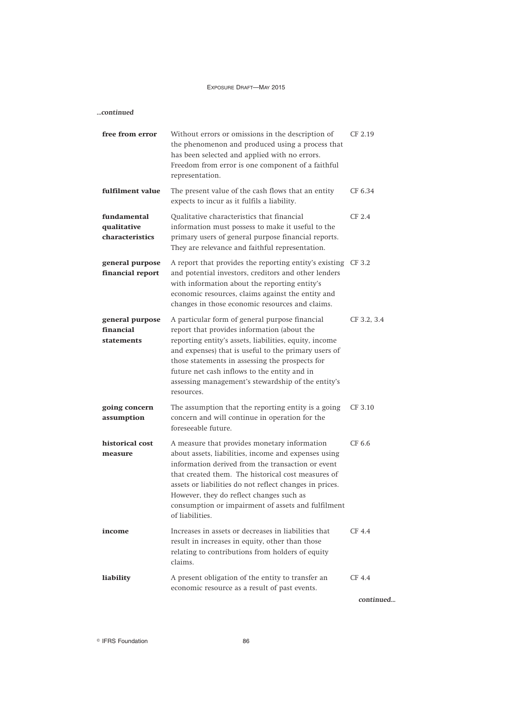*...continued*

| | | |
|---|---|---|
| **free from error** | Without errors or omissions in the description of the phenomenon and produced using a process that has been selected and applied with no errors. Freedom from error is one component of a faithful representation. | CF 2.19 |
| **fulfilment value** | The present value of the cash flows that an entity expects to incur as it fulfils a liability. | CF 6.34 |
| **fundamental qualitative characteristics** | Qualitative characteristics that financial information must possess to make it useful to the primary users of general purpose financial reports. They are relevance and faithful representation. | CF 2.4 |
| **general purpose financial report** | A report that provides the reporting entity's existing and potential investors, creditors and other lenders with information about the reporting entity's economic resources, claims against the entity and changes in those economic resources and claims. | CF 3.2 |
| **general purpose financial statements** | A particular form of general purpose financial report that provides information (about the reporting entity's assets, liabilities, equity, income and expenses) that is useful to the primary users of those statements in assessing the prospects for future net cash inflows to the entity and in assessing management's stewardship of the entity's resources. | CF 3.2, 3.4 |
| **going concern assumption** | The assumption that the reporting entity is a going concern and will continue in operation for the foreseeable future. | CF 3.10 |
| **historical cost measure** | A measure that provides monetary information about assets, liabilities, income and expenses using information derived from the transaction or event that created them. The historical cost measures of assets or liabilities do not reflect changes in prices. However, they do reflect changes such as consumption or impairment of assets and fulfilment of liabilities. | CF 6.6 |
| **income** | Increases in assets or decreases in liabilities that result in increases in equity, other than those relating to contributions from holders of equity claims. | CF 4.4 |
| **liability** | A present obligation of the entity to transfer an economic resource as a result of past events. | CF 4.4 |

*continued...*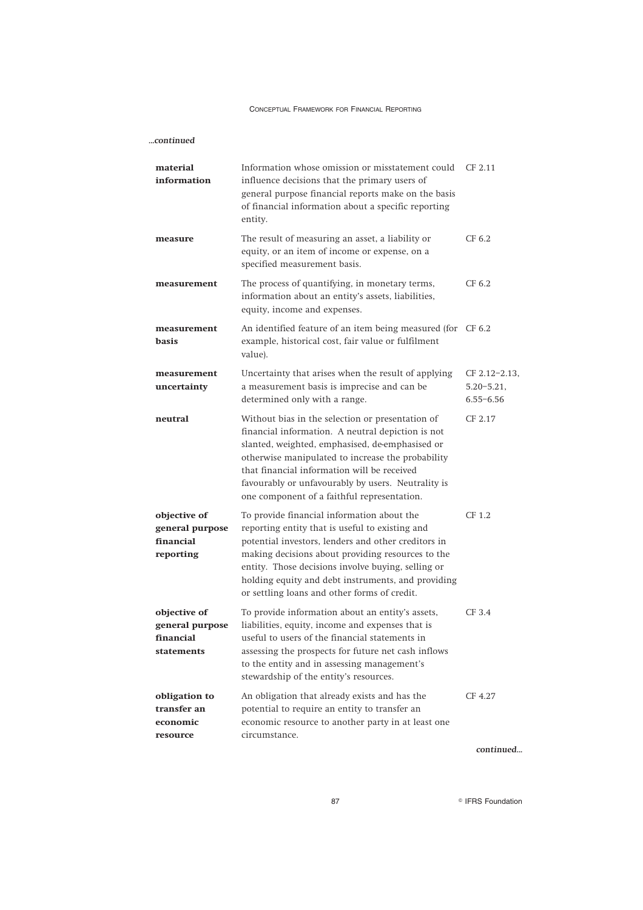*...continued*

| | | |
|---|---|---|
| **material information** | Information whose omission or misstatement could influence decisions that the primary users of general purpose financial reports make on the basis of financial information about a specific reporting entity. | CF 2.11 |
| **measure** | The result of measuring an asset, a liability or equity, or an item of income or expense, on a specified measurement basis. | CF 6.2 |
| **measurement** | The process of quantifying, in monetary terms, information about an entity's assets, liabilities, equity, income and expenses. | CF 6.2 |
| **measurement basis** | An identified feature of an item being measured (for example, historical cost, fair value or fulfilment value). | CF 6.2 |
| **measurement uncertainty** | Uncertainty that arises when the result of applying a measurement basis is imprecise and can be determined only with a range. | CF 2.12–2.13, 5.20–5.21, 6.55–6.56 |
| **neutral** | Without bias in the selection or presentation of financial information. A neutral depiction is not slanted, weighted, emphasised, de-emphasised or otherwise manipulated to increase the probability that financial information will be received favourably or unfavourably by users. Neutrality is one component of a faithful representation. | CF 2.17 |
| **objective of general purpose financial reporting** | To provide financial information about the reporting entity that is useful to existing and potential investors, lenders and other creditors in making decisions about providing resources to the entity. Those decisions involve buying, selling or holding equity and debt instruments, and providing or settling loans and other forms of credit. | CF 1.2 |
| **objective of general purpose financial statements** | To provide information about an entity's assets, liabilities, equity, income and expenses that is useful to users of the financial statements in assessing the prospects for future net cash inflows to the entity and in assessing management's stewardship of the entity's resources. | CF 3.4 |
| **obligation to transfer an economic resource** | An obligation that already exists and has the potential to require an entity to transfer an economic resource to another party in at least one circumstance. | CF 4.27 |

*continued...*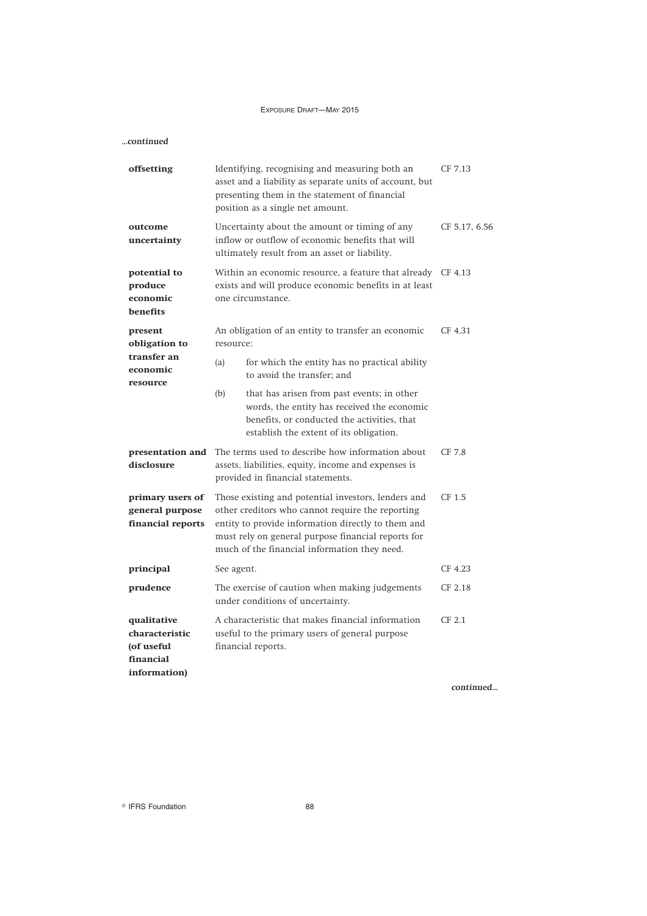*...continued*

| | | |
|---|---|---|
| **offsetting** | Identifying, recognising and measuring both an asset and a liability as separate units of account, but presenting them in the statement of financial position as a single net amount. | CF 7.13 |
| **outcome uncertainty** | Uncertainty about the amount or timing of any inflow or outflow of economic benefits that will ultimately result from an asset or liability. | CF 5.17, 6.56 |
| **potential to produce economic benefits** | Within an economic resource, a feature that already exists and will produce economic benefits in at least one circumstance. | CF 4.13 |
| **present obligation to transfer an economic resource** | An obligation of an entity to transfer an economic resource:<br>(a) for which the entity has no practical ability to avoid the transfer; and<br>(b) that has arisen from past events; in other words, the entity has received the economic benefits, or conducted the activities, that establish the extent of its obligation. | CF 4.31 |
| **presentation and disclosure** | The terms used to describe how information about assets, liabilities, equity, income and expenses is provided in financial statements. | CF 7.8 |
| **primary users of general purpose financial reports** | Those existing and potential investors, lenders and other creditors who cannot require the reporting entity to provide information directly to them and must rely on general purpose financial reports for much of the financial information they need. | CF 1.5 |
| **principal** | See agent. | CF 4.23 |
| **prudence** | The exercise of caution when making judgements under conditions of uncertainty. | CF 2.18 |
| **qualitative characteristic (of useful financial information)** | A characteristic that makes financial information useful to the primary users of general purpose financial reports. | CF 2.1 |

*continued...*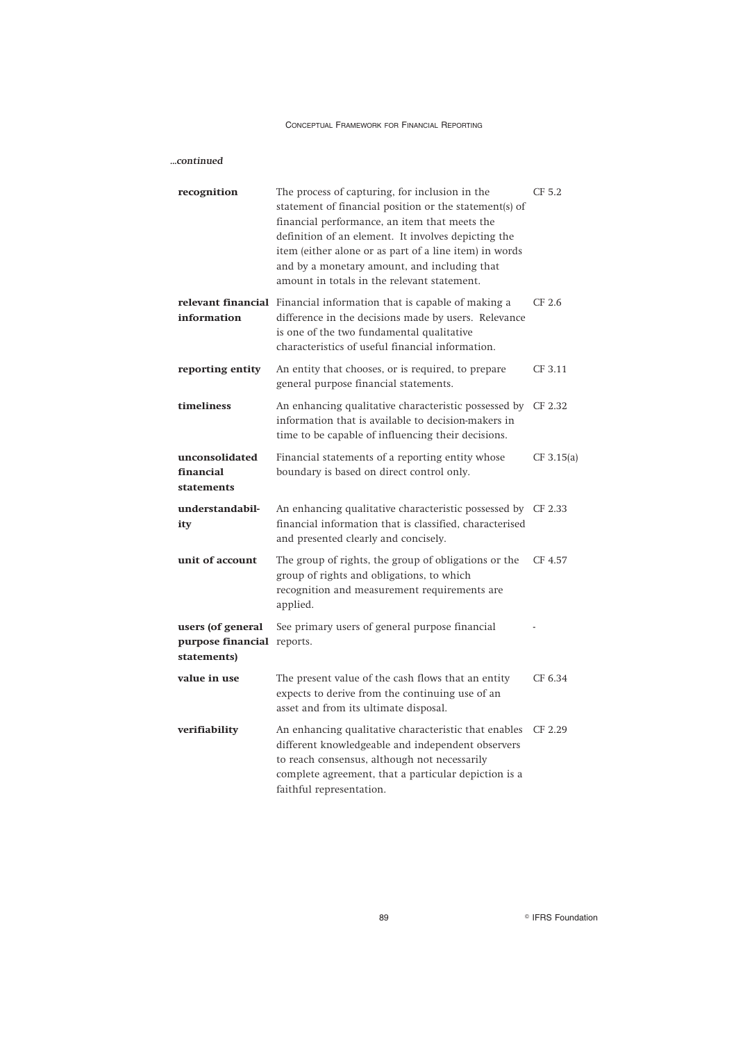*...continued*

| | | |
|---|---|---|
| **recognition** | The process of capturing, for inclusion in the statement of financial position or the statement(s) of financial performance, an item that meets the definition of an element. It involves depicting the item (either alone or as part of a line item) in words and by a monetary amount, and including that amount in totals in the relevant statement. | CF 5.2 |
| **relevant financial information** | Financial information that is capable of making a difference in the decisions made by users. Relevance is one of the two fundamental qualitative characteristics of useful financial information. | CF 2.6 |
| **reporting entity** | An entity that chooses, or is required, to prepare general purpose financial statements. | CF 3.11 |
| **timeliness** | An enhancing qualitative characteristic possessed by information that is available to decision-makers in time to be capable of influencing their decisions. | CF 2.32 |
| **unconsolidated financial statements** | Financial statements of a reporting entity whose boundary is based on direct control only. | CF 3.15(a) |
| **understandability** | An enhancing qualitative characteristic possessed by financial information that is classified, characterised and presented clearly and concisely. | CF 2.33 |
| **unit of account** | The group of rights, the group of obligations or the group of rights and obligations, to which recognition and measurement requirements are applied. | CF 4.57 |
| **users (of general purpose financial statements)** | See primary users of general purpose financial reports. | - |
| **value in use** | The present value of the cash flows that an entity expects to derive from the continuing use of an asset and from its ultimate disposal. | CF 6.34 |
| **verifiability** | An enhancing qualitative characteristic that enables different knowledgeable and independent observers to reach consensus, although not necessarily complete agreement, that a particular depiction is a faithful representation. | CF 2.29 |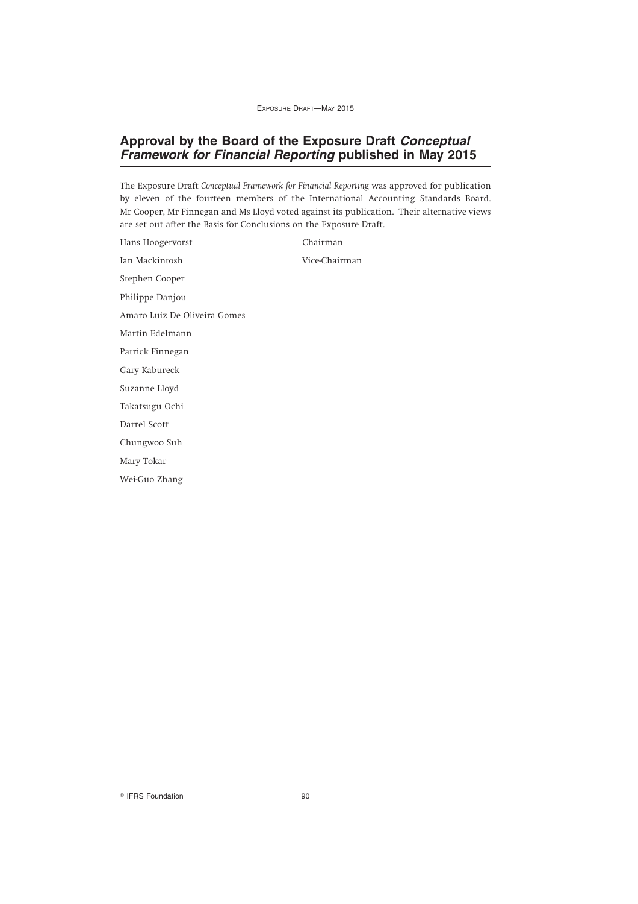## Approval by the Board of the Exposure Draft *Conceptual Framework for Financial Reporting* published in May 2015

The Exposure Draft *Conceptual Framework for Financial Reporting* was approved for publication by eleven of the fourteen members of the International Accounting Standards Board. Mr Cooper, Mr Finnegan and Ms Lloyd voted against its publication. Their alternative views are set out after the Basis for Conclusions on the Exposure Draft.

| | |
|---|---|
| Hans Hoogervorst | Chairman |
| Ian Mackintosh | Vice-Chairman |
| Stephen Cooper | |
| Philippe Danjou | |
| Amaro Luiz De Oliveira Gomes | |
| Martin Edelmann | |
| Patrick Finnegan | |
| Gary Kabureck | |
| Suzanne Lloyd | |
| Takatsugu Ochi | |
| Darrel Scott | |
| Chungwoo Suh | |
| Mary Tokar | |
| Wei-Guo Zhang | |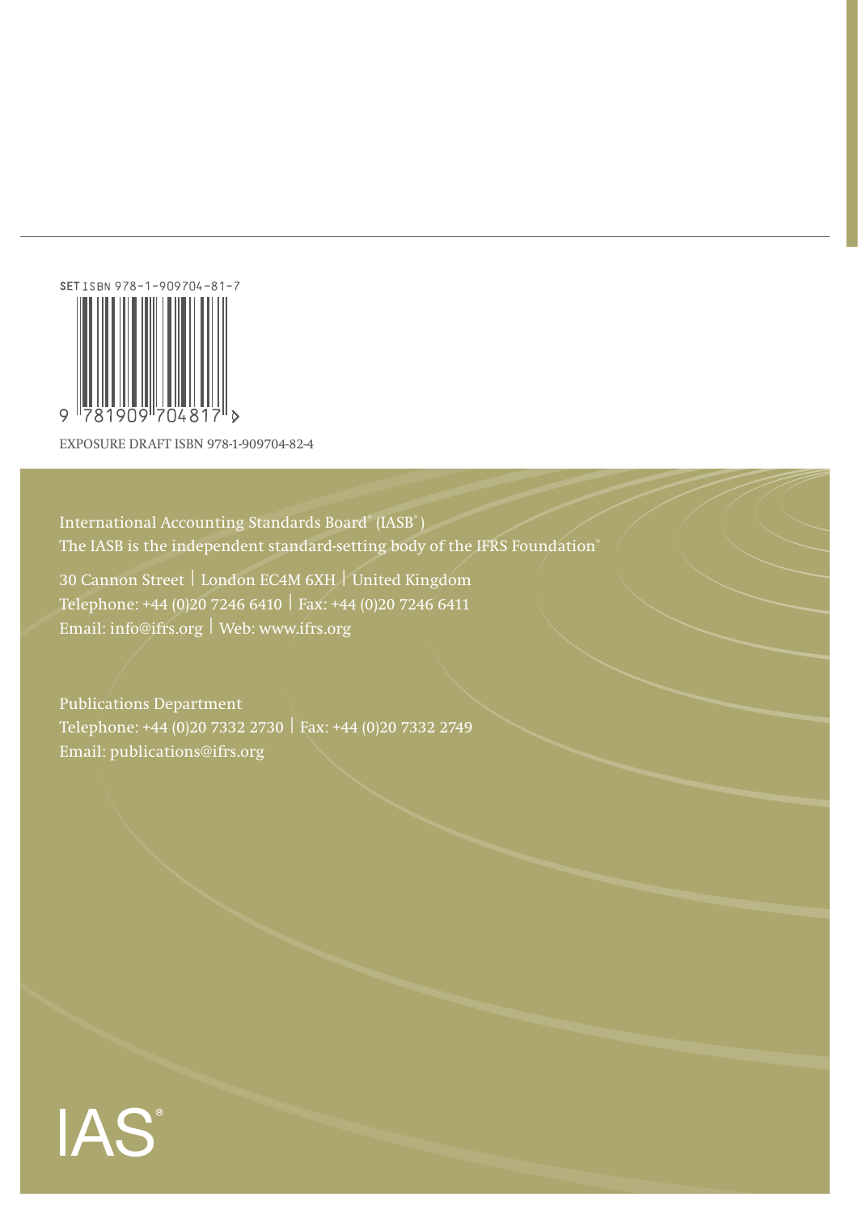SET ISBN 978-1-909704-81-7

9 781909 704817

EXPOSURE DRAFT ISBN 978-1-909704-82-4

International Accounting Standards Board® (IASB®)
The IASB is the independent standard-setting body of the IFRS Foundation®

30 Cannon Street | London EC4M 6XH | United Kingdom
Telephone: +44 (0)20 7246 6410 | Fax: +44 (0)20 7246 6411
Email: info@ifrs.org | Web: www.ifrs.org

Publications Department
Telephone: +44 (0)20 7332 2730 | Fax: +44 (0)20 7332 2749
Email: publications@ifrs.org

IAS®